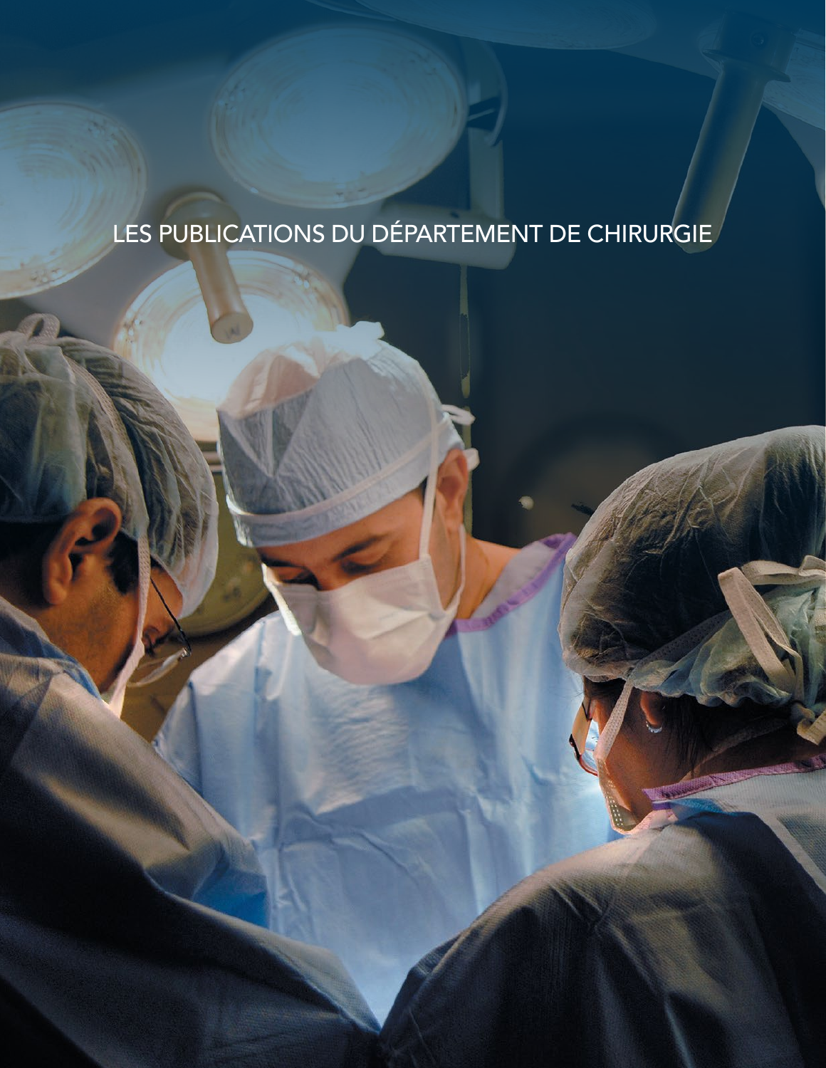# LES PUBLICATIONS DU DÉPARTEMENT DE CHIRURGIE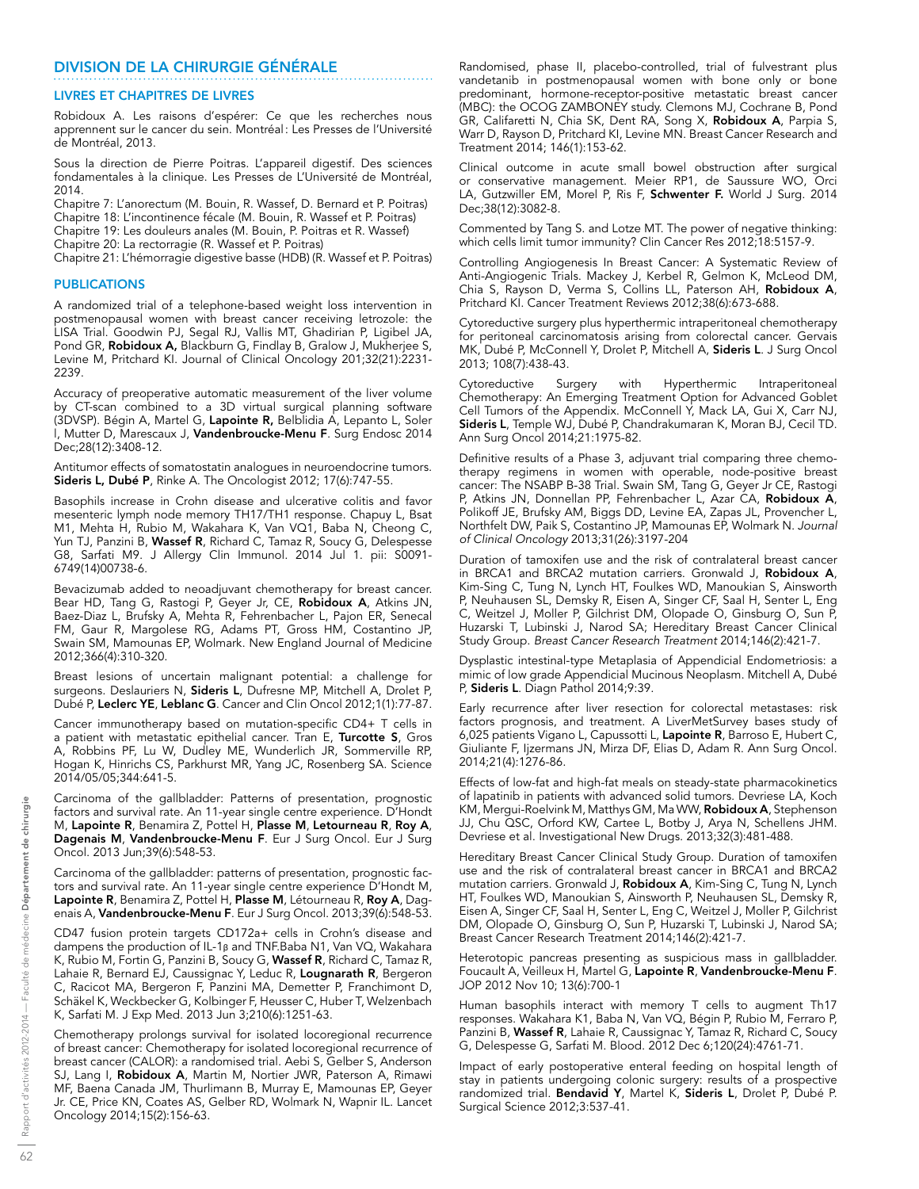## DIVISION DE LA CHIRURGIE GÉNÉRALE

### LIVRES ET CHAPITRES DE LIVRES

Robidoux A. Les raisons d'espérer: Ce que les recherches nous apprennent sur le cancer du sein. Montréal : Les Presses de l'Université de Montréal, 2013.

Sous la direction de Pierre Poitras. L'appareil digestif. Des sciences fondamentales à la clinique. Les Presses de L'Université de Montréal, 2014.
Chapitre 7: L'anorectum (M. Bouin, R. Wassef, D. Bernard et P. Poitras)
Chapitre 18: L'incontinence fécale (M. Bouin, R. Wassef et P. Poitras)
Chapitre 19: Les douleurs anales (M. Bouin, P. Poitras et R. Wassef)
Chapitre 20: La rectorragie (R. Wassef et P. Poitras)
Chapitre 21: L'hémorragie digestive basse (HDB) (R. Wassef et P. Poitras)

### PUBLICATIONS

A randomized trial of a telephone-based weight loss intervention in postmenopausal women with breast cancer receiving letrozole: the LISA Trial. Goodwin PJ, Segal RJ, Vallis MT, Ghadirian P, Ligibel JA, Pond GR, **Robidoux A,** Blackburn G, Findlay B, Gralow J, Mukherjee S, Levine M, Pritchard KI. Journal of Clinical Oncology 201;32(21):2231-2239.

Accuracy of preoperative automatic measurement of the liver volume by CT-scan combined to a 3D virtual surgical planning software (3DVSP). Bégin A, Martel G, **Lapointe R,** Belblidia A, Lepanto L, Soler I, Mutter D, Marescaux J, **Vandenbroucke-Menu F**. Surg Endosc 2014 Dec;28(12):3408-12.

Antitumor effects of somatostatin analogues in neuroendocrine tumors. **Sideris L, Dubé P**, Rinke A. The Oncologist 2012; 17(6):747-55.

Basophils increase in Crohn disease and ulcerative colitis and favor mesenteric lymph node memory TH17/TH1 response. Chapuy L, Bsat M1, Mehta H, Rubio M, Wakahara K, Van VQ1, Baba N, Cheong C, Yun TJ, Panzini B, **Wassef R**, Richard C, Tamaz R, Soucy G, Delespesse G8, Sarfati M9. J Allergy Clin Immunol. 2014 Jul 1. pii: S0091-6749(14)00738-6.

Bevacizumab added to neoadjuvant chemotherapy for breast cancer. Bear HD, Tang G, Rastogi P, Geyer Jr, CE, **Robidoux A**, Atkins JN, Baez-Diaz L, Brufsky A, Mehta R, Fehrenbacher L, Pajon ER, Senecal FM, Gaur R, Margolese RG, Adams PT, Gross HM, Costantino JP, Swain SM, Mamounas EP, Wolmark. New England Journal of Medicine 2012;366(4):310-320.

Breast lesions of uncertain malignant potential: a challenge for surgeons. Deslauriers N, **Sideris L**, Dufresne MP, Mitchell A, Drolet P, Dubé P, **Leclerc YE**, **Leblanc G**. Cancer and Clin Oncol 2012;1(1):77-87.

Cancer immunotherapy based on mutation-specific CD4+ T cells in a patient with metastatic epithelial cancer. Tran E, **Turcotte S**, Gros A, Robbins PF, Lu W, Dudley ME, Wunderlich JR, Sommerville RP, Hogan K, Hinrichs CS, Parkhurst MR, Yang JC, Rosenberg SA. Science 2014/05/05;344:641-5.

Carcinoma of the gallbladder: Patterns of presentation, prognostic factors and survival rate. An 11-year single centre experience. D'Hondt M, **Lapointe R**, Benamira Z, Pottel H, **Plasse M**, **Letourneau R**, **Roy A**, **Dagenais M**, **Vandenbroucke-Menu F**. Eur J Surg Oncol. Eur J Surg Oncol. 2013 Jun;39(6):548-53.

Carcinoma of the gallbladder: patterns of presentation, prognostic factors and survival rate. An 11-year single centre experience D'Hondt M, **Lapointe R**, Benamira Z, Pottel H, **Plasse M**, Létourneau R, **Roy A**, Dagenais A, **Vandenbroucke-Menu F**. Eur J Surg Oncol. 2013;39(6):548-53.

CD47 fusion protein targets CD172a+ cells in Crohn's disease and dampens the production of IL-1β and TNF.Baba N1, Van VQ, Wakahara K, Rubio M, Fortin G, Panzini B, Soucy G, **Wassef R**, Richard C, Tamaz R, Lahaie R, Bernard EJ, Caussignac Y, Leduc R, **Lougnarath R**, Bergeron C, Racicot MA, Bergeron F, Panzini MA, Demetter P, Franchimont D, Schäkel K, Weckbecker G, Kolbinger F, Heusser C, Huber T, Welzenbach K, Sarfati M. J Exp Med. 2013 Jun 3;210(6):1251-63.

Chemotherapy prolongs survival for isolated locoregional recurrence of breast cancer: Chemotherapy for isolated locoregional recurrence of breast cancer (CALOR): a randomised trial. Aebi S, Gelber S, Anderson SJ, Lang I, **Robidoux A**, Martin M, Nortier JWR, Paterson A, Rimawi MF, Baena Canada JM, Thurlimann B, Murray E, Mamounas EP, Geyer Jr. CE, Price KN, Coates AS, Gelber RD, Wolmark N, Wapnir IL. Lancet Oncology 2014;15(2):156-63.

Randomised, phase II, placebo-controlled, trial of fulvestrant plus vandetanib in postmenopausal women with bone only or bone predominant, hormone-receptor-positive metastatic breast cancer (MBC): the OCOG ZAMBONEY study. Clemons MJ, Cochrane B, Pond GR, Califaretti N, Chia SK, Dent RA, Song X, **Robidoux A**, Parpia S, Warr D, Rayson D, Pritchard KI, Levine MN. Breast Cancer Research and Treatment 2014; 146(1):153-62.

Clinical outcome in acute small bowel obstruction after surgical or conservative management. Meier RP1, de Saussure WO, Orci LA, Gutzwiller EM, Morel P, Ris F, **Schwenter F.** World J Surg. 2014 Dec;38(12):3082-8.

Commented by Tang S. and Lotze MT. The power of negative thinking: which cells limit tumor immunity? Clin Cancer Res 2012;18:5157-9.

Controlling Angiogenesis In Breast Cancer: A Systematic Review of Anti-Angiogenic Trials. Mackey J, Kerbel R, Gelmon K, McLeod DM, Chia S, Rayson D, Verma S, Collins LL, Paterson AH, **Robidoux A**, Pritchard KI. Cancer Treatment Reviews 2012;38(6):673-688.

Cytoreductive surgery plus hyperthermic intraperitoneal chemotherapy for peritoneal carcinomatosis arising from colorectal cancer. Gervais MK, Dubé P, McConnell Y, Drolet P, Mitchell A, **Sideris L**. J Surg Oncol 2013; 108(7):438-43.

Cytoreductive Surgery with Hyperthermic Intraperitoneal Chemotherapy: An Emerging Treatment Option for Advanced Goblet Cell Tumors of the Appendix. McConnell Y, Mack LA, Gui X, Carr NJ, **Sideris L**, Temple WJ, Dubé P, Chandrakumaran K, Moran BJ, Cecil TD. Ann Surg Oncol 2014;21:1975-82.

Definitive results of a Phase 3, adjuvant trial comparing three chemotherapy regimens in women with operable, node-positive breast cancer: The NSABP B-38 Trial. Swain SM, Tang G, Geyer Jr CE, Rastogi P, Atkins JN, Donnellan PP, Fehrenbacher L, Azar CA, **Robidoux A**, Polikoff JE, Brufsky AM, Biggs DD, Levine EA, Zapas JL, Provencher L, Northfelt DW, Paik S, Costantino JP, Mamounas EP, Wolmark N. *Journal of Clinical Oncology* 2013;31(26):3197-204

Duration of tamoxifen use and the risk of contralateral breast cancer in BRCA1 and BRCA2 mutation carriers. Gronwald J, **Robidoux A**, Kim-Sing C, Tung N, Lynch HT, Foulkes WD, Manoukian S, Ainsworth P, Neuhausen SL, Demsky R, Eisen A, Singer CF, Saal H, Senter L, Eng C, Weitzel J, Moller P, Gilchrist DM, Olopade O, Ginsburg O, Sun P, Huzarski T, Lubinski J, Narod SA; Hereditary Breast Cancer Clinical Study Group. *Breast Cancer Research Treatment* 2014;146(2):421-7.

Dysplastic intestinal-type Metaplasia of Appendicial Endometriosis: a mimic of low grade Appendicial Mucinous Neoplasm. Mitchell A, Dubé P, **Sideris L**. Diagn Pathol 2014;9:39.

Early recurrence after liver resection for colorectal metastases: risk factors prognosis, and treatment. A LiverMetSurvey bases study of 6,025 patients Vigano L, Capussotti L, **Lapointe R**, Barroso E, Hubert C, Giuliante F, Ijzermans JN, Mirza DF, Elias D, Adam R. Ann Surg Oncol. 2014;21(4):1276-86.

Effects of low-fat and high-fat meals on steady-state pharmacokinetics of lapatinib in patients with advanced solid tumors. Devriese LA, Koch KM, Mergui-Roelvink M, Matthys GM, Ma WW, **Robidoux A**, Stephenson JJ, Chu QSC, Orford KW, Cartee L, Botby J, Arya N, Schellens JHM. Devriese et al. Investigational New Drugs. 2013;32(3):481-488.

Hereditary Breast Cancer Clinical Study Group. Duration of tamoxifen use and the risk of contralateral breast cancer in BRCA1 and BRCA2 mutation carriers. Gronwald J, **Robidoux A**, Kim-Sing C, Tung N, Lynch HT, Foulkes WD, Manoukian S, Ainsworth P, Neuhausen SL, Demsky R, Eisen A, Singer CF, Saal H, Senter L, Eng C, Weitzel J, Moller P, Gilchrist DM, Olopade O, Ginsburg O, Sun P, Huzarski T, Lubinski J, Narod SA; Breast Cancer Research Treatment 2014;146(2):421-7.

Heterotopic pancreas presenting as suspicious mass in gallbladder. Foucault A, Veilleux H, Martel G, **Lapointe R**, **Vandenbroucke-Menu F**. JOP 2012 Nov 10; 13(6):700-1

Human basophils interact with memory T cells to augment Th17 responses. Wakahara K1, Baba N, Van VQ, Bégin P, Rubio M, Ferraro P, Panzini B, **Wassef R**, Lahaie R, Caussignac Y, Tamaz R, Richard C, Soucy G, Delespesse G, Sarfati M. Blood. 2012 Dec 6;120(24):4761-71.

Impact of early postoperative enteral feeding on hospital length of stay in patients undergoing colonic surgery: results of a prospective randomized trial. **Bendavid Y**, Martel K, **Sideris L**, Drolet P, Dubé P. Surgical Science 2012;3:537-41.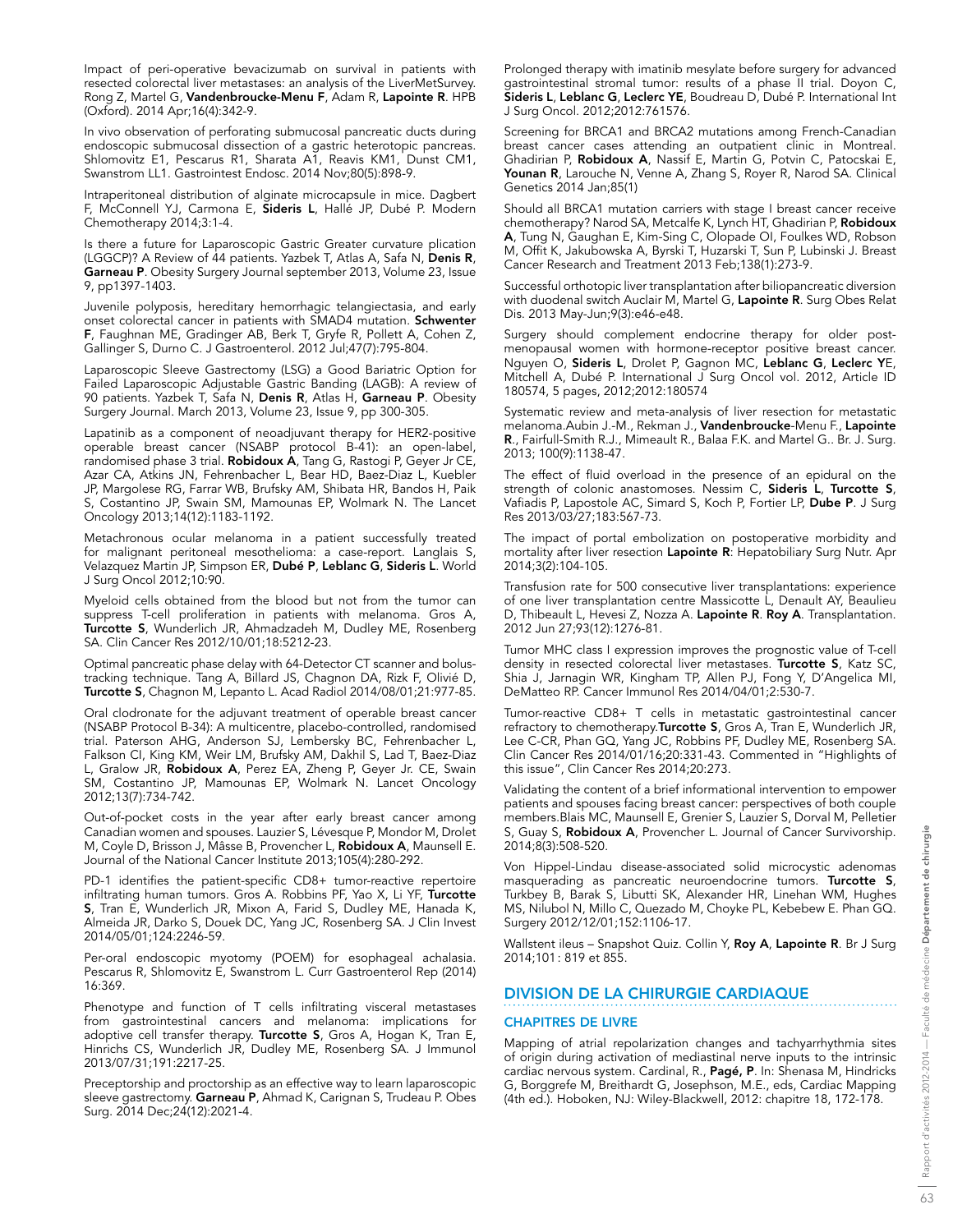Impact of peri-operative bevacizumab on survival in patients with resected colorectal liver metastases: an analysis of the LiverMetSurvey. Rong Z, Martel G, **Vandenbroucke-Menu F**, Adam R, **Lapointe R**. HPB (Oxford). 2014 Apr;16(4):342-9.

In vivo observation of perforating submucosal pancreatic ducts during endoscopic submucosal dissection of a gastric heterotopic pancreas. Shlomovitz E1, Pescarus R1, Sharata A1, Reavis KM1, Dunst CM1, Swanstrom LL1. Gastrointest Endosc. 2014 Nov;80(5):898-9.

Intraperitoneal distribution of alginate microcapsule in mice. Dagbert F, McConnell YJ, Carmona E, **Sideris L**, Hallé JP, Dubé P. Modern Chemotherapy 2014;3:1-4.

Is there a future for Laparoscopic Gastric Greater curvature plication (LGGCP)? A Review of 44 patients. Yazbek T, Atlas A, Safa N, **Denis R**, **Garneau P**. Obesity Surgery Journal september 2013, Volume 23, Issue 9, pp1397-1403.

Juvenile polyposis, hereditary hemorrhagic telangiectasia, and early onset colorectal cancer in patients with SMAD4 mutation. **Schwenter F**, Faughnan ME, Gradinger AB, Berk T, Gryfe R, Pollett A, Cohen Z, Gallinger S, Durno C. J Gastroenterol. 2012 Jul;47(7):795-804.

Laparoscopic Sleeve Gastrectomy (LSG) a Good Bariatric Option for Failed Laparoscopic Adjustable Gastric Banding (LAGB): A review of 90 patients. Yazbek T, Safa N, **Denis R**, Atlas H, **Garneau P**. Obesity Surgery Journal. March 2013, Volume 23, Issue 9, pp 300-305.

Lapatinib as a component of neoadjuvant therapy for HER2-positive operable breast cancer (NSABP protocol B-41): an open-label, randomised phase 3 trial. **Robidoux A**, Tang G, Rastogi P, Geyer Jr CE, Azar CA, Atkins JN, Fehrenbacher L, Bear HD, Baez-Diaz L, Kuebler JP, Margolese RG, Farrar WB, Brufsky AM, Shibata HR, Bandos H, Paik S, Costantino JP, Swain SM, Mamounas EP, Wolmark N. The Lancet Oncology 2013;14(12):1183-1192.

Metachronous ocular melanoma in a patient successfully treated for malignant peritoneal mesothelioma: a case-report. Langlais S, Velazquez Martin JP, Simpson ER, **Dubé P**, **Leblanc G**, **Sideris L**. World J Surg Oncol 2012;10:90.

Myeloid cells obtained from the blood but not from the tumor can suppress T-cell proliferation in patients with melanoma. Gros A, **Turcotte S**, Wunderlich JR, Ahmadzadeh M, Dudley ME, Rosenberg SA. Clin Cancer Res 2012/10/01;18:5212-23.

Optimal pancreatic phase delay with 64-Detector CT scanner and bolus-tracking technique. Tang A, Billard JS, Chagnon DA, Rizk F, Olivié D, **Turcotte S**, Chagnon M, Lepanto L. Acad Radiol 2014/08/01;21:977-85.

Oral clodronate for the adjuvant treatment of operable breast cancer (NSABP Protocol B-34): A multicentre, placebo-controlled, randomised trial. Paterson AHG, Anderson SJ, Lembersky BC, Fehrenbacher L, Falkson CI, King KM, Weir LM, Brufsky AM, Dakhil S, Lad T, Baez-Diaz L, Gralow JR, **Robidoux A**, Perez EA, Zheng P, Geyer Jr. CE, Swain SM, Costantino JP, Mamounas EP, Wolmark N. Lancet Oncology 2012;13(7):734-742.

Out-of-pocket costs in the year after early breast cancer among Canadian women and spouses. Lauzier S, Lévesque P, Mondor M, Drolet M, Coyle D, Brisson J, Mâsse B, Provencher L, **Robidoux A**, Maunsell E. Journal of the National Cancer Institute 2013;105(4):280-292.

PD-1 identifies the patient-specific CD8+ tumor-reactive repertoire infiltrating human tumors. Gros A. Robbins PF, Yao X, Li YF, **Turcotte S**, Tran E, Wunderlich JR, Mixon A, Farid S, Dudley ME, Hanada K, Almeida JR, Darko S, Douek DC, Yang JC, Rosenberg SA. J Clin Invest 2014/05/01;124:2246-59.

Per-oral endoscopic myotomy (POEM) for esophageal achalasia. Pescarus R, Shlomovitz E, Swanstrom L. Curr Gastroenterol Rep (2014) 16:369.

Phenotype and function of T cells infiltrating visceral metastases from gastrointestinal cancers and melanoma: implications for adoptive cell transfer therapy. **Turcotte S**, Gros A, Hogan K, Tran E, Hinrichs CS, Wunderlich JR, Dudley ME, Rosenberg SA. J Immunol 2013/07/31;191:2217-25.

Preceptorship and proctorship as an effective way to learn laparoscopic sleeve gastrectomy. **Garneau P**, Ahmad K, Carignan S, Trudeau P. Obes Surg. 2014 Dec;24(12):2021-4.

Prolonged therapy with imatinib mesylate before surgery for advanced gastrointestinal stromal tumor: results of a phase II trial. Doyon C, **Sideris L**, **Leblanc G**, **Leclerc YE**, Boudreau D, Dubé P. International Int J Surg Oncol. 2012;2012:761576.

Screening for BRCA1 and BRCA2 mutations among French-Canadian breast cancer cases attending an outpatient clinic in Montreal. Ghadirian P, **Robidoux A**, Nassif E, Martin G, Potvin C, Patocskai E, **Younan R**, Larouche N, Venne A, Zhang S, Royer R, Narod SA. Clinical Genetics 2014 Jan;85(1)

Should all BRCA1 mutation carriers with stage I breast cancer receive chemotherapy? Narod SA, Metcalfe K, Lynch HT, Ghadirian P, **Robidoux A**, Tung N, Gaughan E, Kim-Sing C, Olopade OI, Foulkes WD, Robson M, Offit K, Jakubowska A, Byrski T, Huzarski T, Sun P, Lubinski J. Breast Cancer Research and Treatment 2013 Feb;138(1):273-9.

Successful orthotopic liver transplantation after biliopancreatic diversion with duodenal switch Auclair M, Martel G, **Lapointe R**. Surg Obes Relat Dis. 2013 May-Jun;9(3):e46-e48.

Surgery should complement endocrine therapy for older post-menopausal women with hormone-receptor positive breast cancer. Nguyen O, **Sideris L**, Drolet P, Gagnon MC, **Leblanc G**, **Leclerc YE**, Mitchell A, Dubé P. International J Surg Oncol vol. 2012, Article ID 180574, 5 pages, 2012;2012:180574

Systematic review and meta-analysis of liver resection for metastatic melanoma.Aubin J.-M., Rekman J., **Vandenbroucke**-Menu F., **Lapointe R**., Fairfull-Smith R.J., Mimeault R., Balaa F.K. and Martel G.. Br. J. Surg. 2013; 100(9):1138-47.

The effect of fluid overload in the presence of an epidural on the strength of colonic anastomoses. Nessim C, **Sideris L**, **Turcotte S**, Vafiadis P, Lapostole AC, Simard S, Koch P, Fortier LP, **Dube P**. J Surg Res 2013/03/27;183:567-73.

The impact of portal embolization on postoperative morbidity and mortality after liver resection **Lapointe R**: Hepatobiliary Surg Nutr. Apr 2014;3(2):104-105.

Transfusion rate for 500 consecutive liver transplantations: experience of one liver transplantation centre Massicotte L, Denault AY, Beaulieu D, Thibeault L, Hevesi Z, Nozza A. **Lapointe R**. **Roy A**. Transplantation. 2012 Jun 27;93(12):1276-81.

Tumor MHC class I expression improves the prognostic value of T-cell density in resected colorectal liver metastases. **Turcotte S**, Katz SC, Shia J, Jarnagin WR, Kingham TP, Allen PJ, Fong Y, D'Angelica MI, DeMatteo RP. Cancer Immunol Res 2014/04/01;2:530-7.

Tumor-reactive CD8+ T cells in metastatic gastrointestinal cancer refractory to chemotherapy.**Turcotte S**, Gros A, Tran E, Wunderlich JR, Lee C-CR, Phan GQ, Yang JC, Robbins PF, Dudley ME, Rosenberg SA. Clin Cancer Res 2014/01/16;20:331-43. Commented in "Highlights of this issue", Clin Cancer Res 2014;20:273.

Validating the content of a brief informational intervention to empower patients and spouses facing breast cancer: perspectives of both couple members.Blais MC, Maunsell E, Grenier S, Lauzier S, Dorval M, Pelletier S, Guay S, **Robidoux A**, Provencher L. Journal of Cancer Survivorship. 2014;8(3):508-520.

Von Hippel-Lindau disease-associated solid microcystic adenomas masquerading as pancreatic neuroendocrine tumors. **Turcotte S**, Turkbey B, Barak S, Libutti SK, Alexander HR, Linehan WM, Hughes MS, Nilubol N, Millo C, Quezado M, Choyke PL, Kebebew E. Phan GQ. Surgery 2012/12/01;152:1106-17.

Wallstent ileus – Snapshot Quiz. Collin Y, **Roy A**, **Lapointe R**. Br J Surg 2014;101 : 819 et 855.

## DIVISION DE LA CHIRURGIE CARDIAQUE

### CHAPITRES DE LIVRE

Mapping of atrial repolarization changes and tachyarrhythmia sites of origin during activation of mediastinal nerve inputs to the intrinsic cardiac nervous system. Cardinal, R., **Pagé, P**. In: Shenasa M, Hindricks G, Borggrefe M, Breithardt G, Josephson, M.E., eds, Cardiac Mapping (4th ed.). Hoboken, NJ: Wiley-Blackwell, 2012: chapitre 18, 172-178.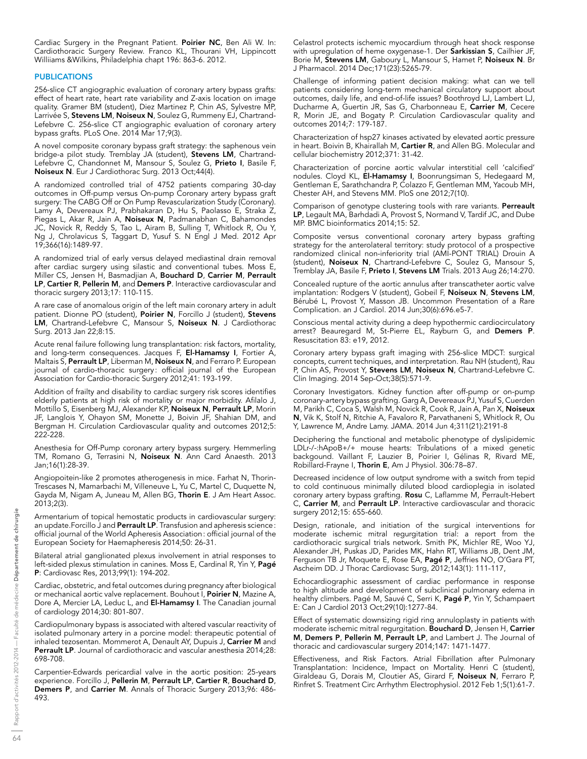Cardiac Surgery in the Pregnant Patient. **Poirier NC**, Ben Ali W. In: Cardiothoracic Surgery Review. Franco KL, Thourani VH, Lippincott Williiams &Wilkins, Philadelphia chapt 196: 863-6. 2012.

## PUBLICATIONS

256-slice CT angiographic evaluation of coronary artery bypass grafts: effect of heart rate, heart rate variability and Z-axis location on image quality. Gramer BM (student), Diez Martinez P, Chin AS, Sylvestre MP, Larrivée S, **Stevens LM**, **Noiseux N**, Soulez G, Rummeny EJ, Chartrand-Lefebvre C. 256-slice CT angiographic evaluation of coronary artery bypass grafts. PLoS One. 2014 Mar 17;9(3).

A novel composite coronary bypass graft strategy: the saphenous vein bridge-a pilot study. Tremblay JA (student), **Stevens LM**, Chartrand-Lefebvre C, Chandonnet M, Mansour S, Soulez G, **Prieto I**, Basile F, **Noiseux N**. Eur J Cardiothorac Surg. 2013 Oct;44(4).

A randomized controlled trial of 4752 patients comparing 30-day outcomes in Off-pump versus On-pump Coronary artery bypass graft surgery: The CABG Off or On Pump Revascularization Study (Coronary). Lamy A, Devereaux PJ, Prabhakaran D, Hu S, Paolasso E, Straka Z, Piegas L, Akar R, Jain A, **Noiseux N**, Padmanabhan C, Bahamondes JC, Novick R, Reddy S, Tao L, Airam B, Sulling T, Whitlock R, Ou Y, Ng J, Chrolavicus S, Taggart D, Yusuf S. N Engl J Med. 2012 Apr 19;366(16):1489-97.

A randomized trial of early versus delayed mediastinal drain removal after cardiac surgery using silastic and conventional tubes. Moss E, Miller CS, Jensen H, Basmadjian A, **Bouchard D**, **Carrier M**, **Perrault LP**, **Cartier R**, **Pellerin M**, and **Demers P**. Interactive cardiovascular and thoracic surgery 2013;17: 110-115.

A rare case of anomalous origin of the left main coronary artery in adult patient. Dionne PO (student), **Poirier N**, Forcillo J (student), **Stevens LM**, Chartrand-Lefebvre C, Mansour S, **Noiseux N**. J Cardiothorac Surg. 2013 Jan 22;8:15.

Acute renal failure following lung transplantation: risk factors, mortality, and long-term consequences. Jacques F, **El-Hamamsy I**, Fortier A, Maltais S, **Perrault LP**, Liberman M, **Noiseux N**, and Ferraro P. European journal of cardio-thoracic surgery : official journal of the European Association for Cardio-thoracic Surgery 2012;41: 193-199.

Addition of frailty and disability to cardiac surgery risk scores identifies elderly patients at high risk of mortality or major morbidity. Afilalo J, Mottillo S, Eisenberg MJ, Alexander KP, **Noiseux N**, **Perrault LP**, Morin JF, Langlois Y, Ohayon SM, Monette J, Boivin JF, Shahian DM, and Bergman H. Circulation Cardiovascular quality and outcomes 2012;5: 222-228.

Anesthesia for Off-Pump coronary artery bypass surgery. Hemmerling TM, Romano G, Terrasini N, **Noiseux N**. Ann Card Anaesth. 2013 Jan;16(1):28-39.

Angiopoietin-like 2 promotes atherogenesis in mice. Farhat N, Thorin-Trescases N, Mamarbachi M, Villeneuve L, Yu C, Martel C, Duquette N, Gayda M, Nigam A, Juneau M, Allen BG, **Thorin E**. J Am Heart Assoc. 2013;2(3).

Armentarium of topical hemostatic products in cardiovascular surgery: an update.Forcillo J and **Perrault LP**. Transfusion and apheresis science : official journal of the World Apheresis Association : official journal of the European Society for Haemapheresis 2014;50: 26-31.

Bilateral atrial ganglionated plexus involvement in atrial responses to left-sided plexus stimulation in canines. Moss E, Cardinal R, Yin Y, **Pagé P**: Cardiovasc Res, 2013;99(1): 194-202.

Cardiac, obstetric, and fetal outcomes during pregnancy after biological or mechanical aortic valve replacement. Bouhout I, **Poirier N**, Mazine A, Dore A, Mercier LA, Leduc L, and **El-Hamamsy I**. The Canadian journal of cardiology 2014;30: 801-807.

Cardiopulmonary bypass is associated with altered vascular reactivity of isolated pulmonary artery in a porcine model: therapeutic potential of inhaled tezosentan. Mommerot A, Denault AY, Dupuis J, **Carrier M** and **Perrault LP**. Journal of cardiothoracic and vascular anesthesia 2014;28: 698-708.

Carpentier-Edwards pericardial valve in the aortic position: 25-years experience. Forcillo J, **Pellerin M**, **Perrault LP**, **Cartier R**, **Bouchard D**, **Demers P**, and **Carrier M**. Annals of Thoracic Surgery 2013;96: 486-493.

Celastrol protects ischemic myocardium through heat shock response with upregulation of heme oxygenase-1. Der **Sarkissian S**, Cailhier JF, Borie M, **Stevens LM**, Gaboury L, Mansour S, Hamet P, **Noiseux N**. Br J Pharmacol. 2014 Dec;171(23):5265-79.

Challenge of informing patient decision making: what can we tell patients considering long-term mechanical circulatory support about outcomes, daily life, and end-of-life issues? Boothroyd LJ, Lambert LJ, Ducharme A, Guertin JR, Sas G, Charbonneau E, **Carrier M**, Cecere R, Morin JE, and Bogaty P. Circulation Cardiovascular quality and outcomes 2014;7: 179-187.

Characterization of hsp27 kinases activated by elevated aortic pressure in heart. Boivin B, Khairallah M, **Cartier R**, and Allen BG. Molecular and cellular biochemistry 2012;371: 31-42.

Characterization of porcine aortic valvular interstitial cell 'calcified' nodules. Cloyd KL, **El-Hamamsy I**, Boonrungsiman S, Hedegaard M, Gentleman E, Sarathchandra P, Colazzo F, Gentleman MM, Yacoub MH, Chester AH, and Stevens MM. PloS one 2012;7(10).

Comparison of genotype clustering tools with rare variants. **Perreault LP**, Legault MA, Barhdadi A, Provost S, Normand V, Tardif JC, and Dube MP. BMC bioinformatics 2014;15: 52.

Composite versus conventional coronary artery bypass grafting strategy for the anterolateral territory: study protocol of a prospective randomized clinical non-inferiority trial (AMI-PONT TRIAL) Drouin A (student), **Noiseux N**, Chartrand-Lefebvre C, Soulez G, Mansour S, Tremblay JA, Basile F, **Prieto I**, **Stevens LM** Trials. 2013 Aug 26;14:270.

Concealed rupture of the aortic annulus after transcatheter aortic valve implantation: Rodgers V (student), Gobeil F, **Noiseux N**, **Stevens LM**, Bérubé L, Provost Y, Masson JB. Uncommon Presentation of a Rare Complication. an J Cardiol. 2014 Jun;30(6):696.e5-7.

Conscious mental activity during a deep hypothermic cardiocirculatory arrest? Beauregard M, St-Pierre EL, Rayburn G, and **Demers P**. Resuscitation 83: e19, 2012.

Coronary artery bypass graft imaging with 256-slice MDCT: surgical concepts, current techniques, and interpretation. Rau NH (student), Rau P, Chin AS, Provost Y, **Noiseux N**, Chartrand-Lefebvre C. Clin Imaging. 2014 Sep-Oct;38(5):571-9.

Coronary Investigators. Kidney function after off-pump or on-pump coronary-artery bypass grafting. Garg A, Devereaux PJ, Yusuf S, Cuerden M, Parikh C, Coca S, Walsh M, Novick R, Cook R, Jain A, Pan X, **Noiseux N**, Vik K, Stolf N, Ritchie A, Favaloro R, Parvathaneni S, Whitlock R, Ou Y, Lawrence M, Andre Lamy. JAMA. 2014 Jun 4;311(21):2191-8

Deciphering the functional and metabolic phenotype of dyslipidemic LDLr-/-:hApoB+/+ mouse hearts: Tribulations of a mixed genetic backgound. Vaillant F, Lauzier B, Poirier I, Gélinas R, Rivard ME, Robillard-Frayne I, **Thorin E**, Am J Physiol. 306:78–87.

Decreased incidence of low output syndrome with a switch from tepid to cold continuous minimally diluted blood cardioplegia in isolated coronary artery bypass grafting. **Rosu** C, Laflamme M, Perrault-Hebert C, **Carrier M**, and **Perrault LP**. Interactive cardiovascular and thoracic surgery 2012;15: 655-660.

Design, rationale, and initiation of the surgical interventions for moderate ischemic mitral regurgitation trial: a report from the cardiothoracic surgical trials network. Smith PK, Michler RE, Woo YJ, Alexander JH, Puskas JD, Parides MK, Hahn RT, Williams JB, Dent JM, Ferguson TB Jr, Moquete E, Rose EA, **Pagé P**, Jeffries NO, O'Gara PT, Ascheim DD. J Thorac Cardiovasc Surg, 2012;143(1): 111-117,

Echocardiographic assessment of cardiac performance in response to high altitude and development of subclinical pulmonary edema in healthy climbers. Pagé M, Sauvé C, Serri K, **Pagé P**, Yin Y, Schampaert E: Can J Cardiol 2013 Oct;29(10):1277-84.

Effect of systematic downsizing rigid ring annuloplasty in patients with moderate ischemic mitral regurgitation. **Bouchard D**, Jensen H, **Carrier M**, **Demers P**, **Pellerin M**, **Perrault LP**, and Lambert J. The Journal of thoracic and cardiovascular surgery 2014;147: 1471-1477.

Effectiveness, and Risk Factors. Atrial Fibrillation after Pulmonary Transplantation: Incidence, Impact on Mortality. Henri C (student), Giraldeau G, Dorais M, Cloutier AS, Girard F, **Noiseux N**, Ferraro P, Rinfret S. Treatment Circ Arrhythm Electrophysiol. 2012 Feb 1;5(1):61-7.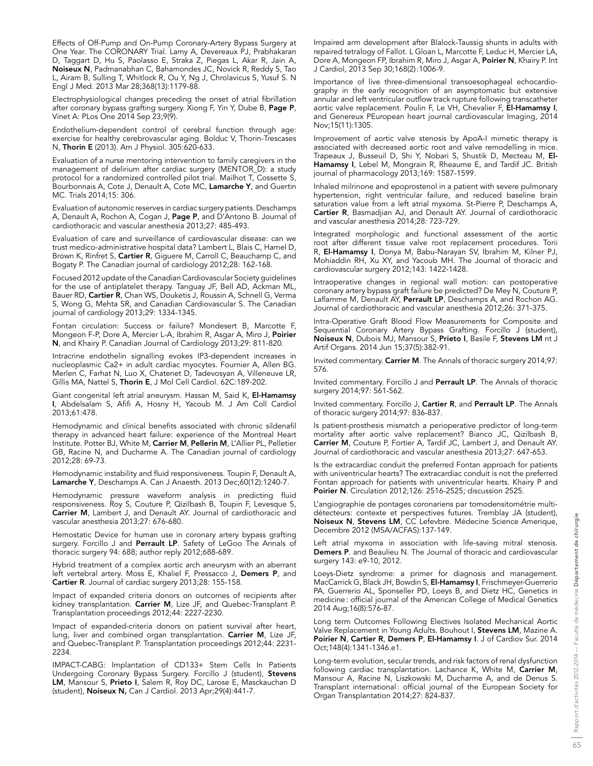Effects of Off-Pump and On-Pump Coronary-Artery Bypass Surgery at One Year. The CORONARY Trial. Lamy A, Devereaux PJ, Prabhakaran D, Taggart D, Hu S, Paolasso E, Straka Z, Piegas L, Akar R, Jain A, **Noiseux N**, Padmanabhan C, Bahamondes JC, Novick R, Reddy S, Tao L, Airam B, Sulling T, Whitlock R, Ou Y, Ng J, Chrolavicus S, Yusuf S. N Engl J Med. 2013 Mar 28;368(13):1179-88.

Electrophysiological changes preceding the onset of atrial fibrillation after coronary bypass grafting surgery. Xiong F, Yin Y, Dube B, **Page P**, Vinet A: PLos One 2014 Sep 23;9(9).

Endothelium-dependent control of cerebral function through age: exercise for healthy cerebrovascular aging. Bolduc V, Thorin-Trescases N, **Thorin E** (2013). Am J Physiol. 305:620-633.

Evaluation of a nurse mentoring intervention to family caregivers in the management of delirium after cardiac surgery (MENTOR_D): a study protocol for a randomized controlled pilot trial. Mailhot T, Cossette S, Bourbonnais A, Cote J, Denault A, Cote MC, **Lamarche Y**, and Guertin MC. Trials 2014;15: 306.

Evaluation of autonomic reserves in cardiac surgery patients. Deschamps A, Denault A, Rochon A, Cogan J, **Page P**, and D'Antono B. Journal of cardiothoracic and vascular anesthesia 2013;27: 485-493.

Evaluation of care and surveillance of cardiovascular disease: can we trust medico-administrative hospital data? Lambert L, Blais C, Hamel D, Brown K, Rinfret S, **Cartier R**, Giguere M, Carroll C, Beauchamp C, and Bogaty P. The Canadian journal of cardiology 2012;28: 162-168.

Focused 2012 update of the Canadian Cardiovascular Society guidelines for the use of antiplatelet therapy. Tanguay JF, Bell AD, Ackman ML, Bauer RD, **Cartier R**, Chan WS, Douketis J, Roussin A, Schnell G, Verma S, Wong G, Mehta SR, and Canadian Cardiovascular S. The Canadian journal of cardiology 2013;29: 1334-1345.

Fontan circulation: Success or failure? Mondesert B, Marcotte F, Mongeon F-P, Dore A, Mercier L-A, Ibrahim R, Asgar A, Miro J, **Poirier N**, and Khairy P. Canadian Journal of Cardiology 2013;29: 811-820.

Intracrine endothelin signalling evokes IP3-dependent increases in nucleoplasmic Ca2+ in adult cardiac myocytes. Fournier A, Allen BG. Merlen C, Farhat N, Luo X, Chatenet D, Tadevosyan A, Villeneuve LR, Gillis MA, Nattel S, **Thorin E**, J Mol Cell Cardiol. 62C:189-202.

Giant congenital left atrial aneurysm. Hassan M, Said K, **El-Hamamsy I**, Abdelsalam S, Afifi A, Hosny H, Yacoub M. J Am Coll Cardiol 2013;61:478.

Hemodynamic and clinical benefits associated with chronic sildenafil therapy in advanced heart failure: experience of the Montreal Heart Institute. Potter BJ, White M, **Carrier M**, **Pellerin M**, L'Allier PL, Pelletier GB, Racine N, and Ducharme A. The Canadian journal of cardiology 2012;28: 69-73.

Hemodynamic instability and fluid responsiveness. Toupin F, Denault A, **Lamarche Y**, Deschamps A. Can J Anaesth. 2013 Dec;60(12):1240-7.

Hemodynamic pressure waveform analysis in predicting fluid responsiveness. Roy S, Couture P, Qizilbash B, Toupin F, Levesque S, **Carrier M**, Lambert J, and Denault AY. Journal of cardiothoracic and vascular anesthesia 2013;27: 676-680.

Hemostatic Device for human use in coronary artery bypass grafting surgery. Forcillo J and **Perrault LP**. Safety of LeGoo The Annals of thoracic surgery 94: 688; author reply 2012;688-689.

Hybrid treatment of a complex aortic arch aneurysm with an aberrant left vertebral artery. Moss E, Khaliel F, Pressacco J, **Demers P**, and **Cartier R**. Journal of cardiac surgery 2013;28: 155-158.

Impact of expanded criteria donors on outcomes of recipients after kidney transplantation. **Carrier M**, Lize JF, and Quebec-Transplant P. Transplantation proceedings 2012;44: 2227-2230.

Impact of expanded-criteria donors on patient survival after heart, lung, liver and combined organ transplantation. **Carrier M**, Lize JF, and Quebec-Transplant P. Transplantation proceedings 2012;44: 2231-2234.

IMPACT-CABG: Implantation of CD133+ Stem Cells In Patients Undergoing Coronary Bypass Surgery. Forcillo J (student), **Stevens LM**, Mansour S, **Prieto I**, Salem R, Roy DC, Larose E, Masckauchan D (student), **Noiseux N,** Can J Cardiol. 2013 Apr;29(4):441-7.

Impaired arm development after Blalock-Taussig shunts in adults with repaired tetralogy of Fallot. L Gloan L, Marcotte F, Leduc H, Mercier LA, Dore A, Mongeon FP, Ibrahim R, Miro J, Asgar A, **Poirier N**, Khairy P. Int J Cardiol, 2013 Sep 30;168(2):1006-9.

Importance of live three-dimensional transoesophageal echocardiography in the early recognition of an asymptomatic but extensive annular and left ventricular outflow track rupture following transcatheter aortic valve replacement. Poulin F, Le VH, Chevalier F, **El-Hamamsy I**, and Genereux PEuropean heart journal cardiovascular Imaging, 2014 Nov;15(11):1305.

Improvement of aortic valve stenosis by ApoA-I mimetic therapy is associated with decreased aortic root and valve remodelling in mice. Trapeaux J, Busseuil D, Shi Y, Nobari S, Shustik D, Mecteau M, **El-Hamamsy I**, Lebel M, Mongrain R, Rheaume E, and Tardif JC. British journal of pharmacology 2013;169: 1587-1599.

Inhaled milrinone and epoprostenol in a patient with severe pulmonary hypertension, right ventricular failure, and reduced baseline brain saturation value from a left atrial myxoma. St-Pierre P, Deschamps A, **Cartier R**, Basmadjian AJ, and Denault AY. Journal of cardiothoracic and vascular anesthesia 2014;28: 723-729.

Integrated morphologic and functional assessment of the aortic root after different tissue valve root replacement procedures. Torii R, **El-Hamamsy I**, Donya M, Babu-Narayan SV, Ibrahim M, Kilner PJ, Mohiaddin RH, Xu XY, and Yacoub MH. The Journal of thoracic and cardiovascular surgery 2012;143: 1422-1428.

Intraoperative changes in regional wall motion: can postoperative coronary artery bypass graft failure be predicted? De Mey N, Couture P, Laflamme M, Denault AY, **Perrault LP**, Deschamps A, and Rochon AG. Journal of cardiothoracic and vascular anesthesia 2012;26: 371-375.

Intra-Operative Graft Blood Flow Measurements for Composite and Sequential Coronary Artery Bypass Grafting. Forcillo J (student), **Noiseux N**, Dubois MJ, Mansour S, **Prieto I**, Basile F, **Stevens LM** nt J Artif Organs. 2014 Jun 15;37(5):382-91.

Invited commentary. **Carrier M**. The Annals of thoracic surgery 2014;97: 576.

Invited commentary. Forcillo J and **Perrault LP**. The Annals of thoracic surgery 2014;97: 561-562.

Invited commentary. Forcillo J, **Cartier R**, and **Perrault LP**. The Annals of thoracic surgery 2014;97: 836-837.

Is patient-prosthesis mismatch a perioperative predictor of long-term mortality after aortic valve replacement? Bianco JC, Qizilbash B, **Carrier M**, Couture P, Fortier A, Tardif JC, Lambert J, and Denault AY. Journal of cardiothoracic and vascular anesthesia 2013;27: 647-653.

Is the extracardiac conduit the preferred Fontan approach for patients with univentricular hearts? The extracardiac conduit is not the preferred Fontan approach for patients with univentricular hearts. Khairy P and **Poirier N**. Circulation 2012;126: 2516-2525; discussion 2525.

L'angiographie de pontages coronariens par tomodensitométrie multi-détecteurs: contexte et perspectives futures. Tremblay JA (student), **Noiseux N**, **Stevens LM**, CC Lefevbre. Médecine Science Amerique, Decembre 2012 (MSA/ACFAS):137-149.

Left atrial myxoma in association with life-saving mitral stenosis. **Demers P**. and Beaulieu N. The Journal of thoracic and cardiovascular surgery 143: e9-10, 2012.

Loeys-Dietz syndrome: a primer for diagnosis and management. MacCarrick G, Black JH, Bowdin S, **El-Hamamsy I**, Frischmeyer-Guerrerio PA, Guerrerio AL, Sponseller PD, Loeys B, and Dietz HC, Genetics in medicine : official journal of the American College of Medical Genetics 2014 Aug;16(8):576-87.

Long term Outcomes Following Electives Isolated Mechanical Aortic Valve Replacement in Young Adults. Bouhout I, **Stevens LM**, Mazine A. **Poirier N**, **Cartier R**, **Demers P**, **El-Hamamsy I**. J of Cardiov Sur. 2014 Oct;148(4):1341-1346.e1.

Long-term evolution, secular trends, and risk factors of renal dysfunction following cardiac transplantation. Lachance K, White M, **Carrier M**, Mansour A, Racine N, Liszkowski M, Ducharme A, and de Denus S. Transplant international : official journal of the European Society for Organ Transplantation 2014;27: 824-837.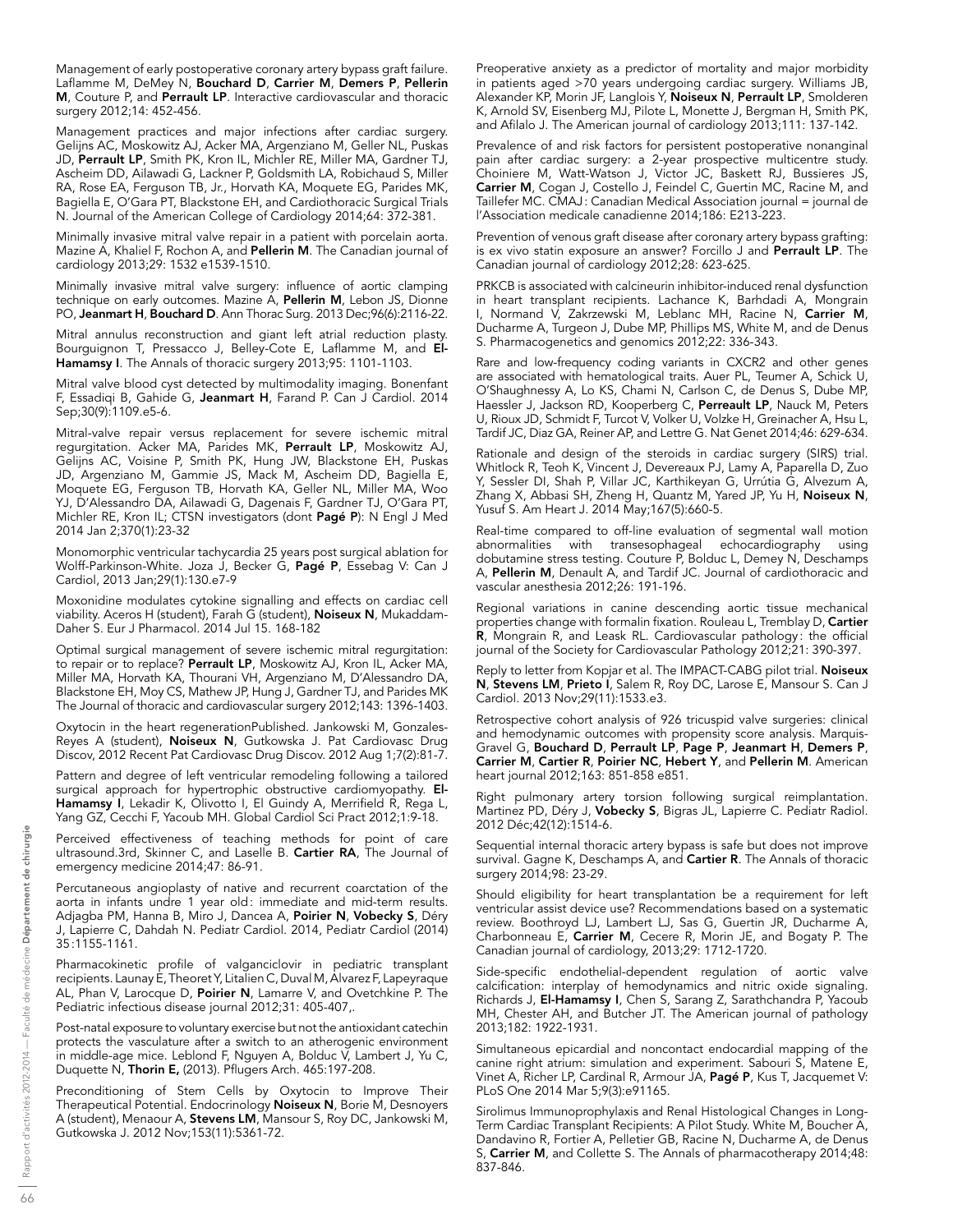Management of early postoperative coronary artery bypass graft failure. Laflamme M, DeMey N, **Bouchard D**, **Carrier M**, **Demers P**, **Pellerin M**, Couture P, and **Perrault LP**. Interactive cardiovascular and thoracic surgery 2012;14: 452-456.

Management practices and major infections after cardiac surgery. Gelijns AC, Moskowitz AJ, Acker MA, Argenziano M, Geller NL, Puskas JD, **Perrault LP**, Smith PK, Kron IL, Michler RE, Miller MA, Gardner TJ, Ascheim DD, Ailawadi G, Lackner P, Goldsmith LA, Robichaud S, Miller RA, Rose EA, Ferguson TB, Jr., Horvath KA, Moquete EG, Parides MK, Bagiella E, O'Gara PT, Blackstone EH, and Cardiothoracic Surgical Trials N. Journal of the American College of Cardiology 2014;64: 372-381.

Minimally invasive mitral valve repair in a patient with porcelain aorta. Mazine A, Khaliel F, Rochon A, and **Pellerin M**. The Canadian journal of cardiology 2013;29: 1532 e1539-1510.

Minimally invasive mitral valve surgery: influence of aortic clamping technique on early outcomes. Mazine A, **Pellerin M**, Lebon JS, Dionne PO, **Jeanmart H**, **Bouchard D**. Ann Thorac Surg. 2013 Dec;96(6):2116-22.

Mitral annulus reconstruction and giant left atrial reduction plasty. Bourguignon T, Pressacco J, Belley-Cote E, Laflamme M, and **El-Hamamsy I**. The Annals of thoracic surgery 2013;95: 1101-1103.

Mitral valve blood cyst detected by multimodality imaging. Bonenfant F, Essadiqi B, Gahide G, **Jeanmart H**, Farand P. Can J Cardiol. 2014 Sep;30(9):1109.e5-6.

Mitral-valve repair versus replacement for severe ischemic mitral regurgitation. Acker MA, Parides MK, **Perrault LP**, Moskowitz AJ, Gelijns AC, Voisine P, Smith PK, Hung JW, Blackstone EH, Puskas JD, Argenziano M, Gammie JS, Mack M, Ascheim DD, Bagiella E, Moquete EG, Ferguson TB, Horvath KA, Geller NL, Miller MA, Woo YJ, D'Alessandro DA, Ailawadi G, Dagenais F, Gardner TJ, O'Gara PT, Michler RE, Kron IL; CTSN investigators (dont **Pagé P**): N Engl J Med 2014 Jan 2;370(1):23-32

Monomorphic ventricular tachycardia 25 years post surgical ablation for Wolff-Parkinson-White. Joza J, Becker G, **Pagé P**, Essebag V: Can J Cardiol, 2013 Jan;29(1):130.e7-9

Moxonidine modulates cytokine signalling and effects on cardiac cell viability. Aceros H (student), Farah G (student), **Noiseux N**, Mukaddam-Daher S. Eur J Pharmacol. 2014 Jul 15. 168-182

Optimal surgical management of severe ischemic mitral regurgitation: to repair or to replace? **Perrault LP**, Moskowitz AJ, Kron IL, Acker MA, Miller MA, Horvath KA, Thourani VH, Argenziano M, D'Alessandro DA, Blackstone EH, Moy CS, Mathew JP, Hung J, Gardner TJ, and Parides MK The Journal of thoracic and cardiovascular surgery 2012;143: 1396-1403.

Oxytocin in the heart regenerationPublished. Jankowski M, Gonzales-Reyes A (student), **Noiseux N**, Gutkowska J. Pat Cardiovasc Drug Discov, 2012 Recent Pat Cardiovasc Drug Discov. 2012 Aug 1;7(2):81-7.

Pattern and degree of left ventricular remodeling following a tailored surgical approach for hypertrophic obstructive cardiomyopathy. **El-Hamamsy I**, Lekadir K, Olivotto I, El Guindy A, Merrifield R, Rega L, Yang GZ, Cecchi F, Yacoub MH. Global Cardiol Sci Pract 2012;1:9-18.

Perceived effectiveness of teaching methods for point of care ultrasound.3rd, Skinner C, and Laselle B. **Cartier RA**, The Journal of emergency medicine 2014;47: 86-91.

Percutaneous angioplasty of native and recurrent coarctation of the aorta in infants undre 1 year old: immediate and mid-term results. Adjagba PM, Hanna B, Miro J, Dancea A, **Poirier N**, **Vobecky S**, Déry J, Lapierre C, Dahdah N. Pediatr Cardiol. 2014, Pediatr Cardiol (2014) 35:1155-1161.

Pharmacokinetic profile of valganciclovir in pediatric transplant recipients. Launay E, Theoret Y, Litalien C, Duval M, Alvarez F, Lapeyraque AL, Phan V, Larocque D, **Poirier N**, Lamarre V, and Ovetchkine P. The Pediatric infectious disease journal 2012;31: 405-407,.

Post-natal exposure to voluntary exercise but not the antioxidant catechin protects the vasculature after a switch to an atherogenic environment in middle-age mice. Leblond F, Nguyen A, Bolduc V, Lambert J, Yu C, Duquette N, **Thorin E,** (2013). Pflugers Arch. 465:197-208.

Preconditioning of Stem Cells by Oxytocin to Improve Their Therapeutical Potential. Endocrinology **Noiseux N**, Borie M, Desnoyers A (student), Menaour A, **Stevens LM**, Mansour S, Roy DC, Jankowski M, Gutkowska J. 2012 Nov;153(11):5361-72.

Preoperative anxiety as a predictor of mortality and major morbidity in patients aged >70 years undergoing cardiac surgery. Williams JB, Alexander KP, Morin JF, Langlois Y, **Noiseux N**, **Perrault LP**, Smolderen K, Arnold SV, Eisenberg MJ, Pilote L, Monette J, Bergman H, Smith PK, and Afilalo J. The American journal of cardiology 2013;111: 137-142.

Prevalence of and risk factors for persistent postoperative nonanginal pain after cardiac surgery: a 2-year prospective multicentre study. Choiniere M, Watt-Watson J, Victor JC, Baskett RJ, Bussieres JS, **Carrier M**, Cogan J, Costello J, Feindel C, Guertin MC, Racine M, and Taillefer MC. CMAJ : Canadian Medical Association journal = journal de l'Association medicale canadienne 2014;186: E213-223.

Prevention of venous graft disease after coronary artery bypass grafting: is ex vivo statin exposure an answer? Forcillo J and **Perrault LP**. The Canadian journal of cardiology 2012;28: 623-625.

PRKCB is associated with calcineurin inhibitor-induced renal dysfunction in heart transplant recipients. Lachance K, Barhdadi A, Mongrain I, Normand V, Zakrzewski M, Leblanc MH, Racine N, **Carrier M**, Ducharme A, Turgeon J, Dube MP, Phillips MS, White M, and de Denus S. Pharmacogenetics and genomics 2012;22: 336-343.

Rare and low-frequency coding variants in CXCR2 and other genes are associated with hematological traits. Auer PL, Teumer A, Schick U, O'Shaughnessy A, Lo KS, Chami N, Carlson C, de Denus S, Dube MP, Haessler J, Jackson RD, Kooperberg C, **Perreault LP**, Nauck M, Peters U, Rioux JD, Schmidt F, Turcot V, Volker U, Volzke H, Greinacher A, Hsu L, Tardif JC, Diaz GA, Reiner AP, and Lettre G. Nat Genet 2014;46: 629-634.

Rationale and design of the steroids in cardiac surgery (SIRS) trial. Whitlock R, Teoh K, Vincent J, Devereaux PJ, Lamy A, Paparella D, Zuo Y, Sessler DI, Shah P, Villar JC, Karthikeyan G, Urrútia G, Alvezum A, Zhang X, Abbasi SH, Zheng H, Quantz M, Yared JP, Yu H, **Noiseux N**, Yusuf S. Am Heart J. 2014 May;167(5):660-5.

Real-time compared to off-line evaluation of segmental wall motion abnormalities with transesophageal echocardiography using dobutamine stress testing. Couture P, Bolduc L, Demey N, Deschamps A, **Pellerin M**, Denault A, and Tardif JC. Journal of cardiothoracic and vascular anesthesia 2012;26: 191-196.

Regional variations in canine descending aortic tissue mechanical properties change with formalin fixation. Rouleau L, Tremblay D, **Cartier R**, Mongrain R, and Leask RL. Cardiovascular pathology: the official journal of the Society for Cardiovascular Pathology 2012;21: 390-397.

Reply to letter from Kopjar et al. The IMPACT-CABG pilot trial. **Noiseux N**, **Stevens LM**, **Prieto I**, Salem R, Roy DC, Larose E, Mansour S. Can J Cardiol. 2013 Nov;29(11):1533.e3.

Retrospective cohort analysis of 926 tricuspid valve surgeries: clinical and hemodynamic outcomes with propensity score analysis. Marquis-Gravel G, **Bouchard D**, **Perrault LP**, **Page P**, **Jeanmart H**, **Demers P**, **Carrier M**, **Cartier R**, **Poirier NC**, **Hebert Y**, and **Pellerin M**. American heart journal 2012;163: 851-858 e851.

Right pulmonary artery torsion following surgical reimplantation. Martinez PD, Déry J, **Vobecky S**, Bigras JL, Lapierre C. Pediatr Radiol. 2012 Déc;42(12):1514-6.

Sequential internal thoracic artery bypass is safe but does not improve survival. Gagne K, Deschamps A, and **Cartier R**. The Annals of thoracic surgery 2014;98: 23-29.

Should eligibility for heart transplantation be a requirement for left ventricular assist device use? Recommendations based on a systematic review. Boothroyd LJ, Lambert LJ, Sas G, Guertin JR, Ducharme A, Charbonneau E, **Carrier M**, Cecere R, Morin JE, and Bogaty P. The Canadian journal of cardiology, 2013;29: 1712-1720.

Side-specific endothelial-dependent regulation of aortic valve calcification: interplay of hemodynamics and nitric oxide signaling. Richards J, **El-Hamamsy I**, Chen S, Sarang Z, Sarathchandra P, Yacoub MH, Chester AH, and Butcher JT. The American journal of pathology 2013;182: 1922-1931.

Simultaneous epicardial and noncontact endocardial mapping of the canine right atrium: simulation and experiment. Sabouri S, Matene E, Vinet A, Richer LP, Cardinal R, Armour JA, **Pagé P**, Kus T, Jacquemet V: PLoS One 2014 Mar 5;9(3):e91165.

Sirolimus Immunoprophylaxis and Renal Histological Changes in Long-Term Cardiac Transplant Recipients: A Pilot Study. White M, Boucher A, Dandavino R, Fortier A, Pelletier GB, Racine N, Ducharme A, de Denus S, **Carrier M**, and Collette S. The Annals of pharmacotherapy 2014;48: 837-846.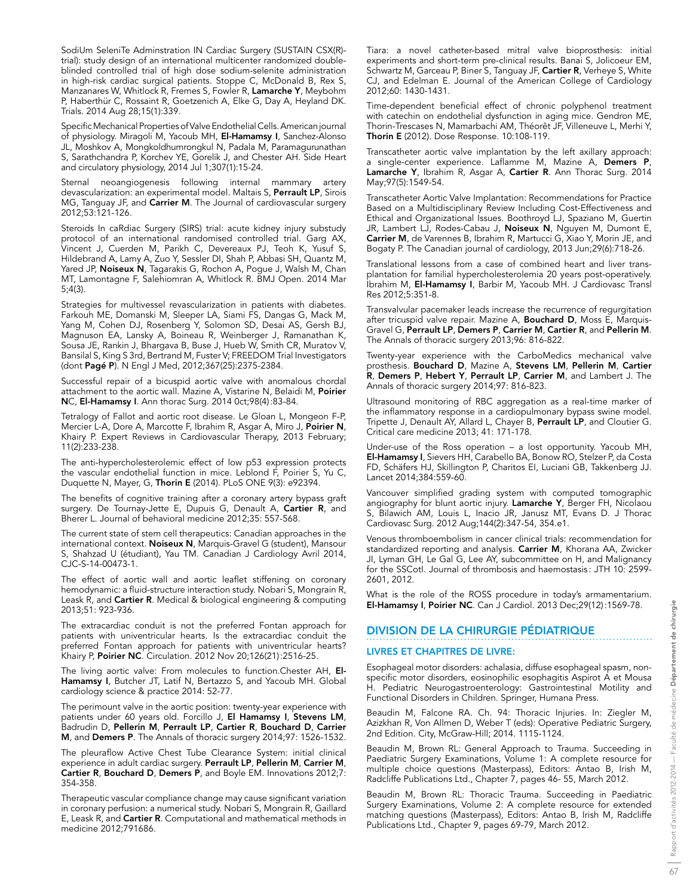SodiUm SeleniTe Adminstration IN Cardiac Surgery (SUSTAIN CSX(R)-trial): study design of an international multicenter randomized double-blinded controlled trial of high dose sodium-selenite administration in high-risk cardiac surgical patients. Stoppe C, McDonald B, Rex S, Manzanares W, Whitlock R, Fremes S, Fowler R, **Lamarche Y**, Meybohm P, Haberthür C, Rossaint R, Goetzenich A, Elke G, Day A, Heyland DK. Trials. 2014 Aug 28;15(1):339.

Specific Mechanical Properties of Valve Endothelial Cells. American journal of physiology. Miragoli M, Yacoub MH, **El-Hamamsy I**, Sanchez-Alonso JL, Moshkov A, Mongkoldhumrongkul N, Padala M, Paramagurunathan S, Sarathchandra P, Korchev YE, Gorelik J, and Chester AH. Side Heart and circulatory physiology, 2014 Jul 1;307(1):15-24.

Sternal neoangiogenesis following internal mammary artery devascularization: an experimental model. Maltais S, **Perrault LP**, Sirois MG, Tanguay JF, and **Carrier M**. The Journal of cardiovascular surgery 2012;53:121-126.

Steroids In caRdiac Surgery (SIRS) trial: acute kidney injury substudy protocol of an international randomised controlled trial. Garg AX, Vincent J, Cuerden M, Parikh C, Devereaux PJ, Teoh K, Yusuf S, Hildebrand A, Lamy A, Zuo Y, Sessler DI, Shah P, Abbasi SH, Quantz M, Yared JP, **Noiseux N**, Tagarakis G, Rochon A, Pogue J, Walsh M, Chan MT, Lamontagne F, Salehiomran A, Whitlock R. BMJ Open. 2014 Mar 5;4(3).

Strategies for multivessel revascularization in patients with diabetes. Farkouh ME, Domanski M, Sleeper LA, Siami FS, Dangas G, Mack M, Yang M, Cohen DJ, Rosenberg Y, Solomon SD, Desai AS, Gersh BJ, Magnuson EA, Lansky A, Boineau R, Weinberger J, Ramanathan K, Sousa JE, Rankin J, Bhargava B, Buse J, Hueb W, Smith CR, Muratov V, Bansilal S, King S 3rd, Bertrand M, Fuster V; FREEDOM Trial Investigators (dont **Pagé P**). N Engl J Med, 2012;367(25):2375-2384.

Successful repair of a bicuspid aortic valve with anomalous chordal attachment to the aortic wall. Mazine A, Vistarine N, Belaidi M, **Poirier N**C, **El-Hamamsy I**. Ann thorac Surg. 2014 0ct;98(4):83-84.

Tetralogy of Fallot and aortic root disease. Le Gloan L, Mongeon F-P, Mercier L-A, Dore A, Marcotte F, Ibrahim R, Asgar A, Miro J, **Poirier N**, Khairy P. Expert Reviews in Cardiovascular Therapy, 2013 February; 11(2):233-238.

The anti-hypercholesterolemic effect of low p53 expression protects the vascular endothelial function in mice. Leblond F, Poirier S, Yu C, Duquette N, Mayer, G, **Thorin E** (2014). PLoS ONE 9(3): e92394.

The benefits of cognitive training after a coronary artery bypass graft surgery. De Tournay-Jette E, Dupuis G, Denault A, **Cartier R**, and Bherer L. Journal of behavioral medicine 2012;35: 557-568.

The current state of stem cell therapeutics: Canadian approaches in the international context. **Noiseux N**, Marquis-Gravel G (student), Mansour S, Shahzad U (étudiant), Yau TM. Canadian J Cardiology Avril 2014, CJC-S-14-00473-1.

The effect of aortic wall and aortic leaflet stiffening on coronary hemodynamic: a fluid-structure interaction study. Nobari S, Mongrain R, Leask R, and **Cartier R**. Medical & biological engineering & computing 2013;51: 923-936.

The extracardiac conduit is not the preferred Fontan approach for patients with univentricular hearts. Is the extracardiac conduit the preferred Fontan approach for patients with univentricular hearts? Khairy P, **Poirier NC**. Circulation. 2012 Nov 20;126(21):2516-25.

The living aortic valve: From molecules to function.Chester AH, **El-Hamamsy I**, Butcher JT, Latif N, Bertazzo S, and Yacoub MH. Global cardiology science & practice 2014: 52-77.

The perimount valve in the aortic position: twenty-year experience with patients under 60 years old. Forcillo J, **El Hamamsy I**, **Stevens LM**, Badrudin D, **Pellerin M**, **Perrault LP**, **Cartier R**, **Bouchard D**, **Carrier M**, and **Demers P**. The Annals of thoracic surgery 2014;97: 1526-1532.

The pleuraflow Active Chest Tube Clearance System: initial clinical experience in adult cardiac surgery. **Perrault LP**, **Pellerin M**, **Carrier M**, **Cartier R**, **Bouchard D**, **Demers P**, and Boyle EM. Innovations 2012;7: 354-358.

Therapeutic vascular compliance change may cause significant variation in coronary perfusion: a numerical study. Nobari S, Mongrain R, Gaillard E, Leask R, and **Cartier R**. Computational and mathematical methods in medicine 2012;791686.

Tiara: a novel catheter-based mitral valve bioprosthesis: initial experiments and short-term pre-clinical results. Banai S, Jolicoeur EM, Schwartz M, Garceau P, Biner S, Tanguay JF, **Cartier R**, Verheye S, White CJ, and Edelman E. Journal of the American College of Cardiology 2012;60: 1430-1431.

Time-dependent beneficial effect of chronic polyphenol treatment with catechin on endothelial dysfunction in aging mice. Gendron ME, Thorin-Trescases N, Mamarbachi AM, Théorêt JF, Villeneuve L, Merhi Y, **Thorin E** (2012). Dose Response. 10:108-119.

Transcatheter aortic valve implantation by the left axillary approach: a single-center experience. Laflamme M, Mazine A, **Demers P**, **Lamarche Y**, Ibrahim R, Asgar A, **Cartier R**. Ann Thorac Surg. 2014 May;97(5):1549-54.

Transcatheter Aortic Valve Implantation: Recommendations for Practice Based on a Multidisciplinary Review Including Cost-Effectiveness and Ethical and Organizational Issues. Boothroyd LJ, Spaziano M, Guertin JR, Lambert LJ, Rodes-Cabau J, **Noiseux N**, Nguyen M, Dumont E, **Carrier M**, de Varennes B, Ibrahim R, Martucci G, Xiao Y, Morin JE, and Bogaty P. The Canadian journal of cardiology, 2013 Jun;29(6):718-26.

Translational lessons from a case of combined heart and liver transplantation for familial hypercholesterolemia 20 years post-operatively. Ibrahim M, **El-Hamamsy I**, Barbir M, Yacoub MH. J Cardiovasc Transl Res 2012;5:351-8.

Transvalvular pacemaker leads increase the recurrence of regurgitation after tricuspid valve repair. Mazine A, **Bouchard D**, Moss E, Marquis-Gravel G, **Perrault LP**, **Demers P**, **Carrier M**, **Cartier R**, and **Pellerin M**. The Annals of thoracic surgery 2013;96: 816-822.

Twenty-year experience with the CarboMedics mechanical valve prosthesis. **Bouchard D**, Mazine A, **Stevens LM**, **Pellerin M**, **Cartier R**, **Demers P**, **Hebert Y**, **Perrault LP**, **Carrier M**, and Lambert J. The Annals of thoracic surgery 2014;97: 816-823.

Ultrasound monitoring of RBC aggregation as a real-time marker of the inflammatory response in a cardiopulmonary bypass swine model. Tripette J, Denault AY, Allard L, Chayer B, **Perrault LP**, and Cloutier G. Critical care medicine 2013; 41: 171-178.

Under-use of the Ross operation – a lost opportunity. Yacoub MH, **El-Hamamsy I**, Sievers HH, Carabello BA, Bonow RO, Stelzer P, da Costa FD, Schäfers HJ, Skillington P, Charitos EI, Luciani GB, Takkenberg JJ. Lancet 2014;384:559-60.

Vancouver simplified grading system with computed tomographic angiography for blunt aortic injury. **Lamarche Y**, Berger FH, Nicolaou S, Bilawich AM, Louis L, Inacio JR, Janusz MT, Evans D. J Thorac Cardiovasc Surg. 2012 Aug;144(2):347-54, 354.e1.

Venous thromboembolism in cancer clinical trials: recommendation for standardized reporting and analysis. **Carrier M**, Khorana AA, Zwicker JI, Lyman GH, Le Gal G, Lee AY, subcommittee on H, and Malignancy for the SSCotI. Journal of thrombosis and haemostasis : JTH 10: 2599-2601, 2012.

What is the role of the ROSS procedure in today's armamentarium. **El-Hamamsy I**, **Poirier NC**. Can J Cardiol. 2013 Dec;29(12):1569-78.

## DIVISION DE LA CHIRURGIE PÉDIATRIQUE

### LIVRES ET CHAPITRES DE LIVRE:

Esophageal motor disorders: achalasia, diffuse esophageal spasm, non-specific motor disorders, eosinophilic esophagitis Aspirot A et Mousa H. Pediatric Neurogastroenterology: Gastrointestinal Motility and Functional Disorders in Children. Springer, Humana Press.

Beaudin M, Falcone RA. Ch. 94: Thoracic Injuries. In: Ziegler M, Azizkhan R, Von Allmen D, Weber T (eds): Operative Pediatric Surgery, 2nd Edition. City, McGraw-Hill; 2014. 1115-1124.

Beaudin M, Brown RL: General Approach to Trauma. Succeeding in Paediatric Surgery Examinations, Volume 1: A complete resource for multiple choice questions (Masterpass), Editors: Antao B, Irish M, Radcliffe Publications Ltd., Chapter 7, pages 46- 55, March 2012.

Beaudin M, Brown RL: Thoracic Trauma. Succeeding in Paediatric Surgery Examinations, Volume 2: A complete resource for extended matching questions (Masterpass), Editors: Antao B, Irish M, Radcliffe Publications Ltd., Chapter 9, pages 69-79, March 2012.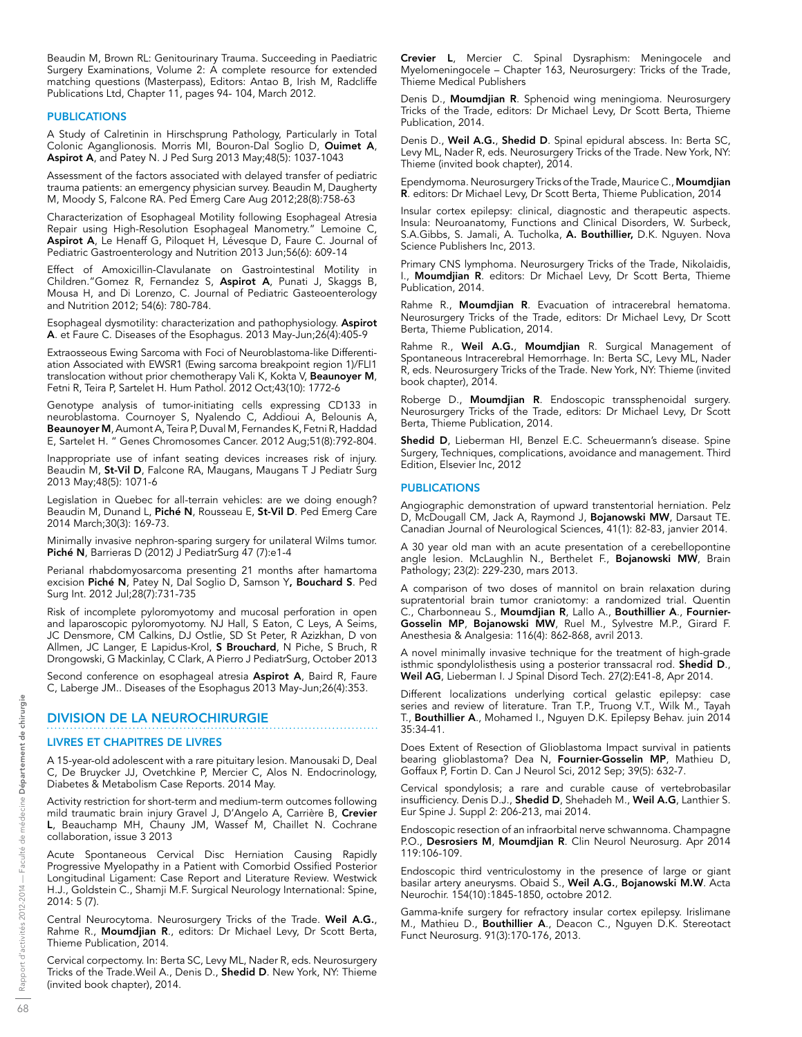Beaudin M, Brown RL: Genitourinary Trauma. Succeeding in Paediatric Surgery Examinations, Volume 2: A complete resource for extended matching questions (Masterpass), Editors: Antao B, Irish M, Radcliffe Publications Ltd, Chapter 11, pages 94- 104, March 2012.

### PUBLICATIONS

A Study of Calretinin in Hirschsprung Pathology, Particularly in Total Colonic Aganglionosis. Morris MI, Bouron-Dal Soglio D, **Ouimet A**, **Aspirot A**, and Patey N. J Ped Surg 2013 May;48(5): 1037-1043

Assessment of the factors associated with delayed transfer of pediatric trauma patients: an emergency physician survey. Beaudin M, Daugherty M, Moody S, Falcone RA. Ped Emerg Care Aug 2012;28(8):758-63

Characterization of Esophageal Motility following Esophageal Atresia Repair using High-Resolution Esophageal Manometry." Lemoine C, **Aspirot A**, Le Henaff G, Piloquet H, Lévesque D, Faure C. Journal of Pediatric Gastroenterology and Nutrition 2013 Jun;56(6): 609-14

Effect of Amoxicillin-Clavulanate on Gastrointestinal Motility in Children."Gomez R, Fernandez S, **Aspirot A**, Punati J, Skaggs B, Mousa H, and Di Lorenzo, C. Journal of Pediatric Gasteoenterology and Nutrition 2012; 54(6): 780-784.

Esophageal dysmotility: characterization and pathophysiology. **Aspirot A**. et Faure C. Diseases of the Esophagus. 2013 May-Jun;26(4):405-9

Extraosseous Ewing Sarcoma with Foci of Neuroblastoma-like Differentiation Associated with EWSR1 (Ewing sarcoma breakpoint region 1)/FLI1 translocation without prior chemotherapy Vali K, Kokta V, **Beaunoyer M**, Fetni R, Teira P, Sartelet H. Hum Pathol. 2012 Oct;43(10): 1772-6

Genotype analysis of tumor-initiating cells expressing CD133 in neuroblastoma. Cournoyer S, Nyalendo C, Addioui A, Belounis A, **Beaunoyer M**, Aumont A, Teira P, Duval M, Fernandes K, Fetni R, Haddad E, Sartelet H. " Genes Chromosomes Cancer. 2012 Aug;51(8):792-804.

Inappropriate use of infant seating devices increases risk of injury. Beaudin M, **St-Vil D**, Falcone RA, Maugans, Maugans T J Pediatr Surg 2013 May;48(5): 1071-6

Legislation in Quebec for all-terrain vehicles: are we doing enough? Beaudin M, Dunand L, **Piché N**, Rousseau E, **St-Vil D**. Ped Emerg Care 2014 March;30(3): 169-73.

Minimally invasive nephron-sparing surgery for unilateral Wilms tumor. **Piché N**, Barrieras D (2012) J PediatrSurg 47 (7):e1-4

Perianal rhabdomyosarcoma presenting 21 months after hamartoma excision **Piché N**, Patey N, Dal Soglio D, Samson Y**, Bouchard S**. Ped Surg Int. 2012 Jul;28(7):731-735

Risk of incomplete pyloromyotomy and mucosal perforation in open and laparoscopic pyloromyotomy. NJ Hall, S Eaton, C Leys, A Seims, JC Densmore, CM Calkins, DJ Ostlie, SD St Peter, R Azizkhan, D von Allmen, JC Langer, E Lapidus-Krol, **S Brouchard**, N Piche, S Bruch, R Drongowski, G Mackinlay, C Clark, A Pierro J PediatrSurg, October 2013

Second conference on esophageal atresia **Aspirot A**, Baird R, Faure C, Laberge JM.. Diseases of the Esophagus 2013 May-Jun;26(4):353.

## DIVISION DE LA NEUROCHIRURGIE

### LIVRES ET CHAPITRES DE LIVRES

A 15-year-old adolescent with a rare pituitary lesion. Manousaki D, Deal C, De Bruycker JJ, Ovetchkine P, Mercier C, Alos N. Endocrinology, Diabetes & Metabolism Case Reports. 2014 May.

Activity restriction for short-term and medium-term outcomes following mild traumatic brain injury Gravel J, D'Angelo A, Carrière B, **Crevier L**, Beauchamp MH, Chauny JM, Wassef M, Chaillet N. Cochrane collaboration, issue 3 2013

Acute Spontaneous Cervical Disc Herniation Causing Rapidly Progressive Myelopathy in a Patient with Comorbid Ossified Posterior Longitudinal Ligament: Case Report and Literature Review. Westwick H.J., Goldstein C., Shamji M.F. Surgical Neurology International: Spine, 2014: 5 (7).

Central Neurocytoma. Neurosurgery Tricks of the Trade. **Weil A.G.**, Rahme R., **Moumdjian R.**, editors: Dr Michael Levy, Dr Scott Berta, Thieme Publication, 2014.

Cervical corpectomy. In: Berta SC, Levy ML, Nader R, eds. Neurosurgery Tricks of the Trade.Weil A., Denis D., **Shedid D**. New York, NY: Thieme (invited book chapter), 2014.

**Crevier L**, Mercier C. Spinal Dysraphism: Meningocele and Myelomeningocele – Chapter 163, Neurosurgery: Tricks of the Trade, Thieme Medical Publishers

Denis D., **Moumdjian R**. Sphenoid wing meningioma. Neurosurgery Tricks of the Trade, editors: Dr Michael Levy, Dr Scott Berta, Thieme Publication, 2014.

Denis D., **Weil A.G.**, **Shedid D**. Spinal epidural abscess. In: Berta SC, Levy ML, Nader R, eds. Neurosurgery Tricks of the Trade. New York, NY: Thieme (invited book chapter), 2014.

Ependymoma. Neurosurgery Tricks of the Trade, Maurice C., **Moumdjian R**. editors: Dr Michael Levy, Dr Scott Berta, Thieme Publication, 2014

Insular cortex epilepsy: clinical, diagnostic and therapeutic aspects. Insula: Neuroanatomy, Functions and Clinical Disorders, W. Surbeck, S.A.Gibbs, S. Jamali, A. Tucholka, **A. Bouthillier,** D.K. Nguyen. Nova Science Publishers Inc, 2013.

Primary CNS lymphoma. Neurosurgery Tricks of the Trade, Nikolaidis, I., **Moumdjian R**. editors: Dr Michael Levy, Dr Scott Berta, Thieme Publication, 2014.

Rahme R., **Moumdjian R**. Evacuation of intracerebral hematoma. Neurosurgery Tricks of the Trade, editors: Dr Michael Levy, Dr Scott Berta, Thieme Publication, 2014.

Rahme R., **Weil A.G.**, **Moumdjian** R. Surgical Management of Spontaneous Intracerebral Hemorrhage. In: Berta SC, Levy ML, Nader R, eds. Neurosurgery Tricks of the Trade. New York, NY: Thieme (invited book chapter), 2014.

Roberge D., **Moumdjian R**. Endoscopic transsphenoidal surgery. Neurosurgery Tricks of the Trade, editors: Dr Michael Levy, Dr Scott Berta, Thieme Publication, 2014.

**Shedid D**, Lieberman HI, Benzel E.C. Scheuermann's disease. Spine Surgery, Techniques, complications, avoidance and management. Third Edition, Elsevier Inc, 2012

### PUBLICATIONS

Angiographic demonstration of upward transtentorial herniation. Pelz D, McDougall CM, Jack A, Raymond J, **Bojanowski MW**, Darsaut TE. Canadian Journal of Neurological Sciences, 41(1): 82-83, janvier 2014.

A 30 year old man with an acute presentation of a cerebellopontine angle lesion. McLaughlin N., Berthelet F., **Bojanowski MW**, Brain Pathology; 23(2): 229-230, mars 2013.

A comparison of two doses of mannitol on brain relaxation during supratentorial brain tumor craniotomy: a randomized trial. Quentin C., Charbonneau S., **Moumdjian R**, Lallo A., **Bouthillier A**., **Fournier-Gosselin MP**, **Bojanowski MW**, Ruel M., Sylvestre M.P., Girard F. Anesthesia & Analgesia: 116(4): 862-868, avril 2013.

A novel minimally invasive technique for the treatment of high-grade isthmic spondylolisthesis using a posterior transsacral rod. **Shedid D**., **Weil AG**, Lieberman I. J Spinal Disord Tech. 27(2):E41-8, Apr 2014.

Different localizations underlying cortical gelastic epilepsy: case series and review of literature. Tran T.P., Truong V.T., Wilk M., Tayah T., **Bouthillier A**., Mohamed I., Nguyen D.K. Epilepsy Behav. juin 2014 35:34-41.

Does Extent of Resection of Glioblastoma Impact survival in patients bearing glioblastoma? Dea N, **Fournier-Gosselin MP**, Mathieu D, Goffaux P, Fortin D. Can J Neurol Sci, 2012 Sep; 39(5): 632-7.

Cervical spondylosis; a rare and curable cause of vertebrobasilar insufficiency. Denis D.J., **Shedid D**, Shehadeh M., **Weil A.G**, Lanthier S. Eur Spine J. Suppl 2: 206-213, mai 2014.

Endoscopic resection of an infraorbital nerve schwannoma. Champagne P.O., **Desrosiers M**, **Moumdjian R**. Clin Neurol Neurosurg. Apr 2014 119:106-109.

Endoscopic third ventriculostomy in the presence of large or giant basilar artery aneurysms. Obaid S., **Weil A.G.**, **Bojanowski M.W**. Acta Neurochir. 154(10):1845-1850, octobre 2012.

Gamma-knife surgery for refractory insular cortex epilepsy. Irislimane M., Mathieu D., **Bouthillier A**., Deacon C., Nguyen D.K. Stereotact Funct Neurosurg. 91(3):170-176, 2013.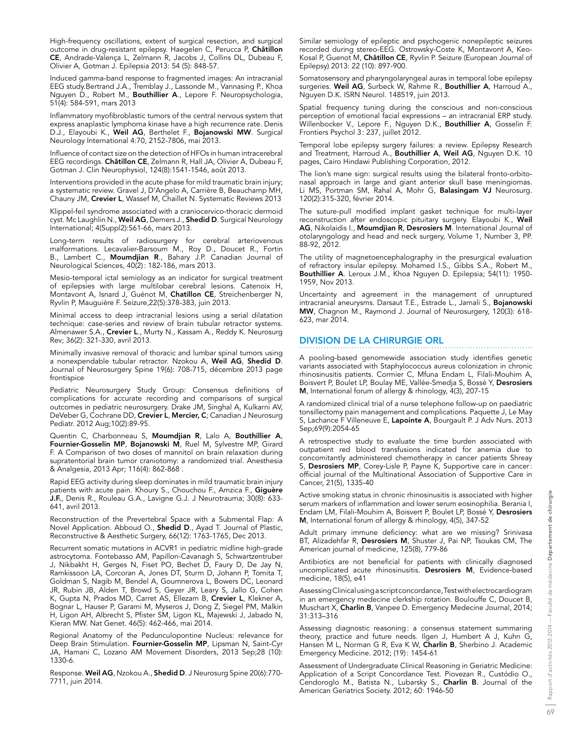High-frequency oscillations, extent of surgical resection, and surgical outcome in drug-resistant epilepsy. Haegelen C, Perucca P, **Châtillon CE**, Andrade-Valença L, Zelmann R, Jacobs J, Collins DL, Dubeau F, Olivier A, Gotman J. Epilepsia 2013: 54 (5): 848-57.

Induced gamma-band response to fragmented images: An intracranial EEG study.Bertrand J.A., Tremblay J., Lassonde M., Vannasing P., Khoa Nguyen D., Robert M., **Bouthillier A**., Lepore F. Neuropsychologia, 51(4): 584-591, mars 2013

Inflammatory myofibroblastic tumors of the central nervous system that express anaplastic lymphoma kinase have a high recurrence rate. Denis D.J., Elayoubi K., **Weil AG**, Berthelet F., **Bojanowski MW**. Surgical Neurology International 4:70, 2152-7806, mai 2013.

Influence of contact size on the detection of HFOs in human intracerebral EEG recordings. **Châtillon CE**, Zelmann R, Hall JA, Olivier A, Dubeau F, Gotman J. Clin Neurophysiol, 124(8):1541-1546, août 2013.

Interventions provided in the acute phase for mild traumatic brain injury; a systematic review. Gravel J, D'Angelo A, Carrière B, Beauchamp MH, Chauny JM, **Crevier L**, Wassef M, Chaillet N. Systematic Reviews 2013

Klippel-feil syndrome associated with a craniocervico-thoracic dermoid cyst. Mc Laughlin N., **Weil AG**, Demers J., **Shedid D**. Surgical Neurology International; 4(Suppl2):S61-66, mars 2013.

Long-term results of radiosurgery for cerebral arteriovenous malformations. Lecavalier-Barsoum M., Roy D., Doucet R., Fortin B., Lambert C., **Moumdjian R**., Bahary J.P. Canadian Journal of Neurological Sciences, 40(2): 182-186, mars 2013.

Mesio-temporal ictal semiology as an indicator for surgical treatment of epilepsies with large multilobar cerebral lesions. Catenoix H, Montavont A, Isnard J, Guénot M, **Chatillon CE**, Streichenberger N, Ryvlin P, Mauguière F. Seizure,22(5):378-383, juin 2013.

Minimal access to deep intracranial lesions using a serial dilatation technique: case-series and review of brain tubular retractor systems. Almenawer S.A., **Crevier L**., Murty N., Kassam A., Reddy K. Neurosurg Rev; 36(2): 321-330, avril 2013.

Minimally invasive removal of thoracic and lumbar spinal tumors using a nonexpendable tubular retractor. Nzokou A, **Weil AG**, **Shedid D**. Journal of Neurosurgery Spine 19(6): 708-715, décembre 2013 page frontispice

Pediatric Neurosurgery Study Group: Consensus definitions of complications for accurate recording and comparisons of surgical outcomes in pediatric neurosurgery. Drake JM, Singhal A, Kulkarni AV, DeVeber G, Cochrane DD, **Crevier L**, **Mercier, C**; Canadian J Neurosurg Pediatr. 2012 Aug;10(2):89-95.

Quentin C, Charbonneau S, **Moumdjian R**, Lalo A, **Bouthillier A**, **Fournier-Gosselin MP**, **Bojanowski M**, Ruel M, Sylvestre MP, Girard F. A Comparison of two doses of mannitol on brain relaxation during supratentorial brain tumor craniotomy: a randomized trial. Anesthesia & Analgesia, 2013 Apr; 116(4): 862-868 .

Rapid EEG activity during sleep dominates in mild traumatic brain injury patients with acute pain. Khoury S., Chouchou F., Amzica F., **Giguère J.F.**, Denis R., Rouleau G.A., Lavigne G.J. J Neurotrauma; 30(8): 633-641, avril 2013.

Reconstruction of the Prevertebral Space with a Submental Flap: A Novel Application. Abboud O., **Shedid D**., Ayad T. Journal of Plastic, Reconstructive & Aesthetic Surgery, 66(12): 1763-1765, Dec 2013.

Recurrent somatic mutations in ACVR1 in pediatric midline high-grade astrocytoma. Fontebasso AM, Papillon-Cavanagh S, Schwartzentruber J, Nikbakht H, Gerges N, Fiset PO, Bechet D, Faury D, De Jay N, Ramkissoon LA, Corcoran A, Jones DT, Sturm D, Johann P, Tomita T, Goldman S, Nagib M, Bendel A, Goumnerova L, Bowers DC, Leonard JR, Rubin JB, Alden T, Browd S, Geyer JR, Leary S, Jallo G, Cohen K, Gupta N, Prados MD, Carret AS, Ellezam B, **Crevier L**, Klekner A, Bognar L, Hauser P, Garami M, Myseros J, Dong Z, Siegel PM, Malkin H, Ligon AH, Albrecht S, Pfister SM, Ligon KL, Majewski J, Jabado N, Kieran MW. Nat Genet. 46(5): 462-466, mai 2014.

Regional Anatomy of the Pedunculopontine Nucleus: relevance for Deep Brain Stimulation. **Fournier-Gosselin MP**, Lipsman N, Saint-Cyr JA, Hamani C, Lozano AM Movement Disorders, 2013 Sep;28 (10): 1330-6.

Response. **Weil AG**, Nzokou A., **Shedid D**. J Neurosurg Spine 20(6):770-7711, juin 2014.

Similar semiology of epileptic and psychogenic nonepileptic seizures recorded during stereo-EEG. Ostrowsky-Coste K, Montavont A, Keo-Kosal P, Guenot M, **Châtillon CE**, Ryvlin P. Seizure (European Journal of Epilepsy) 2013: 22 (10): 897-900.

Somatosensory and pharyngolaryngeal auras in temporal lobe epilepsy surgeries. **Weil AG**, Surbeck W, Rahme R., **Bouthillier A**, Harroud A., Nguyen D.K. ISRN Neurol. 148519, juin 2013.

Spatial frequency tuning during the conscious and non-conscious perception of emotional facial expressions – an intracranial ERP study. Willenbockeer V., Lepore F., Nguyen D.K., **Bouthillier A**, Gosselin F. Frontiers Psychol 3 : 237, juillet 2012.

Temporal lobe epilepsy surgery failures: a review. Epilepsy Research and Treatment, Harroud A., **Bouthillier A**, **Weil AG**, Nguyen D.K. 10 pages, Cairo Hindawi Publishing Corporation, 2012.

The lion's mane sign: surgical results using the bilateral fronto-orbito-nasal approach in large and giant anterior skull base meningiomas. Li MS, Portman SM, Rahal A, Mohr G, **Balasingam VJ** Neurosurg. 120(2):315-320, février 2014.

The suture-pull modified implant gasket technique for multi-layer reconstruction after endoscopic pituitary surgery. Elayoubi K., **Weil AG**, Nikolaidis I., **Moumdjian R**, **Desrosiers M**. International Journal of otolaryngology and head and neck surgery, Volume 1, Number 3, PP. 88-92, 2012.

The utility of magnetoencephalography in the presurgical evaluation of refractory insular epilepsy. Mohamed I.S., Gibbs S.A., Robert M., **Bouthillier A**. Leroux J.M., Khoa Nguyen D. Epilepsia; 54(11): 1950-1959, Nov 2013.

Uncertainty and agreement in the management of unruptured intracranial aneurysms. Darsaut T.E., Estrade L., Jamali S., **Bojanowski MW**, Chagnon M., Raymond J. Journal of Neurosurgery, 120(3): 618-623, mar 2014.

## DIVISION DE LA CHIRURGIE ORL

A pooling-based genomewide association study identifies genetic variants associated with Staphylococcus aureus colonization in chronic rhinosinusitis patients. Cormier C, Mfuna Endam L, Filali-Mouhim A, Boisvert P, Boulet LP, Boulay ME, Vallée-Smedja S, Bossé Y, **Desrosiers M**, International forum of allergy & rhinology, 4(3), 207-15

A randomized clinical trial of a nurse telephone follow-up on paediatric tonsillectomy pain management and complications. Paquette J, Le May S, Lachance F Villeneuve E, **Lapointe A**, Bourgault P. J Adv Nurs. 2013 Sep;69(9):2054-65

A retrospective study to evaluate the time burden associated with outpatient red blood transfusions indicated for anemia due to concomitantly administered chemotherapy in cancer patients Shreay S, **Desrosiers MP**, Corey-Lisle P, Payne K, Supportive care in cancer: official journal of the Multinational Association of Supportive Care in Cancer, 21(5), 1335-40

Active smoking status in chronic rhinosinusitis is associated with higher serum markers of inflammation and lower serum eosinophilia. Berania I, Endam LM, Filali-Mouhim A, Boisvert P, Boulet LP, Bossé Y, **Desrosiers M**, International forum of allergy & rhinology, 4(5), 347-52

Adult primary immune deficiency: what are we missing? Srinivasa BT, Alizadehfar R, **Desrosiers M**, Shuster J, Pai NP, Tsoukas CM, The American journal of medicine, 125(8), 779-86

Antibiotics are not beneficial for patients with clinically diagnosed uncomplicated acute rhinosinusitis. **Desrosiers M**, Evidence-based medicine, 18(5), e41

Assessing Clinical using a script concordance, Test with electrocardiogram in an emergency medecine clerkship rotation. Boulouffe C, Doucet B, Muschart X, **Charlin B**, Vanpee D. Emergency Medecine Journal, 2014; 31:313–316

Assessing diagnostic reasoning: a consensus statement summaring theory, practice and future needs. Ilgen J, Humbert A J, Kuhn G, Hansen M L, Norman G R, Eva K W, **Charlin B**, Sherbino J. Academic Emergency Medicine. 2012; (19): 1454-61

Assessment of Undergraduate Clinical Reasoning in Geriatric Medicine: Application of a Script Concordance Test. Piovezan R., Custódio O., Cendoroglo M., Batista N., Lubarsky S., **Charlin B**. Journal of the American Geriatrics Society. 2012; 60: 1946-50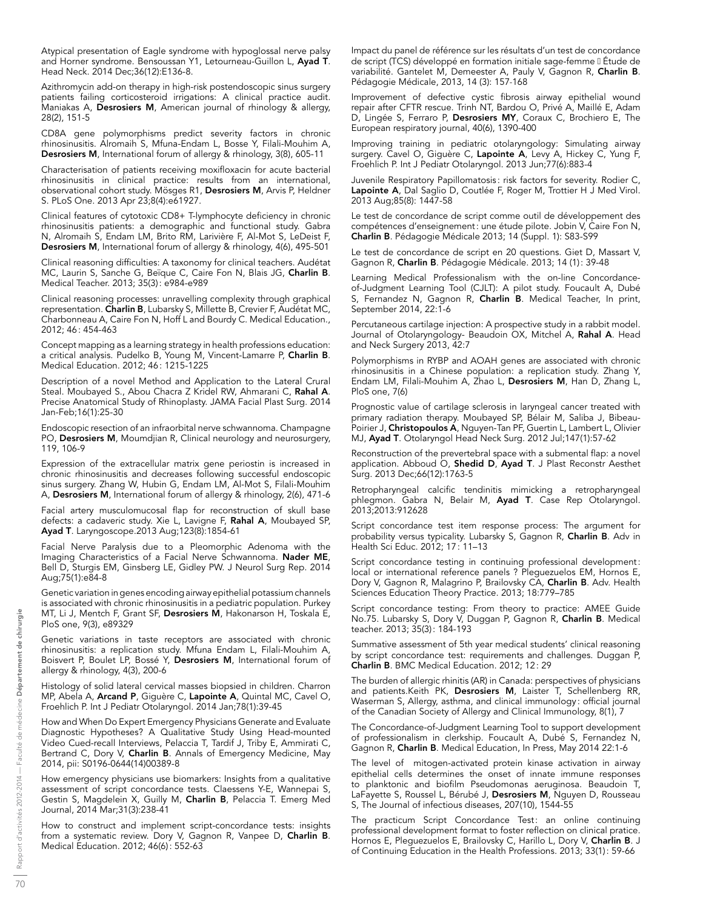Atypical presentation of Eagle syndrome with hypoglossal nerve palsy and Horner syndrome. Bensoussan Y1, Letourneau-Guillon L, **Ayad T**. Head Neck. 2014 Dec;36(12):E136-8.

Azithromycin add-on therapy in high-risk postendoscopic sinus surgery patients failing corticosteroid irrigations: A clinical practice audit. Maniakas A, **Desrosiers M**, American journal of rhinology & allergy, 28(2), 151-5

CD8A gene polymorphisms predict severity factors in chronic rhinosinusitis. Alromaih S, Mfuna-Endam L, Bosse Y, Filali-Mouhim A, **Desrosiers M**, International forum of allergy & rhinology, 3(8), 605-11

Characterisation of patients receiving moxifloxacin for acute bacterial rhinosinusitis in clinical practice: results from an international, observational cohort study. Mösges R1, **Desrosiers M**, Arvis P, Heldner S. PLoS One. 2013 Apr 23;8(4):e61927.

Clinical features of cytotoxic CD8+ T-lymphocyte deficiency in chronic rhinosinusitis patients: a demographic and functional study. Gabra N, Alromaih S, Endam LM, Brito RM, Larivière F, Al-Mot S, LeDeist F, **Desrosiers M**, International forum of allergy & rhinology, 4(6), 495-501

Clinical reasoning difficulties: A taxonomy for clinical teachers. Audétat MC, Laurin S, Sanche G, Beïque C, Caire Fon N, Blais JG, **Charlin B**. Medical Teacher. 2013; 35(3): e984-e989

Clinical reasoning processes: unravelling complexity through graphical representation. **Charlin B**, Lubarsky S, Millette B, Crevier F, Audétat MC, Charbonneau A, Caire Fon N, Hoff L and Bourdy C. Medical Education., 2012; 46: 454-463

Concept mapping as a learning strategy in health professions education: a critical analysis. Pudelko B, Young M, Vincent-Lamarre P, **Charlin B**. Medical Education. 2012; 46: 1215-1225

Description of a novel Method and Application to the Lateral Crural Steal. Moubayed S., Abou Chacra Z Kridel RW, Ahmarani C, **Rahal A**. Precise Anatomical Study of Rhinoplasty. JAMA Facial Plast Surg. 2014 Jan-Feb;16(1):25-30

Endoscopic resection of an infraorbital nerve schwannoma. Champagne PO, **Desrosiers M**, Moumdjian R, Clinical neurology and neurosurgery, 119, 106-9

Expression of the extracellular matrix gene periostin is increased in chronic rhinosinusitis and decreases following successful endoscopic sinus surgery. Zhang W, Hubin G, Endam LM, Al-Mot S, Filali-Mouhim A, **Desrosiers M**, International forum of allergy & rhinology, 2(6), 471-6

Facial artery musculomucosal flap for reconstruction of skull base defects: a cadaveric study. Xie L, Lavigne F, **Rahal A**, Moubayed SP, **Ayad T**. Laryngoscope.2013 Aug;123(8):1854-61

Facial Nerve Paralysis due to a Pleomorphic Adenoma with the Imaging Characteristics of a Facial Nerve Schwannoma. **Nader ME**, Bell D, Sturgis EM, Ginsberg LE, Gidley PW. J Neurol Surg Rep. 2014 Aug;75(1):e84-8

Genetic variation in genes encoding airway epithelial potassium channels is associated with chronic rhinosinusitis in a pediatric population. Purkey MT, Li J, Mentch F, Grant SF, **Desrosiers M**, Hakonarson H, Toskala E, PloS one, 9(3), e89329

Genetic variations in taste receptors are associated with chronic rhinosinusitis: a replication study. Mfuna Endam L, Filali-Mouhim A, Boisvert P, Boulet LP, Bossé Y, **Desrosiers M**, International forum of allergy & rhinology, 4(3), 200-6

Histology of solid lateral cervical masses biopsied in children. Charron MP, Abela A, **Arcand P**, Giguère C, **Lapointe A**, Quintal MC, Cavel O, Froehlich P. Int J Pediatr Otolaryngol. 2014 Jan;78(1):39-45

How and When Do Expert Emergency Physicians Generate and Evaluate Diagnostic Hypotheses? A Qualitative Study Using Head-mounted Video Cued-recall Interviews, Pelaccia T, Tardif J, Triby E, Ammirati C, Bertrand C, Dory V, **Charlin B**. Annals of Emergency Medicine, May 2014, pii: S0196-0644(14)00389-8

How emergency physicians use biomarkers: Insights from a qualitative assessment of script concordance tests. Claessens Y-E, Wannepai S, Gestin S, Magdelein X, Guilly M, **Charlin B**, Pelaccia T. Emerg Med Journal, 2014 Mar;31(3):238-41

How to construct and implement script-concordance tests: insights from a systematic review. Dory V, Gagnon R, Vanpee D, **Charlin B**. Medical Education. 2012; 46(6): 552-63

Impact du panel de référence sur les résultats d'un test de concordance de script (TCS) développé en formation initiale sage-femme  Étude de variabilité. Gantelet M, Demeester A, Pauly V, Gagnon R, **Charlin B**. Pédagogie Médicale, 2013, 14 (3): 157-168

Improvement of defective cystic fibrosis airway epithelial wound repair after CFTR rescue. Trinh NT, Bardou O, Privé A, Maillé E, Adam D, Lingée S, Ferraro P, **Desrosiers MY**, Coraux C, Brochiero E, The European respiratory journal, 40(6), 1390-400

Improving training in pediatric otolaryngology: Simulating airway surgery. Cavel O, Giguère C, **Lapointe A**, Levy A, Hickey C, Yung F, Froehlich P. Int J Pediatr Otolaryngol. 2013 Jun;77(6):883-4

Juvenile Respiratory Papillomatosis: risk factors for severity. Rodier C, **Lapointe A**, Dal Saglio D, Coutlée F, Roger M, Trottier H J Med Virol. 2013 Aug;85(8): 1447-58

Le test de concordance de script comme outil de développement des compétences d'enseignement: une étude pilote. Jobin V, Caire Fon N, **Charlin B**. Pédagogie Médicale 2013; 14 (Suppl. 1): S83-S99

Le test de concordance de script en 20 questions. Giet D, Massart V, Gagnon R, **Charlin B**. Pédagogie Médicale. 2013; 14 (1): 39-48

Learning Medical Professionalism with the on-line Concordance-of-Judgment Learning Tool (CJLT): A pilot study. Foucault A, Dubé S, Fernandez N, Gagnon R, **Charlin B**. Medical Teacher, In print, September 2014, 22:1-6

Percutaneous cartilage injection: A prospective study in a rabbit model. Journal of Otolaryngology- Beaudoin OX, Mitchel A, **Rahal A**. Head and Neck Surgery 2013, 42:7

Polymorphisms in RYBP and AOAH genes are associated with chronic rhinosinusitis in a Chinese population: a replication study. Zhang Y, Endam LM, Filali-Mouhim A, Zhao L, **Desrosiers M**, Han D, Zhang L, PloS one, 7(6)

Prognostic value of cartilage sclerosis in laryngeal cancer treated with primary radiation therapy. Moubayed SP, Bélair M, Saliba J, Bibeau-Poirier J, **Christopoulos A**, Nguyen-Tan PF, Guertin L, Lambert L, Olivier MJ, **Ayad T**. Otolaryngol Head Neck Surg. 2012 Jul;147(1):57-62

Reconstruction of the prevertebral space with a submental flap: a novel application. Abboud O, **Shedid D**, **Ayad T**. J Plast Reconstr Aesthet Surg. 2013 Dec;66(12):1763-5

Retropharyngeal calcific tendinitis mimicking a retropharyngeal phlegmon. Gabra N, Belair M, **Ayad T**. Case Rep Otolaryngol. 2013;2013:912628

Script concordance test item response process: The argument for probability versus typicality. Lubarsky S, Gagnon R, **Charlin B**. Adv in Health Sci Educ. 2012; 17 : 11–13

Script concordance testing in continuing professional development: local or international reference panels ? Pleguezuelos EM, Hornos E, Dory V, Gagnon R, Malagrino P, Brailovsky CA, **Charlin B**. Adv. Health Sciences Education Theory Practice. 2013; 18:779–785

Script concordance testing: From theory to practice: AMEE Guide No.75. Lubarsky S, Dory V, Duggan P, Gagnon R, **Charlin B**. Medical teacher. 2013; 35(3): 184-193

Summative assessment of 5th year medical students' clinical reasoning by script concordance test: requirements and challenges. Duggan P, **Charlin B**. BMC Medical Education. 2012; 12: 29

The burden of allergic rhinitis (AR) in Canada: perspectives of physicians and patients.Keith PK, **Desrosiers M**, Laister T, Schellenberg RR, Waserman S, Allergy, asthma, and clinical immunology: official journal of the Canadian Society of Allergy and Clinical Immunology, 8(1), 7

The Concordance-of-Judgment Learning Tool to support development of professionalism in clerkship. Foucault A, Dubé S, Fernandez N, Gagnon R, **Charlin B**. Medical Education, In Press, May 2014 22:1-6

The level of mitogen-activated protein kinase activation in airway epithelial cells determines the onset of innate immune responses to planktonic and biofilm Pseudomonas aeruginosa. Beaudoin T, LaFayette S, Roussel L, Bérubé J, **Desrosiers M**, Nguyen D, Rousseau S, The Journal of infectious diseases, 207(10), 1544-55

The practicum Script Concordance Test: an online continuing professional development format to foster reflection on clinical pratice. Hornos E, Pleguezuelos E, Brailovsky C, Harillo L, Dory V, **Charlin B**. J of Continuing Education in the Health Professions. 2013; 33(1): 59-66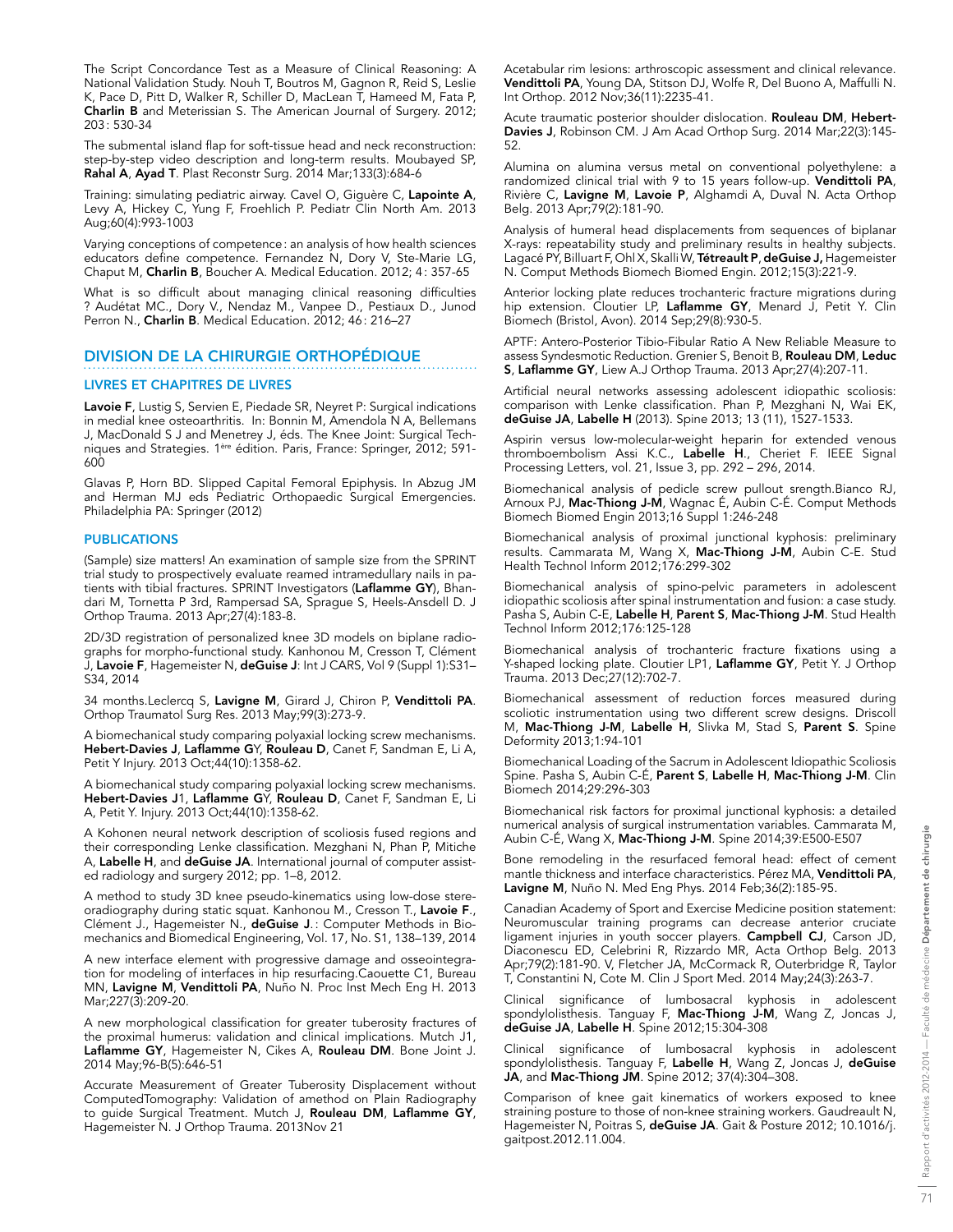The Script Concordance Test as a Measure of Clinical Reasoning: A National Validation Study. Nouh T, Boutros M, Gagnon R, Reid S, Leslie K, Pace D, Pitt D, Walker R, Schiller D, MacLean T, Hameed M, Fata P, **Charlin B** and Meterissian S. The American Journal of Surgery. 2012; 203 : 530-34

The submental island flap for soft-tissue head and neck reconstruction: step-by-step video description and long-term results. Moubayed SP, **Rahal A**, **Ayad T**. Plast Reconstr Surg. 2014 Mar;133(3):684-6

Training: simulating pediatric airway. Cavel O, Giguère C, **Lapointe A**, Levy A, Hickey C, Yung F, Froehlich P. Pediatr Clin North Am. 2013 Aug;60(4):993-1003

Varying conceptions of competence : an analysis of how health sciences educators define competence. Fernandez N, Dory V, Ste-Marie LG, Chaput M, **Charlin B**, Boucher A. Medical Education. 2012; 4 : 357-65

What is so difficult about managing clinical reasoning difficulties ? Audétat MC., Dory V., Nendaz M., Vanpee D., Pestiaux D., Junod Perron N., **Charlin B**. Medical Education. 2012; 46 : 216–27

## DIVISION DE LA CHIRURGIE ORTHOPÉDIQUE

### LIVRES ET CHAPITRES DE LIVRES

**Lavoie F**, Lustig S, Servien E, Piedade SR, Neyret P: Surgical indications in medial knee osteoarthritis. In: Bonnin M, Amendola N A, Bellemans J, MacDonald S J and Menetrey J, éds. The Knee Joint: Surgical Techniques and Strategies. 1ère édition. Paris, France: Springer, 2012; 591-600

Glavas P, Horn BD. Slipped Capital Femoral Epiphysis. In Abzug JM and Herman MJ eds Pediatric Orthopaedic Surgical Emergencies. Philadelphia PA: Springer (2012)

### PUBLICATIONS

(Sample) size matters! An examination of sample size from the SPRINT trial study to prospectively evaluate reamed intramedullary nails in patients with tibial fractures. SPRINT Investigators (**Laflamme GY**), Bhandari M, Tornetta P 3rd, Rampersad SA, Sprague S, Heels-Ansdell D. J Orthop Trauma. 2013 Apr;27(4):183-8.

2D/3D registration of personalized knee 3D models on biplane radiographs for morpho-functional study. Kanhonou M, Cresson T, Clément J, **Lavoie F**, Hagemeister N, **deGuise J**: Int J CARS, Vol 9 (Suppl 1):S31–S34, 2014

34 months.Leclercq S, **Lavigne M**, Girard J, Chiron P, **Vendittoli PA**. Orthop Traumatol Surg Res. 2013 May;99(3):273-9.

A biomechanical study comparing polyaxial locking screw mechanisms. **Hebert-Davies J**, **Laflamme G**Y, **Rouleau D**, Canet F, Sandman E, Li A, Petit Y Injury. 2013 Oct;44(10):1358-62.

A biomechanical study comparing polyaxial locking screw mechanisms. **Hebert-Davies J**1, **Laflamme G**Y, **Rouleau D**, Canet F, Sandman E, Li A, Petit Y. Injury. 2013 Oct;44(10):1358-62.

A Kohonen neural network description of scoliosis fused regions and their corresponding Lenke classification. Mezghani N, Phan P, Mitiche A, **Labelle H**, and **deGuise JA**. International journal of computer assisted radiology and surgery 2012; pp. 1–8, 2012.

A method to study 3D knee pseudo-kinematics using low-dose stereoradiography during static squat. Kanhonou M., Cresson T., **Lavoie F**., Clément J., Hagemeister N., **deGuise J**. : Computer Methods in Biomechanics and Biomedical Engineering, Vol. 17, No. S1, 138–139, 2014

A new interface element with progressive damage and osseointegration for modeling of interfaces in hip resurfacing.Caouette C1, Bureau MN, **Lavigne M**, **Vendittoli PA**, Nuño N. Proc Inst Mech Eng H. 2013 Mar;227(3):209-20.

A new morphological classification for greater tuberosity fractures of the proximal humerus: validation and clinical implications. Mutch J1, **Laflamme GY**, Hagemeister N, Cikes A, **Rouleau DM**. Bone Joint J. 2014 May;96-B(5):646-51

Accurate Measurement of Greater Tuberosity Displacement without ComputedTomography: Validation of amethod on Plain Radiography to guide Surgical Treatment. Mutch J, **Rouleau DM**, **Laflamme GY**, Hagemeister N. J Orthop Trauma. 2013Nov 21

Acetabular rim lesions: arthroscopic assessment and clinical relevance. **Vendittoli PA**, Young DA, Stitson DJ, Wolfe R, Del Buono A, Maffulli N. Int Orthop. 2012 Nov;36(11):2235-41.

Acute traumatic posterior shoulder dislocation. **Rouleau DM**, **Hebert-Davies J**, Robinson CM. J Am Acad Orthop Surg. 2014 Mar;22(3):145-52.

Alumina on alumina versus metal on conventional polyethylene: a randomized clinical trial with 9 to 15 years follow-up. **Vendittoli PA**, Rivière C, **Lavigne M**, **Lavoie P**, Alghamdi A, Duval N. Acta Orthop Belg. 2013 Apr;79(2):181-90.

Analysis of humeral head displacements from sequences of biplanar X-rays: repeatability study and preliminary results in healthy subjects. Lagacé PY, Billuart F, Ohl X, Skalli W, **Tétreault P**, **deGuise J,** Hagemeister N. Comput Methods Biomech Biomed Engin. 2012;15(3):221-9.

Anterior locking plate reduces trochanteric fracture migrations during hip extension. Cloutier LP, **Laflamme GY**, Menard J, Petit Y. Clin Biomech (Bristol, Avon). 2014 Sep;29(8):930-5.

APTF: Antero-Posterior Tibio-Fibular Ratio A New Reliable Measure to assess Syndesmotic Reduction. Grenier S, Benoit B, **Rouleau DM**, **Leduc S**, **Laflamme GY**, Liew A.J Orthop Trauma. 2013 Apr;27(4):207-11.

Artificial neural networks assessing adolescent idiopathic scoliosis: comparison with Lenke classification. Phan P, Mezghani N, Wai EK, **deGuise JA**, **Labelle H** (2013). Spine 2013; 13 (11), 1527-1533.

Aspirin versus low-molecular-weight heparin for extended venous thromboembolism Assi K.C., **Labelle H**., Cheriet F. IEEE Signal Processing Letters, vol. 21, Issue 3, pp. 292 – 296, 2014.

Biomechanical analysis of pedicle screw pullout srength.Bianco RJ, Arnoux PJ, **Mac-Thiong J-M**, Wagnac É, Aubin C-É. Comput Methods Biomech Biomed Engin 2013;16 Suppl 1:246-248

Biomechanical analysis of proximal junctional kyphosis: preliminary results. Cammarata M, Wang X, **Mac-Thiong J-M**, Aubin C-E. Stud Health Technol Inform 2012;176:299-302

Biomechanical analysis of spino-pelvic parameters in adolescent idiopathic scoliosis after spinal instrumentation and fusion: a case study. Pasha S, Aubin C-E, **Labelle H**, **Parent S**, **Mac-Thiong J-M**. Stud Health Technol Inform 2012;176:125-128

Biomechanical analysis of trochanteric fracture fixations using a Y-shaped locking plate. Cloutier LP1, **Laflamme GY**, Petit Y. J Orthop Trauma. 2013 Dec;27(12):702-7.

Biomechanical assessment of reduction forces measured during scoliotic instrumentation using two different screw designs. Driscoll M, **Mac-Thiong J-M**, **Labelle H**, Slivka M, Stad S, **Parent S**. Spine Deformity 2013;1:94-101

Biomechanical Loading of the Sacrum in Adolescent Idiopathic Scoliosis Spine. Pasha S, Aubin C-É, **Parent S**, **Labelle H**, **Mac-Thiong J-M**. Clin Biomech 2014;29:296-303

Biomechanical risk factors for proximal junctional kyphosis: a detailed numerical analysis of surgical instrumentation variables. Cammarata M, Aubin C-É, Wang X, **Mac-Thiong J-M**. Spine 2014;39:E500-E507

Bone remodeling in the resurfaced femoral head: effect of cement mantle thickness and interface characteristics. Pérez MA, **Vendittoli PA**, **Lavigne M**, Nuño N. Med Eng Phys. 2014 Feb;36(2):185-95.

Canadian Academy of Sport and Exercise Medicine position statement: Neuromuscular training programs can decrease anterior cruciate ligament injuries in youth soccer players. **Campbell CJ**, Carson JD, Diaconescu ED, Celebrini R, Rizzardo MR, Acta Orthop Belg. 2013 Apr;79(2):181-90. V, Fletcher JA, McCormack R, Outerbridge R, Taylor T, Constantini N, Cote M. Clin J Sport Med. 2014 May;24(3):263-7.

Clinical significance of lumbosacral kyphosis in adolescent spondylolisthesis. Tanguay F, **Mac-Thiong J-M**, Wang Z, Joncas J, **deGuise JA**, **Labelle H**. Spine 2012;15:304-308

Clinical significance of lumbosacral kyphosis in adolescent spondylolisthesis. Tanguay F, **Labelle H**, Wang Z, Joncas J, **deGuise JA**, and **Mac-Thiong JM**. Spine 2012; 37(4):304–308.

Comparison of knee gait kinematics of workers exposed to knee straining posture to those of non-knee straining workers. Gaudreault N, Hagemeister N, Poitras S, **deGuise JA**. Gait & Posture 2012; 10.1016/j.gaitpost.2012.11.004.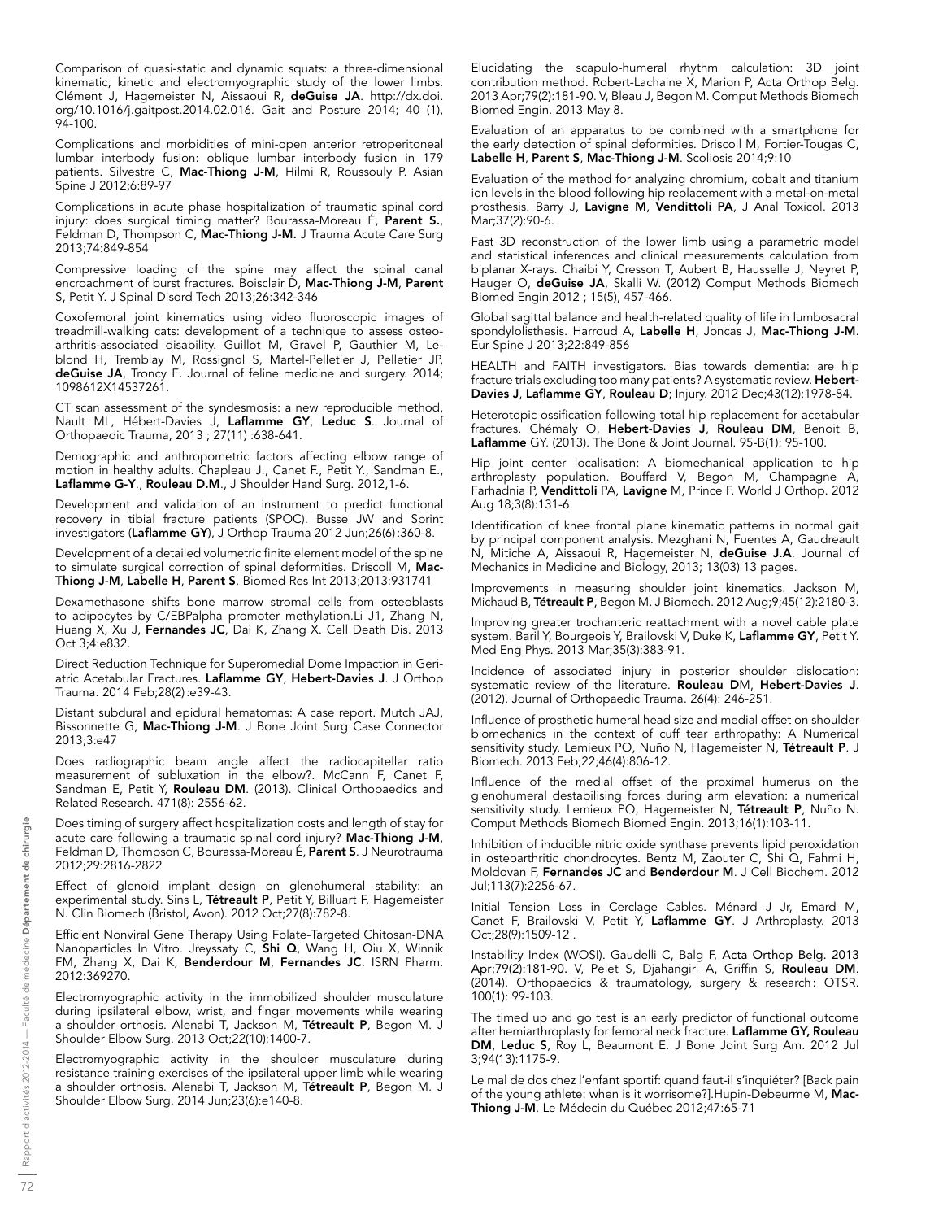Comparison of quasi-static and dynamic squats: a three-dimensional kinematic, kinetic and electromyographic study of the lower limbs. Clément J, Hagemeister N, Aissaoui R, **deGuise JA**. http://dx.doi.org/10.1016/j.gaitpost.2014.02.016. Gait and Posture 2014; 40 (1), 94-100.

Complications and morbidities of mini-open anterior retroperitoneal lumbar interbody fusion: oblique lumbar interbody fusion in 179 patients. Silvestre C, **Mac-Thiong J-M**, Hilmi R, Roussouly P. Asian Spine J 2012;6:89-97

Complications in acute phase hospitalization of traumatic spinal cord injury: does surgical timing matter? Bourassa-Moreau É, **Parent S.**, Feldman D, Thompson C, **Mac-Thiong J-M.** J Trauma Acute Care Surg 2013;74:849-854

Compressive loading of the spine may affect the spinal canal encroachment of burst fractures. Boisclair D, **Mac-Thiong J-M**, **Parent** S, Petit Y. J Spinal Disord Tech 2013;26:342-346

Coxofemoral joint kinematics using video fluoroscopic images of treadmill-walking cats: development of a technique to assess osteoarthritis-associated disability. Guillot M, Gravel P, Gauthier M, Leblond H, Tremblay M, Rossignol S, Martel-Pelletier J, Pelletier JP, **deGuise JA**, Troncy E. Journal of feline medicine and surgery. 2014; 1098612X14537261.

CT scan assessment of the syndesmosis: a new reproducible method, Nault ML, Hébert-Davies J, **Laflamme GY**, **Leduc S**. Journal of Orthopaedic Trauma, 2013 ; 27(11) :638-641.

Demographic and anthropometric factors affecting elbow range of motion in healthy adults. Chapleau J., Canet F., Petit Y., Sandman E., **Laflamme G-Y**., **Rouleau D.M**., J Shoulder Hand Surg. 2012,1-6.

Development and validation of an instrument to predict functional recovery in tibial fracture patients (SPOC). Busse JW and Sprint investigators (**Laflamme GY**), J Orthop Trauma 2012 Jun;26(6):360-8.

Development of a detailed volumetric finite element model of the spine to simulate surgical correction of spinal deformities. Driscoll M, **Mac-Thiong J-M**, **Labelle H**, **Parent S**. Biomed Res Int 2013;2013:931741

Dexamethasone shifts bone marrow stromal cells from osteoblasts to adipocytes by C/EBPalpha promoter methylation.Li J1, Zhang N, Huang X, Xu J, **Fernandes JC**, Dai K, Zhang X. Cell Death Dis. 2013 Oct 3;4:e832.

Direct Reduction Technique for Superomedial Dome Impaction in Geriatric Acetabular Fractures. **Laflamme GY**, **Hebert-Davies J**. J Orthop Trauma. 2014 Feb;28(2):e39-43.

Distant subdural and epidural hematomas: A case report. Mutch JAJ, Bissonnette G, **Mac-Thiong J-M**. J Bone Joint Surg Case Connector 2013;3:e47

Does radiographic beam angle affect the radiocapitellar ratio measurement of subluxation in the elbow?. McCann F, Canet F, Sandman E, Petit Y, **Rouleau DM**. (2013). Clinical Orthopaedics and Related Research. 471(8): 2556-62.

Does timing of surgery affect hospitalization costs and length of stay for acute care following a traumatic spinal cord injury? **Mac-Thiong J-M**, Feldman D, Thompson C, Bourassa-Moreau É, **Parent S**. J Neurotrauma 2012;29:2816-2822

Effect of glenoid implant design on glenohumeral stability: an experimental study. Sins L, **Tétreault P**, Petit Y, Billuart F, Hagemeister N. Clin Biomech (Bristol, Avon). 2012 Oct;27(8):782-8.

Efficient Nonviral Gene Therapy Using Folate-Targeted Chitosan-DNA Nanoparticles In Vitro. Jreyssaty C, **Shi Q**, Wang H, Qiu X, Winnik FM, Zhang X, Dai K, **Benderdour M**, **Fernandes JC**. ISRN Pharm. 2012:369270.

Electromyographic activity in the immobilized shoulder musculature during ipsilateral elbow, wrist, and finger movements while wearing a shoulder orthosis. Alenabi T, Jackson M, **Tétreault P**, Begon M. J Shoulder Elbow Surg. 2013 Oct;22(10):1400-7.

Electromyographic activity in the shoulder musculature during resistance training exercises of the ipsilateral upper limb while wearing a shoulder orthosis. Alenabi T, Jackson M, **Tétreault P**, Begon M. J Shoulder Elbow Surg. 2014 Jun;23(6):e140-8.

Elucidating the scapulo-humeral rhythm calculation: 3D joint contribution method. Robert-Lachaine X, Marion P, Acta Orthop Belg. 2013 Apr;79(2):181-90. V, Bleau J, Begon M. Comput Methods Biomech Biomed Engin. 2013 May 8.

Evaluation of an apparatus to be combined with a smartphone for the early detection of spinal deformities. Driscoll M, Fortier-Tougas C, **Labelle H**, **Parent S**, **Mac-Thiong J-M**. Scoliosis 2014;9:10

Evaluation of the method for analyzing chromium, cobalt and titanium ion levels in the blood following hip replacement with a metal-on-metal prosthesis. Barry J, **Lavigne M**, **Vendittoli PA**, J Anal Toxicol. 2013 Mar;37(2):90-6.

Fast 3D reconstruction of the lower limb using a parametric model and statistical inferences and clinical measurements calculation from biplanar X-rays. Chaibi Y, Cresson T, Aubert B, Hausselle J, Neyret P, Hauger O, **deGuise JA**, Skalli W. (2012) Comput Methods Biomech Biomed Engin 2012 ; 15(5), 457-466.

Global sagittal balance and health-related quality of life in lumbosacral spondylolisthesis. Harroud A, **Labelle H**, Joncas J, **Mac-Thiong J-M**. Eur Spine J 2013;22:849-856

HEALTH and FAITH investigators. Bias towards dementia: are hip fracture trials excluding too many patients? A systematic review. **Hebert-Davies J**, **Laflamme GY**, **Rouleau D**; Injury. 2012 Dec;43(12):1978-84.

Heterotopic ossification following total hip replacement for acetabular fractures. Chémaly O, **Hebert-Davies J**, **Rouleau DM**, Benoit B, **Laflamme** GY. (2013). The Bone & Joint Journal. 95-B(1): 95-100.

Hip joint center localisation: A biomechanical application to hip arthroplasty population. Bouffard V, Begon M, Champagne A, Farhadnia P, **Vendittoli** PA, **Lavigne** M, Prince F. World J Orthop. 2012 Aug 18;3(8):131-6.

Identification of knee frontal plane kinematic patterns in normal gait by principal component analysis. Mezghani N, Fuentes A, Gaudreault N, Mitiche A, Aissaoui R, Hagemeister N, **deGuise J.A**. Journal of Mechanics in Medicine and Biology, 2013; 13(03) 13 pages.

Improvements in measuring shoulder joint kinematics. Jackson M, Michaud B, **Tétreault P**, Begon M. J Biomech. 2012 Aug;9;45(12):2180-3.

Improving greater trochanteric reattachment with a novel cable plate system. Baril Y, Bourgeois Y, Brailovski V, Duke K, **Laflamme GY**, Petit Y. Med Eng Phys. 2013 Mar;35(3):383-91.

Incidence of associated injury in posterior shoulder dislocation: systematic review of the literature. **Rouleau D**M, **Hebert-Davies J**. (2012). Journal of Orthopaedic Trauma. 26(4): 246-251.

Influence of prosthetic humeral head size and medial offset on shoulder biomechanics in the context of cuff tear arthropathy: A Numerical sensitivity study. Lemieux PO, Nuño N, Hagemeister N, **Tétreault P**. J Biomech. 2013 Feb;22;46(4):806-12.

Influence of the medial offset of the proximal humerus on the glenohumeral destabilising forces during arm elevation: a numerical sensitivity study. Lemieux PO, Hagemeister N, **Tétreault P**, Nuño N. Comput Methods Biomech Biomed Engin. 2013;16(1):103-11.

Inhibition of inducible nitric oxide synthase prevents lipid peroxidation in osteoarthritic chondrocytes. Bentz M, Zaouter C, Shi Q, Fahmi H, Moldovan F, **Fernandes JC** and **Benderdour M**. J Cell Biochem. 2012 Jul;113(7):2256-67.

Initial Tension Loss in Cerclage Cables. Ménard J Jr, Emard M, Canet F, Brailovski V, Petit Y, **Laflamme GY**. J Arthroplasty. 2013 Oct;28(9):1509-12 .

Instability Index (WOSI). Gaudelli C, Balg F, Acta Orthop Belg. 2013 Apr;79(2):181-90. V, Pelet S, Djahangiri A, Griffin S, **Rouleau DM**. (2014). Orthopaedics & traumatology, surgery & research: OTSR. 100(1): 99-103.

The timed up and go test is an early predictor of functional outcome after hemiarthroplasty for femoral neck fracture. **Laflamme GY, Rouleau DM**, **Leduc S**, Roy L, Beaumont E. J Bone Joint Surg Am. 2012 Jul 3;94(13):1175-9.

Le mal de dos chez l'enfant sportif: quand faut-il s'inquiéter? [Back pain of the young athlete: when is it worrisome?].Hupin-Debeurme M, **Mac-Thiong J-M**. Le Médecin du Québec 2012;47:65-71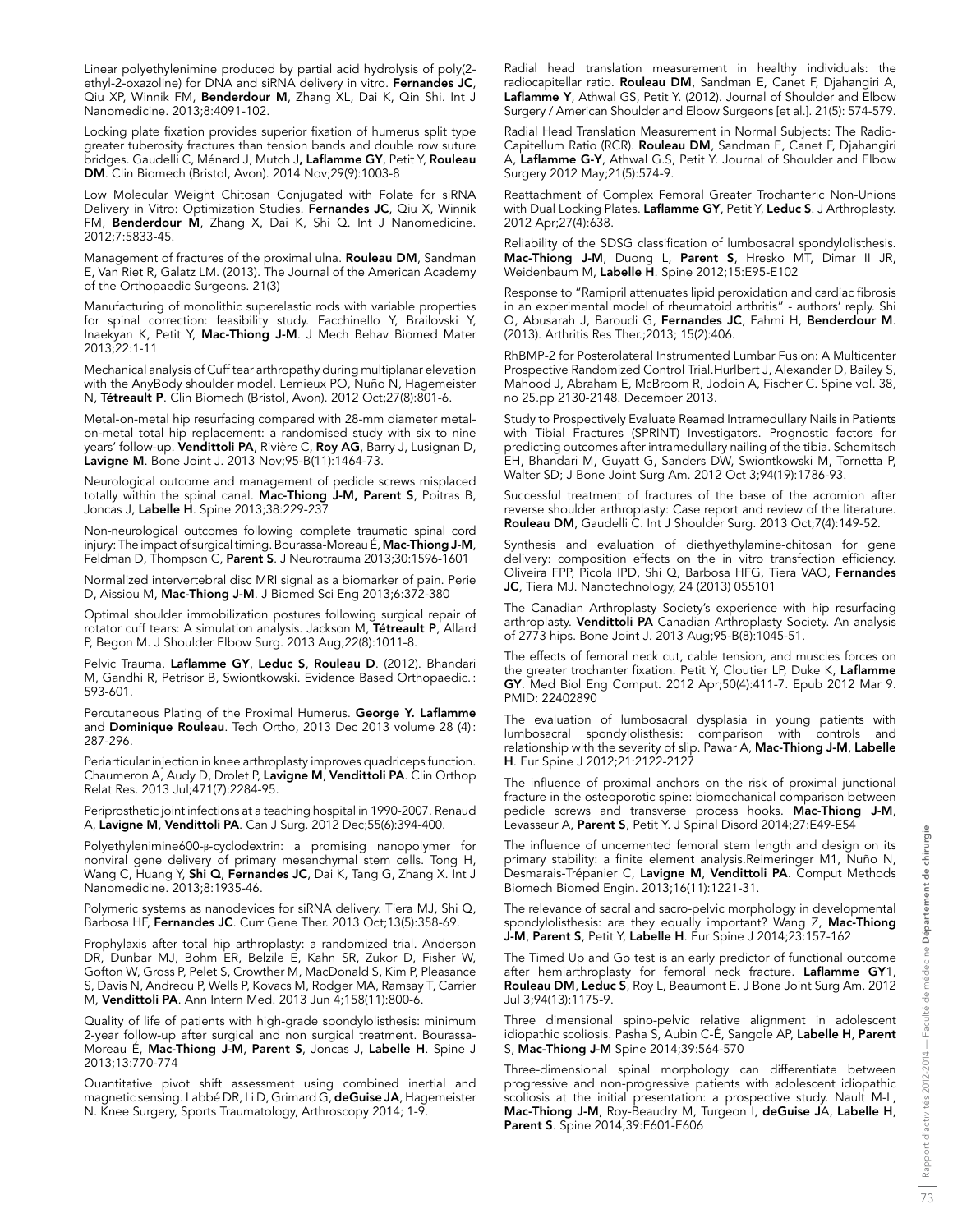Linear polyethylenimine produced by partial acid hydrolysis of poly(2-ethyl-2-oxazoline) for DNA and siRNA delivery in vitro. **Fernandes JC**, Qiu XP, Winnik FM, **Benderdour M**, Zhang XL, Dai K, Qin Shi. Int J Nanomedicine. 2013;8:4091-102.

Locking plate fixation provides superior fixation of humerus split type greater tuberosity fractures than tension bands and double row suture bridges. Gaudelli C, Ménard J, Mutch J**, Laflamme GY**, Petit Y, **Rouleau DM**. Clin Biomech (Bristol, Avon). 2014 Nov;29(9):1003-8

Low Molecular Weight Chitosan Conjugated with Folate for siRNA Delivery in Vitro: Optimization Studies. **Fernandes JC**, Qiu X, Winnik FM, **Benderdour M**, Zhang X, Dai K, Shi Q. Int J Nanomedicine. 2012;7:5833-45.

Management of fractures of the proximal ulna. **Rouleau DM**, Sandman E, Van Riet R, Galatz LM. (2013). The Journal of the American Academy of the Orthopaedic Surgeons. 21(3)

Manufacturing of monolithic superelastic rods with variable properties for spinal correction: feasibility study. Facchinello Y, Brailovski Y, Inaekyan K, Petit Y, **Mac-Thiong J-M**. J Mech Behav Biomed Mater 2013;22:1-11

Mechanical analysis of Cuff tear arthropathy during multiplanar elevation with the AnyBody shoulder model. Lemieux PO, Nuño N, Hagemeister N, **Tétreault P**. Clin Biomech (Bristol, Avon). 2012 Oct;27(8):801-6.

Metal-on-metal hip resurfacing compared with 28-mm diameter metal-on-metal total hip replacement: a randomised study with six to nine years' follow-up. **Vendittoli PA**, Rivière C, **Roy AG**, Barry J, Lusignan D, **Lavigne M**. Bone Joint J. 2013 Nov;95-B(11):1464-73.

Neurological outcome and management of pedicle screws misplaced totally within the spinal canal. **Mac-Thiong J-M, Parent S**, Poitras B, Joncas J, **Labelle H**. Spine 2013;38:229-237

Non-neurological outcomes following complete traumatic spinal cord injury: The impact of surgical timing. Bourassa-Moreau É, **Mac-Thiong J-M**, Feldman D, Thompson C, **Parent S**. J Neurotrauma 2013;30:1596-1601

Normalized intervertebral disc MRI signal as a biomarker of pain. Perie D, Aissiou M, **Mac-Thiong J-M**. J Biomed Sci Eng 2013;6:372-380

Optimal shoulder immobilization postures following surgical repair of rotator cuff tears: A simulation analysis. Jackson M, **Tétreault P**, Allard P, Begon M. J Shoulder Elbow Surg. 2013 Aug;22(8):1011-8.

Pelvic Trauma. **Laflamme GY**, **Leduc S**, **Rouleau D**. (2012). Bhandari M, Gandhi R, Petrisor B, Swiontkowski. Evidence Based Orthopaedic. : 593-601.

Percutaneous Plating of the Proximal Humerus. **George Y. Laflamme** and **Dominique Rouleau**. Tech Ortho, 2013 Dec 2013 volume 28 (4) : 287-296.

Periarticular injection in knee arthroplasty improves quadriceps function. Chaumeron A, Audy D, Drolet P, **Lavigne M**, **Vendittoli PA**. Clin Orthop Relat Res. 2013 Jul;471(7):2284-95.

Periprosthetic joint infections at a teaching hospital in 1990-2007. Renaud A, **Lavigne M**, **Vendittoli PA**. Can J Surg. 2012 Dec;55(6):394-400.

Polyethylenimine600-β-cyclodextrin: a promising nanopolymer for nonviral gene delivery of primary mesenchymal stem cells. Tong H, Wang C, Huang Y, **Shi Q**, **Fernandes JC**, Dai K, Tang G, Zhang X. Int J Nanomedicine. 2013;8:1935-46.

Polymeric systems as nanodevices for siRNA delivery. Tiera MJ, Shi Q, Barbosa HF, **Fernandes JC**. Curr Gene Ther. 2013 Oct;13(5):358-69.

Prophylaxis after total hip arthroplasty: a randomized trial. Anderson DR, Dunbar MJ, Bohm ER, Belzile E, Kahn SR, Zukor D, Fisher W, Gofton W, Gross P, Pelet S, Crowther M, MacDonald S, Kim P, Pleasance S, Davis N, Andreou P, Wells P, Kovacs M, Rodger MA, Ramsay T, Carrier M, **Vendittoli PA**. Ann Intern Med. 2013 Jun 4;158(11):800-6.

Quality of life of patients with high-grade spondylolisthesis: minimum 2-year follow-up after surgical and non surgical treatment. Bourassa-Moreau É, **Mac-Thiong J-M**, **Parent S**, Joncas J, **Labelle H**. Spine J 2013;13:770-774

Quantitative pivot shift assessment using combined inertial and magnetic sensing. Labbé DR, Li D, Grimard G, **deGuise JA**, Hagemeister N. Knee Surgery, Sports Traumatology, Arthroscopy 2014; 1-9.

Radial head translation measurement in healthy individuals: the radiocapitellar ratio. **Rouleau DM**, Sandman E, Canet F, Djahangiri A, **Laflamme Y**, Athwal GS, Petit Y. (2012). Journal of Shoulder and Elbow Surgery / American Shoulder and Elbow Surgeons [et al.]. 21(5): 574-579.

Radial Head Translation Measurement in Normal Subjects: The Radio-Capitellum Ratio (RCR). **Rouleau DM**, Sandman E, Canet F, Djahangiri A, **Laflamme G-Y**, Athwal G.S, Petit Y. Journal of Shoulder and Elbow Surgery 2012 May;21(5):574-9.

Reattachment of Complex Femoral Greater Trochanteric Non-Unions with Dual Locking Plates. **Laflamme GY**, Petit Y, **Leduc S**. J Arthroplasty. 2012 Apr;27(4):638.

Reliability of the SDSG classification of lumbosacral spondylolisthesis. **Mac-Thiong J-M**, Duong L, **Parent S**, Hresko MT, Dimar II JR, Weidenbaum M, **Labelle H**. Spine 2012;15:E95-E102

Response to "Ramipril attenuates lipid peroxidation and cardiac fibrosis in an experimental model of rheumatoid arthritis" - authors' reply. Shi Q, Abusarah J, Baroudi G, **Fernandes JC**, Fahmi H, **Benderdour M**. (2013). Arthritis Res Ther.;2013; 15(2):406.

RhBMP-2 for Posterolateral Instrumented Lumbar Fusion: A Multicenter Prospective Randomized Control Trial.Hurlbert J, Alexander D, Bailey S, Mahood J, Abraham E, McBroom R, Jodoin A, Fischer C. Spine vol. 38, no 25.pp 2130-2148. December 2013.

Study to Prospectively Evaluate Reamed Intramedullary Nails in Patients with Tibial Fractures (SPRINT) Investigators. Prognostic factors for predicting outcomes after intramedullary nailing of the tibia. Schemitsch EH, Bhandari M, Guyatt G, Sanders DW, Swiontkowski M, Tornetta P, Walter SD; J Bone Joint Surg Am. 2012 Oct 3;94(19):1786-93.

Successful treatment of fractures of the base of the acromion after reverse shoulder arthroplasty: Case report and review of the literature. **Rouleau DM**, Gaudelli C. Int J Shoulder Surg. 2013 Oct;7(4):149-52.

Synthesis and evaluation of diethyethylamine-chitosan for gene delivery: composition effects on the in vitro transfection efficiency. Oliveira FPP, Picola IPD, Shi Q, Barbosa HFG, Tiera VAO, **Fernandes JC**, Tiera MJ. Nanotechnology, 24 (2013) 055101

The Canadian Arthroplasty Society's experience with hip resurfacing arthroplasty. **Vendittoli PA** Canadian Arthroplasty Society. An analysis of 2773 hips. Bone Joint J. 2013 Aug;95-B(8):1045-51.

The effects of femoral neck cut, cable tension, and muscles forces on the greater trochanter fixation. Petit Y, Cloutier LP, Duke K, **Laflamme GY**. Med Biol Eng Comput. 2012 Apr;50(4):411-7. Epub 2012 Mar 9. PMID: 22402890

The evaluation of lumbosacral dysplasia in young patients with lumbosacral spondylolisthesis: comparison with controls and relationship with the severity of slip. Pawar A, **Mac-Thiong J-M**, **Labelle H**. Eur Spine J 2012;21:2122-2127

The influence of proximal anchors on the risk of proximal junctional fracture in the osteoporotic spine: biomechanical comparison between pedicle screws and transverse process hooks. **Mac-Thiong J-M**, Levasseur A, **Parent S**, Petit Y. J Spinal Disord 2014;27:E49-E54

The influence of uncemented femoral stem length and design on its primary stability: a finite element analysis.Reimeringer M1, Nuño N, Desmarais-Trépanier C, **Lavigne M**, **Vendittoli PA**. Comput Methods Biomech Biomed Engin. 2013;16(11):1221-31.

The relevance of sacral and sacro-pelvic morphology in developmental spondylolisthesis: are they equally important? Wang Z, **Mac-Thiong J-M**, **Parent S**, Petit Y, **Labelle H**. Eur Spine J 2014;23:157-162

The Timed Up and Go test is an early predictor of functional outcome after hemiarthroplasty for femoral neck fracture. **Laflamme GY**1, **Rouleau DM**, **Leduc S**, Roy L, Beaumont E. J Bone Joint Surg Am. 2012 Jul 3;94(13):1175-9.

Three dimensional spino-pelvic relative alignment in adolescent idiopathic scoliosis. Pasha S, Aubin C-É, Sangole AP, **Labelle H**, **Parent** S, **Mac-Thiong J-M** Spine 2014;39:564-570

Three-dimensional spinal morphology can differentiate between progressive and non-progressive patients with adolescent idiopathic scoliosis at the initial presentation: a prospective study. Nault M-L, **Mac-Thiong J-M**, Roy-Beaudry M, Turgeon I, **deGuise J**A, **Labelle H**, **Parent S**. Spine 2014;39:E601-E606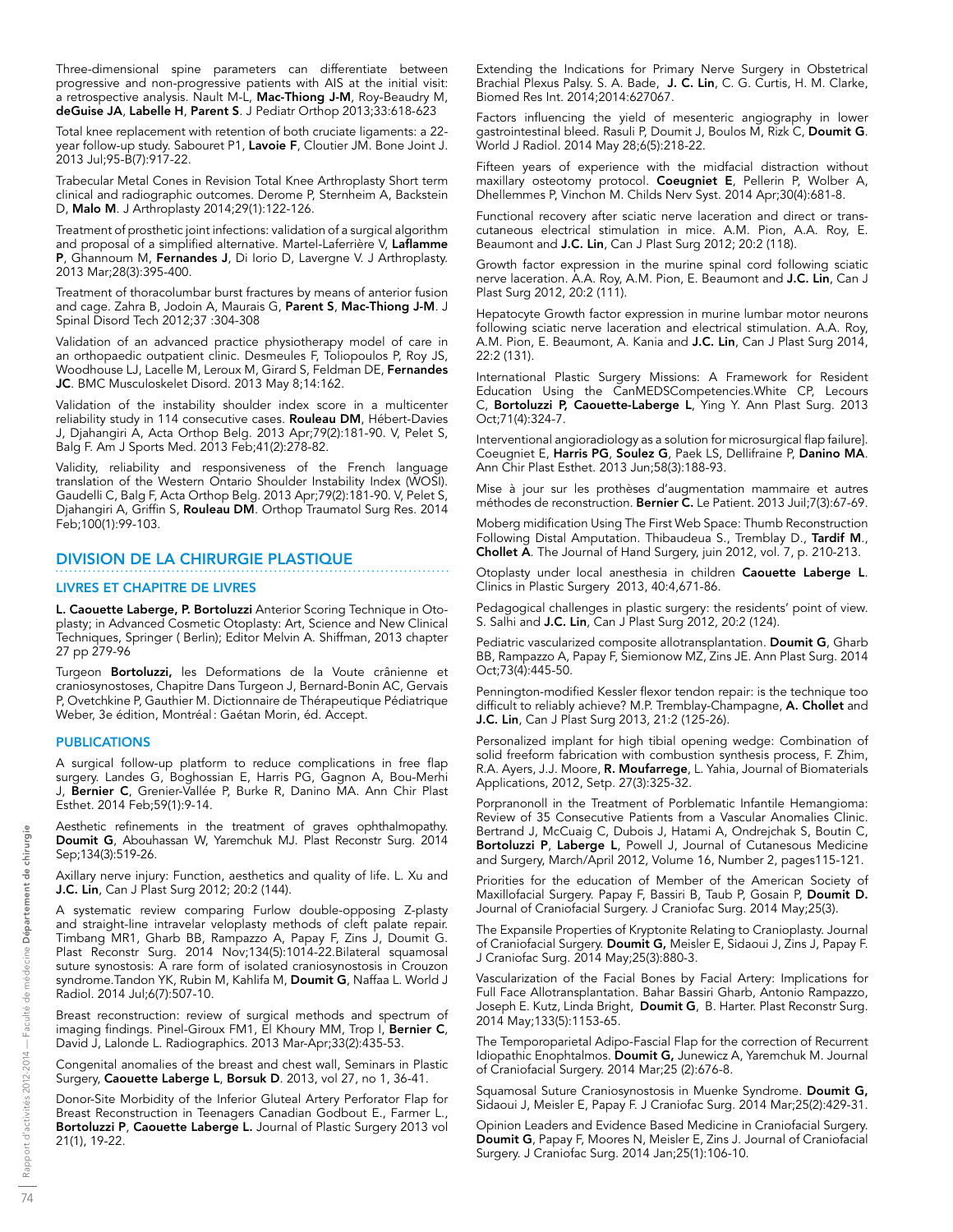Three-dimensional spine parameters can differentiate between progressive and non-progressive patients with AIS at the initial visit: a retrospective analysis. Nault M-L, **Mac-Thiong J-M**, Roy-Beaudry M, **deGuise JA**, **Labelle H**, **Parent S**. J Pediatr Orthop 2013;33:618-623

Total knee replacement with retention of both cruciate ligaments: a 22-year follow-up study. Sabouret P1, **Lavoie F**, Cloutier JM. Bone Joint J. 2013 Jul;95-B(7):917-22.

Trabecular Metal Cones in Revision Total Knee Arthroplasty Short term clinical and radiographic outcomes. Derome P, Sternheim A, Backstein D, **Malo M**. J Arthroplasty 2014;29(1):122-126.

Treatment of prosthetic joint infections: validation of a surgical algorithm and proposal of a simplified alternative. Martel-Laferrière V, **Laflamme P**, Ghannoum M, **Fernandes J**, Di Iorio D, Lavergne V. J Arthroplasty. 2013 Mar;28(3):395-400.

Treatment of thoracolumbar burst fractures by means of anterior fusion and cage. Zahra B, Jodoin A, Maurais G, **Parent S**, **Mac-Thiong J-M**. J Spinal Disord Tech 2012;37 :304-308

Validation of an advanced practice physiotherapy model of care in an orthopaedic outpatient clinic. Desmeules F, Toliopoulos P, Roy JS, Woodhouse LJ, Lacelle M, Leroux M, Girard S, Feldman DE, **Fernandes JC**. BMC Musculoskelet Disord. 2013 May 8;14:162.

Validation of the instability shoulder index score in a multicenter reliability study in 114 consecutive cases. **Rouleau DM**, Hébert-Davies J, Djahangiri A, Acta Orthop Belg. 2013 Apr;79(2):181-90. V, Pelet S, Balg F. Am J Sports Med. 2013 Feb;41(2):278-82.

Validity, reliability and responsiveness of the French language translation of the Western Ontario Shoulder Instability Index (WOSI). Gaudelli C, Balg F, Acta Orthop Belg. 2013 Apr;79(2):181-90. V, Pelet S, Djahangiri A, Griffin S, **Rouleau DM**. Orthop Traumatol Surg Res. 2014 Feb;100(1):99-103.

## DIVISION DE LA CHIRURGIE PLASTIQUE

### LIVRES ET CHAPITRE DE LIVRES

**L. Caouette Laberge, P. Bortoluzzi** Anterior Scoring Technique in Otoplasty; in Advanced Cosmetic Otoplasty: Art, Science and New Clinical Techniques, Springer ( Berlin); Editor Melvin A. Shiffman, 2013 chapter 27 pp 279-96

Turgeon **Bortoluzzi,** les Deformations de la Voute crânienne et craniosynostoses, Chapitre Dans Turgeon J, Bernard-Bonin AC, Gervais P, Ovetchkine P, Gauthier M. Dictionnaire de Thérapeutique Pédiatrique Weber, 3e édition, Montréal : Gaétan Morin, éd. Accept.

### PUBLICATIONS

A surgical follow-up platform to reduce complications in free flap surgery. Landes G, Boghossian E, Harris PG, Gagnon A, Bou-Merhi J, **Bernier C**, Grenier-Vallée P, Burke R, Danino MA. Ann Chir Plast Esthet. 2014 Feb;59(1):9-14.

Aesthetic refinements in the treatment of graves ophthalmopathy. **Doumit G**, Abouhassan W, Yaremchuk MJ. Plast Reconstr Surg. 2014 Sep;134(3):519-26.

Axillary nerve injury: Function, aesthetics and quality of life. L. Xu and **J.C. Lin**, Can J Plast Surg 2012; 20:2 (144).

A systematic review comparing Furlow double-opposing Z-plasty and straight-line intravelar veloplasty methods of cleft palate repair. Timbang MR1, Gharb BB, Rampazzo A, Papay F, Zins J, Doumit G. Plast Reconstr Surg. 2014 Nov;134(5):1014-22.Bilateral squamosal suture synostosis: A rare form of isolated craniosynostosis in Crouzon syndrome.Tandon YK, Rubin M, Kahlifa M, **Doumit G**, Naffaa L. World J Radiol. 2014 Jul;6(7):507-10.

Breast reconstruction: review of surgical methods and spectrum of imaging findings. Pinel-Giroux FM1, El Khoury MM, Trop I, **Bernier C**, David J, Lalonde L. Radiographics. 2013 Mar-Apr;33(2):435-53.

Congenital anomalies of the breast and chest wall, Seminars in Plastic Surgery, **Caouette Laberge L**, **Borsuk D**. 2013, vol 27, no 1, 36-41.

Donor-Site Morbidity of the Inferior Gluteal Artery Perforator Flap for Breast Reconstruction in Teenagers Canadian Godbout E., Farmer L., **Bortoluzzi P**, **Caouette Laberge L.** Journal of Plastic Surgery 2013 vol 21(1), 19-22.

Extending the Indications for Primary Nerve Surgery in Obstetrical Brachial Plexus Palsy. S. A. Bade, **J. C. Lin**, C. G. Curtis, H. M. Clarke, Biomed Res Int. 2014;2014:627067.

Factors influencing the yield of mesenteric angiography in lower gastrointestinal bleed. Rasuli P, Doumit J, Boulos M, Rizk C, **Doumit G**. World J Radiol. 2014 May 28;6(5):218-22.

Fifteen years of experience with the midfacial distraction without maxillary osteotomy protocol. **Coeugniet E**, Pellerin P, Wolber A, Dhellemmes P, Vinchon M. Childs Nerv Syst. 2014 Apr;30(4):681-8.

Functional recovery after sciatic nerve laceration and direct or trans-cutaneous electrical stimulation in mice. A.M. Pion, A.A. Roy, E. Beaumont and **J.C. Lin**, Can J Plast Surg 2012; 20:2 (118).

Growth factor expression in the murine spinal cord following sciatic nerve laceration and electrical stimulation. A.A. Roy, A.M. Pion, E. Beaumont and **J.C. Lin**, Can J Plast Surg 2012, 20:2 (111).

Hepatocyte Growth factor expression in murine lumbar motor neurons following sciatic nerve laceration and electrical stimulation. A.A. Roy, A.M. Pion, E. Beaumont, A. Kania and **J.C. Lin**, Can J Plast Surg 2014, 22:2 (131).

International Plastic Surgery Missions: A Framework for Resident Education Using the CanMEDSCompetencies.White CP, Lecours C, **Bortoluzzi P, Caouette-Laberge L**, Ying Y. Ann Plast Surg. 2013 Oct;71(4):324-7.

Interventional angioradiology as a solution for microsurgical flap failure]. Coeugniet E, **Harris PG**, **Soulez G**, Paek LS, Dellifraine P, **Danino MA**. Ann Chir Plast Esthet. 2013 Jun;58(3):188-93.

Mise à jour sur les prothèses d'augmentation mammaire et autres méthodes de reconstruction. **Bernier C.** Le Patient. 2013 Juil;7(3):67-69.

Moberg midification Using The First Web Space: Thumb Reconstruction Following Distal Amputation. Thibaudeua S., Tremblay D., **Tardif M**., **Chollet A**. The Journal of Hand Surgery, juin 2012, vol. 7, p. 210-213.

Otoplasty under local anesthesia in children **Caouette Laberge L**. Clinics in Plastic Surgery 2013, 40:4,671-86.

Pedagogical challenges in plastic surgery: the residents' point of view. S. Salhi and **J.C. Lin**, Can J Plast Surg 2012, 20:2 (124).

Pediatric vascularized composite allotransplantation. **Doumit G**, Gharb BB, Rampazzo A, Papay F, Siemionow MZ, Zins JE. Ann Plast Surg. 2014 Oct;73(4):445-50.

Pennington-modified Kessler flexor tendon repair: is the technique too difficult to reliably achieve? M.P. Tremblay-Champagne, **A. Chollet** and **J.C. Lin**, Can J Plast Surg 2013, 21:2 (125-26).

Personalized implant for high tibial opening wedge: Combination of solid freeform fabrication with combustion synthesis process, F. Zhim, R.A. Ayers, J.J. Moore, **R. Moufarrege**, L. Yahia, Journal of Biomaterials Applications, 2012, Setp. 27(3):325-32.

Porpranonoll in the Treatment of Porblematic Infantile Hemangioma: Review of 35 Consecutive Patients from a Vascular Anomalies Clinic. Bertrand J, McCuaig C, Dubois J, Hatami A, Ondrejchak S, Boutin C, **Bortoluzzi P**, **Laberge L**, Powell J, Journal of Cutanesous Medicine and Surgery, March/April 2012, Volume 16, Number 2, pages115-121.

Priorities for the education of Member of the American Society of Maxillofacial Surgery. Papay F, Bassiri B, Taub P, Gosain P, **Doumit D.** Journal of Craniofacial Surgery. J Craniofac Surg. 2014 May;25(3).

The Expansile Properties of Kryptonite Relating to Cranioplasty. Journal of Craniofacial Surgery. **Doumit G,** Meisler E, Sidaoui J, Zins J, Papay F. J Craniofac Surg. 2014 May;25(3):880-3.

Vascularization of the Facial Bones by Facial Artery: Implications for Full Face Allotransplantation. Bahar Bassiri Gharb, Antonio Rampazzo, Joseph E. Kutz, Linda Bright, **Doumit G**, B. Harter. Plast Reconstr Surg. 2014 May;133(5):1153-65.

The Temporoparietal Adipo-Fascial Flap for the correction of Recurrent Idiopathic Enophtalmos. **Doumit G,** Junewicz A, Yaremchuk M. Journal of Craniofacial Surgery. 2014 Mar;25 (2):676-8.

Squamosal Suture Craniosynostosis in Muenke Syndrome. **Doumit G,** Sidaoui J, Meisler E, Papay F. J Craniofac Surg. 2014 Mar;25(2):429-31.

Opinion Leaders and Evidence Based Medicine in Craniofacial Surgery. **Doumit G**, Papay F, Moores N, Meisler E, Zins J. Journal of Craniofacial Surgery. J Craniofac Surg. 2014 Jan;25(1):106-10.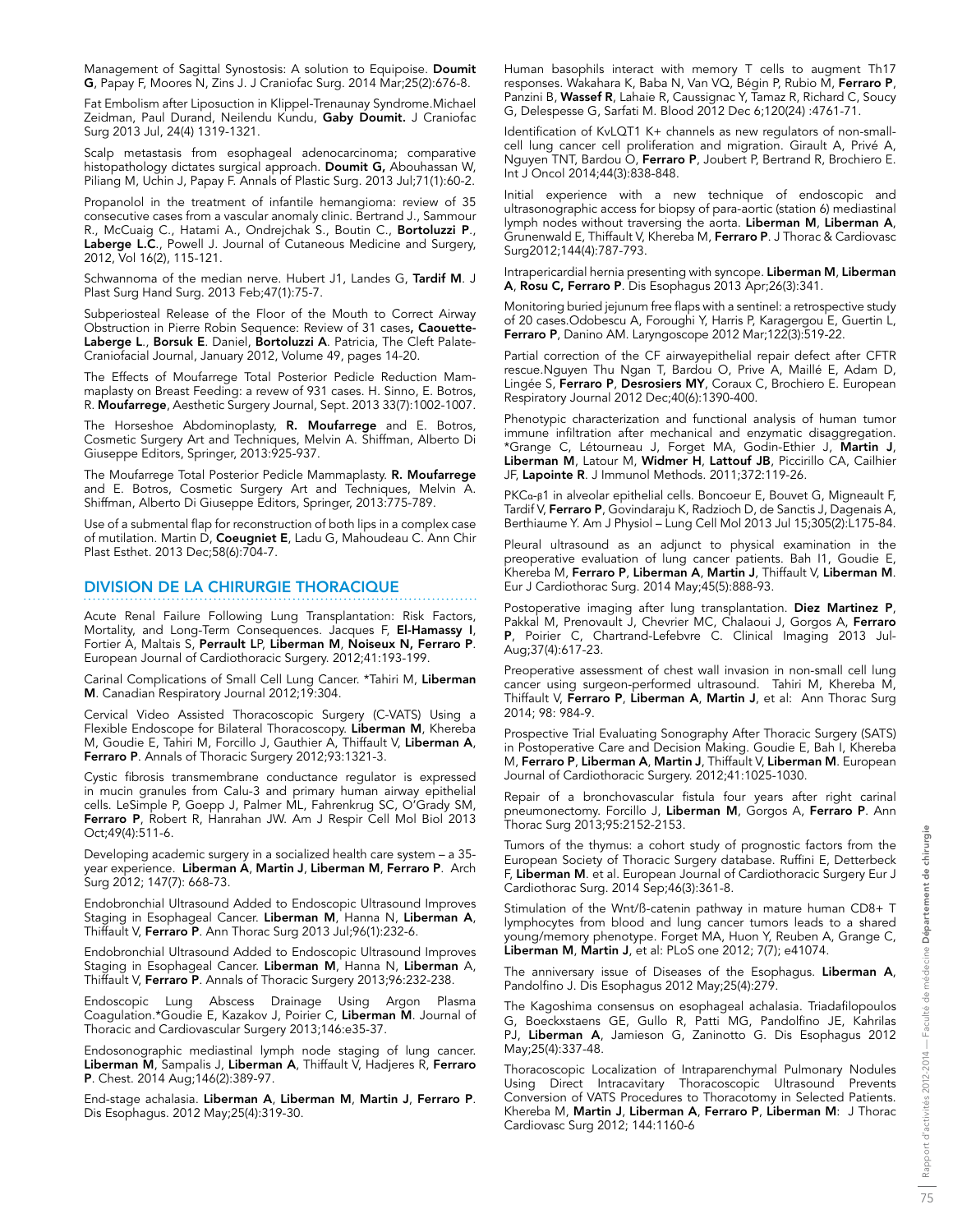Management of Sagittal Synostosis: A solution to Equipoise. **Doumit G**, Papay F, Moores N, Zins J. J Craniofac Surg. 2014 Mar;25(2):676-8.

Fat Embolism after Liposuction in Klippel-Trenaunay Syndrome.Michael Zeidman, Paul Durand, Neilendu Kundu, **Gaby Doumit.** J Craniofac Surg 2013 Jul, 24(4) 1319-1321.

Scalp metastasis from esophageal adenocarcinoma; comparative histopathology dictates surgical approach. **Doumit G,** Abouhassan W, Piliang M, Uchin J, Papay F. Annals of Plastic Surg. 2013 Jul;71(1):60-2.

Propanolol in the treatment of infantile hemangioma: review of 35 consecutive cases from a vascular anomaly clinic. Bertrand J., Sammour R., McCuaig C., Hatami A., Ondrejchak S., Boutin C., **Bortoluzzi P**., **Laberge L.C**., Powell J. Journal of Cutaneous Medicine and Surgery, 2012, Vol 16(2), 115-121.

Schwannoma of the median nerve. Hubert J1, Landes G, **Tardif M**. J Plast Surg Hand Surg. 2013 Feb;47(1):75-7.

Subperiosteal Release of the Floor of the Mouth to Correct Airway Obstruction in Pierre Robin Sequence: Review of 31 cases**, Caouette-Laberge L**., **Borsuk E**. Daniel, **Bortoluzzi A**. Patricia, The Cleft Palate-Craniofacial Journal, January 2012, Volume 49, pages 14-20.

The Effects of Moufarrege Total Posterior Pedicle Reduction Mammaplasty on Breast Feeding: a revew of 931 cases. H. Sinno, E. Botros, R. **Moufarrege**, Aesthetic Surgery Journal, Sept. 2013 33(7):1002-1007.

The Horseshoe Abdominoplasty, **R. Moufarrege** and E. Botros, Cosmetic Surgery Art and Techniques, Melvin A. Shiffman, Alberto Di Giuseppe Editors, Springer, 2013:925-937.

The Moufarrege Total Posterior Pedicle Mammaplasty. **R. Moufarrege** and E. Botros, Cosmetic Surgery Art and Techniques, Melvin A. Shiffman, Alberto Di Giuseppe Editors, Springer, 2013:775-789.

Use of a submental flap for reconstruction of both lips in a complex case of mutilation. Martin D, **Coeugniet E**, Ladu G, Mahoudeau C. Ann Chir Plast Esthet. 2013 Dec;58(6):704-7.

## DIVISION DE LA CHIRURGIE THORACIQUE

Acute Renal Failure Following Lung Transplantation: Risk Factors, Mortality, and Long-Term Consequences. Jacques F, **El-Hamassy I**, Fortier A, Maltais S, **Perrault LP**, **Liberman M**, **Noiseux N, Ferraro P**. European Journal of Cardiothoracic Surgery. 2012;41:193-199.

Carinal Complications of Small Cell Lung Cancer. *Tahiri M, **Liberman M**. Canadian Respiratory Journal 2012;19:304.

Cervical Video Assisted Thoracoscopic Surgery (C-VATS) Using a Flexible Endoscope for Bilateral Thoracoscopy. **Liberman M**, Khereba M, Goudie E, Tahiri M, Forcillo J, Gauthier A, Thiffault V, **Liberman A**, **Ferraro P**. Annals of Thoracic Surgery 2012;93:1321-3.

Cystic fibrosis transmembrane conductance regulator is expressed in mucin granules from Calu-3 and primary human airway epithelial cells. LeSimple P, Goepp J, Palmer ML, Fahrenkrug SC, O'Grady SM, **Ferraro P**, Robert R, Hanrahan JW. Am J Respir Cell Mol Biol 2013 Oct;49(4):511-6.

Developing academic surgery in a socialized health care system – a 35-year experience. **Liberman A**, **Martin J**, **Liberman M**, **Ferraro P**. Arch Surg 2012; 147(7): 668-73.

Endobronchial Ultrasound Added to Endoscopic Ultrasound Improves Staging in Esophageal Cancer. **Liberman M**, Hanna N, **Liberman A**, Thiffault V, **Ferraro P**. Ann Thorac Surg 2013 Jul;96(1):232-6.

Endobronchial Ultrasound Added to Endoscopic Ultrasound Improves Staging in Esophageal Cancer. **Liberman M**, Hanna N, **Liberman** A, Thiffault V, **Ferraro P**. Annals of Thoracic Surgery 2013;96:232-238.

Endoscopic Lung Abscess Drainage Using Argon Plasma Coagulation.*Goudie E, Kazakov J, Poirier C, **Liberman M**. Journal of Thoracic and Cardiovascular Surgery 2013;146:e35-37.

Endosonographic mediastinal lymph node staging of lung cancer. **Liberman M**, Sampalis J, **Liberman A**, Thiffault V, Hadjeres R, **Ferraro P**. Chest. 2014 Aug;146(2):389-97.

End-stage achalasia. **Liberman A**, **Liberman M**, **Martin J**, **Ferraro P**. Dis Esophagus. 2012 May;25(4):319-30.

Human basophils interact with memory T cells to augment Th17 responses. Wakahara K, Baba N, Van VQ, Bégin P, Rubio M, **Ferraro P**, Panzini B, **Wassef R**, Lahaie R, Caussignac Y, Tamaz R, Richard C, Soucy G, Delespesse G, Sarfati M. Blood 2012 Dec 6;120(24) :4761-71.

Identification of KvLQT1 K+ channels as new regulators of non-small-cell lung cancer cell proliferation and migration. Girault A, Privé A, Nguyen TNT, Bardou O, **Ferraro P**, Joubert P, Bertrand R, Brochiero E. Int J Oncol 2014;44(3):838-848.

Initial experience with a new technique of endoscopic and ultrasonographic access for biopsy of para-aortic (station 6) mediastinal lymph nodes without traversing the aorta. **Liberman M**, **Liberman A**, Grunenwald E, Thiffault V, Khereba M, **Ferraro P**. J Thorac & Cardiovasc Surg2012;144(4):787-793.

Intrapericardial hernia presenting with syncope. **Liberman M**, **Liberman A**, **Rosu C, Ferraro P**. Dis Esophagus 2013 Apr;26(3):341.

Monitoring buried jejunum free flaps with a sentinel: a retrospective study of 20 cases.Odobescu A, Foroughi Y, Harris P, Karagergou E, Guertin L, **Ferraro P**, Danino AM. Laryngoscope 2012 Mar;122(3):519-22.

Partial correction of the CF airwayepithelial repair defect after CFTR rescue.Nguyen Thu Ngan T, Bardou O, Prive A, Maillé E, Adam D, Lingée S, **Ferraro P**, **Desrosiers MY**, Coraux C, Brochiero E. European Respiratory Journal 2012 Dec;40(6):1390-400.

Phenotypic characterization and functional analysis of human tumor immune infiltration after mechanical and enzymatic disaggregation. *Grange C, Létourneau J, Forget MA, Godin-Ethier J, **Martin J**, **Liberman M**, Latour M, **Widmer H**, **Lattouf JB**, Piccirillo CA, Cailhier JF, **Lapointe R**. J Immunol Methods. 2011;372:119-26.

PKCα-β1 in alveolar epithelial cells. Boncoeur E, Bouvet G, Migneault F, Tardif V, **Ferraro P**, Govindaraju K, Radzioch D, de Sanctis J, Dagenais A, Berthiaume Y. Am J Physiol – Lung Cell Mol 2013 Jul 15;305(2):L175-84.

Pleural ultrasound as an adjunct to physical examination in the preoperative evaluation of lung cancer patients. Bah I1, Goudie E, Khereba M, **Ferraro P**, **Liberman A**, **Martin J**, Thiffault V, **Liberman M**. Eur J Cardiothorac Surg. 2014 May;45(5):888-93.

Postoperative imaging after lung transplantation. **Diez Martinez P**, Pakkal M, Prenovault J, Chevrier MC, Chalaoui J, Gorgos A, **Ferraro P**, Poirier C, Chartrand-Lefebvre C. Clinical Imaging 2013 Jul-Aug;37(4):617-23.

Preoperative assessment of chest wall invasion in non-small cell lung cancer using surgeon-performed ultrasound. Tahiri M, Khereba M, Thiffault V, **Ferraro P**, **Liberman A**, **Martin J**, et al: Ann Thorac Surg 2014; 98: 984-9.

Prospective Trial Evaluating Sonography After Thoracic Surgery (SATS) in Postoperative Care and Decision Making. Goudie E, Bah I, Khereba M, **Ferraro P**, **Liberman A**, **Martin J**, Thiffault V, **Liberman M**. European Journal of Cardiothoracic Surgery. 2012;41:1025-1030.

Repair of a bronchovascular fistula four years after right carinal pneumonectomy. Forcillo J, **Liberman M**, Gorgos A, **Ferraro P**. Ann Thorac Surg 2013;95:2152-2153.

Tumors of the thymus: a cohort study of prognostic factors from the European Society of Thoracic Surgery database. Ruffini E, Detterbeck F, **Liberman M**. et al. European Journal of Cardiothoracic Surgery Eur J Cardiothorac Surg. 2014 Sep;46(3):361-8.

Stimulation of the Wnt/ß-catenin pathway in mature human CD8+ T lymphocytes from blood and lung cancer tumors leads to a shared young/memory phenotype. Forget MA, Huon Y, Reuben A, Grange C, **Liberman M**, **Martin J**, et al: PLoS one 2012; 7(7); e41074.

The anniversary issue of Diseases of the Esophagus. **Liberman A**, Pandolfino J. Dis Esophagus 2012 May;25(4):279.

The Kagoshima consensus on esophageal achalasia. Triadafilopoulos G, Boeckxstaens GE, Gullo R, Patti MG, Pandolfino JE, Kahrilas PJ, **Liberman A**, Jamieson G, Zaninotto G. Dis Esophagus 2012 May;25(4):337-48.

Thoracoscopic Localization of Intraparenchymal Pulmonary Nodules Using Direct Intracavitary Thoracoscopic Ultrasound Prevents Conversion of VATS Procedures to Thoracotomy in Selected Patients. Khereba M, **Martin J**, **Liberman A**, **Ferraro P**, **Liberman M**: J Thorac Cardiovasc Surg 2012; 144:1160-6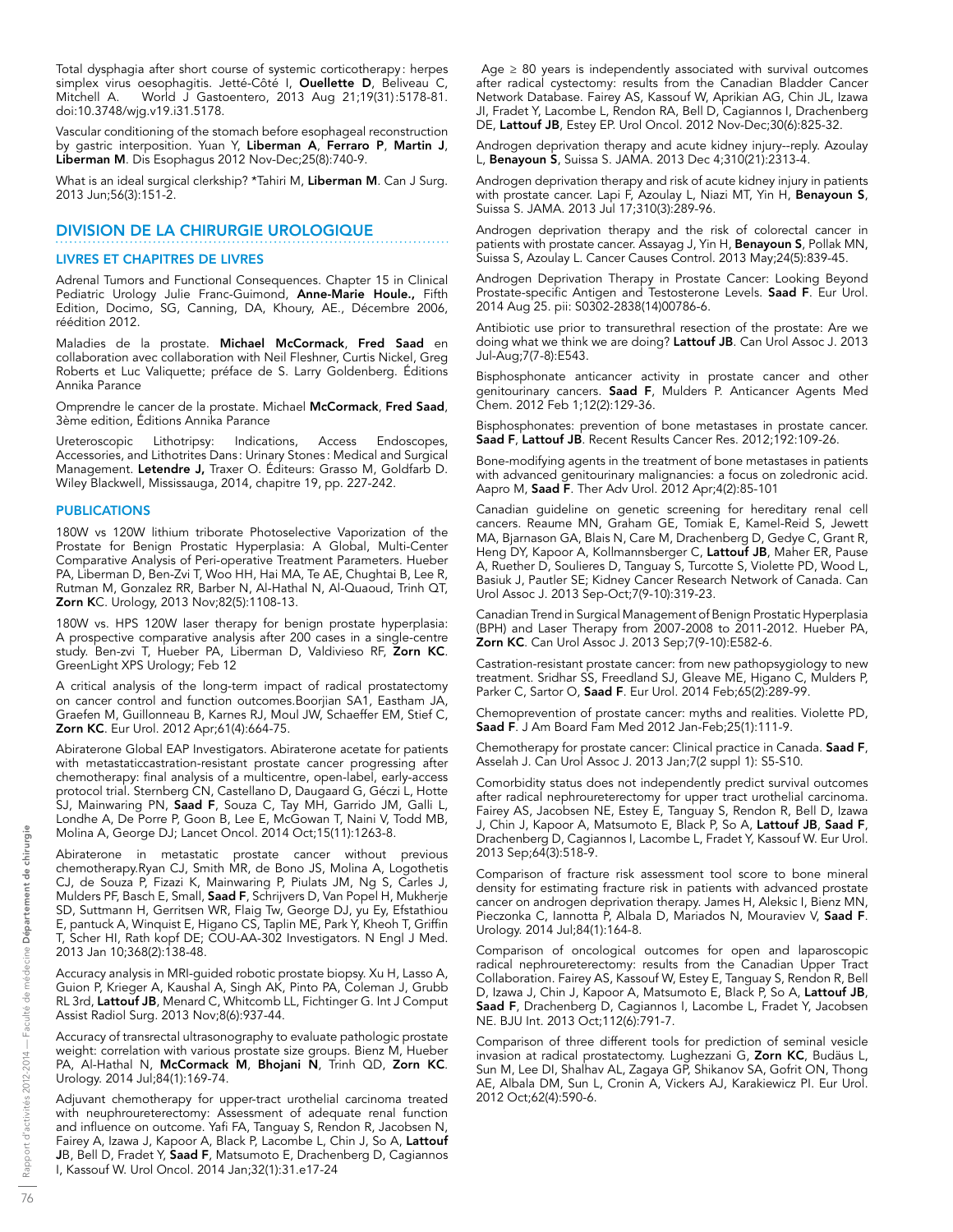Total dysphagia after short course of systemic corticotherapy: herpes simplex virus oesophagitis. Jetté-Côté I, **Ouellette D**, Beliveau C, Mitchell A. World J Gastoentero, 2013 Aug 21;19(31):5178-81. doi:10.3748/wjg.v19.i31.5178.

Vascular conditioning of the stomach before esophageal reconstruction by gastric interposition. Yuan Y, **Liberman A**, **Ferraro P**, **Martin J**, **Liberman M**. Dis Esophagus 2012 Nov-Dec;25(8):740-9.

What is an ideal surgical clerkship? *Tahiri M, **Liberman M**. Can J Surg. 2013 Jun;56(3):151-2.

## DIVISION DE LA CHIRURGIE UROLOGIQUE

### LIVRES ET CHAPITRES DE LIVRES

Adrenal Tumors and Functional Consequences. Chapter 15 in Clinical Pediatric Urology Julie Franc-Guimond, **Anne-Marie Houle.,** Fifth Edition, Docimo, SG, Canning, DA, Khoury, AE., Décembre 2006, réédition 2012.

Maladies de la prostate. **Michael McCormack**, **Fred Saad** en collaboration avec collaboration with Neil Fleshner, Curtis Nickel, Greg Roberts et Luc Valiquette; préface de S. Larry Goldenberg. Éditions Annika Parance

Omprendre le cancer de la prostate. Michael **McCormack**, **Fred Saad**, 3ème edition, Éditions Annika Parance

Ureteroscopic Lithotripsy: Indications, Access Endoscopes, Accessories, and Lithotrites Dans: Urinary Stones: Medical and Surgical Management. **Letendre J,** Traxer O. Éditeurs: Grasso M, Goldfarb D. Wiley Blackwell, Mississauga, 2014, chapitre 19, pp. 227-242.

### PUBLICATIONS

180W vs 120W lithium triborate Photoselective Vaporization of the Prostate for Benign Prostatic Hyperplasia: A Global, Multi-Center Comparative Analysis of Peri-operative Treatment Parameters. Hueber PA, Liberman D, Ben-Zvi T, Woo HH, Hai MA, Te AE, Chughtai B, Lee R, Rutman M, Gonzalez RR, Barber N, Al-Hathal N, Al-Quaoud, Trinh QT, **Zorn K**C. Urology, 2013 Nov;82(5):1108-13.

180W vs. HPS 120W laser therapy for benign prostate hyperplasia: A prospective comparative analysis after 200 cases in a single-centre study. Ben-zvi T, Hueber PA, Liberman D, Valdivieso RF, **Zorn KC**. GreenLight XPS Urology; Feb 12

A critical analysis of the long-term impact of radical prostatectomy on cancer control and function outcomes.Boorjian SA1, Eastham JA, Graefen M, Guillonneau B, Karnes RJ, Moul JW, Schaeffer EM, Stief C, **Zorn KC**. Eur Urol. 2012 Apr;61(4):664-75.

Abiraterone Global EAP Investigators. Abiraterone acetate for patients with metastaticcastration-resistant prostate cancer progressing after chemotherapy: final analysis of a multicentre, open-label, early-access protocol trial. Sternberg CN, Castellano D, Daugaard G, Géczi L, Hotte SJ, Mainwaring PN, **Saad F**, Souza C, Tay MH, Garrido JM, Galli L, Londhe A, De Porre P, Goon B, Lee E, McGowan T, Naini V, Todd MB, Molina A, George DJ; Lancet Oncol. 2014 Oct;15(11):1263-8.

Abiraterone in metastatic prostate cancer without previous chemotherapy.Ryan CJ, Smith MR, de Bono JS, Molina A, Logothetis CJ, de Souza P, Fizazi K, Mainwaring P, Piulats JM, Ng S, Carles J, Mulders PF, Basch E, Small, **Saad F**, Schrijvers D, Van Popel H, Mukherje SD, Suttmann H, Gerritsen WR, Flaig Tw, George DJ, yu Ey, Efstathiou E, pantuck A, Winquist E, Higano CS, Taplin ME, Park Y, Kheoh T, Griffin T, Scher HI, Rath kopf DE; COU-AA-302 Investigators. N Engl J Med. 2013 Jan 10;368(2):138-48.

Accuracy analysis in MRI-guided robotic prostate biopsy. Xu H, Lasso A, Guion P, Krieger A, Kaushal A, Singh AK, Pinto PA, Coleman J, Grubb RL 3rd, **Lattouf JB**, Menard C, Whitcomb LL, Fichtinger G. Int J Comput Assist Radiol Surg. 2013 Nov;8(6):937-44.

Accuracy of transrectal ultrasonography to evaluate pathologic prostate weight: correlation with various prostate size groups. Bienz M, Hueber PA, Al-Hathal N, **McCormack M**, **Bhojani N**, Trinh QD, **Zorn KC**. Urology. 2014 Jul;84(1):169-74.

Adjuvant chemotherapy for upper-tract urothelial carcinoma treated with neuphroureterectomy: Assessment of adequate renal function and influence on outcome. Yafi FA, Tanguay S, Rendon R, Jacobsen N, Fairey A, Izawa J, Kapoor A, Black P, Lacombe L, Chin J, So A, **Lattouf J**B, Bell D, Fradet Y, **Saad F**, Matsumoto E, Drachenberg D, Cagiannos I, Kassouf W. Urol Oncol. 2014 Jan;32(1):31.e17-24

Age ≥ 80 years is independently associated with survival outcomes after radical cystectomy: results from the Canadian Bladder Cancer Network Database. Fairey AS, Kassouf W, Aprikian AG, Chin JL, Izawa JI, Fradet Y, Lacombe L, Rendon RA, Bell D, Cagiannos I, Drachenberg DE, **Lattouf JB**, Estey EP. Urol Oncol. 2012 Nov-Dec;30(6):825-32.

Androgen deprivation therapy and acute kidney injury--reply. Azoulay L, **Benayoun S**, Suissa S. JAMA. 2013 Dec 4;310(21):2313-4.

Androgen deprivation therapy and risk of acute kidney injury in patients with prostate cancer. Lapi F, Azoulay L, Niazi MT, Yin H, **Benayoun S**, Suissa S. JAMA. 2013 Jul 17;310(3):289-96.

Androgen deprivation therapy and the risk of colorectal cancer in patients with prostate cancer. Assayag J, Yin H, **Benayoun S**, Pollak MN, Suissa S, Azoulay L. Cancer Causes Control. 2013 May;24(5):839-45.

Androgen Deprivation Therapy in Prostate Cancer: Looking Beyond Prostate-specific Antigen and Testosterone Levels. **Saad F**. Eur Urol. 2014 Aug 25. pii: S0302-2838(14)00786-6.

Antibiotic use prior to transurethral resection of the prostate: Are we doing what we think we are doing? **Lattouf JB**. Can Urol Assoc J. 2013 Jul-Aug;7(7-8):E543.

Bisphosphonate anticancer activity in prostate cancer and other genitourinary cancers. **Saad F**, Mulders P. Anticancer Agents Med Chem. 2012 Feb 1;12(2):129-36.

Bisphosphonates: prevention of bone metastases in prostate cancer. **Saad F**, **Lattouf JB**. Recent Results Cancer Res. 2012;192:109-26.

Bone-modifying agents in the treatment of bone metastases in patients with advanced genitourinary malignancies: a focus on zoledronic acid. Aapro M, **Saad F**. Ther Adv Urol. 2012 Apr;4(2):85-101

Canadian guideline on genetic screening for hereditary renal cell cancers. Reaume MN, Graham GE, Tomiak E, Kamel-Reid S, Jewett MA, Bjarnason GA, Blais N, Care M, Drachenberg D, Gedye C, Grant R, Heng DY, Kapoor A, Kollmannsberger C, **Lattouf JB**, Maher ER, Pause A, Ruether D, Soulieres D, Tanguay S, Turcotte S, Violette PD, Wood L, Basiuk J, Pautler SE; Kidney Cancer Research Network of Canada. Can Urol Assoc J. 2013 Sep-Oct;7(9-10):319-23.

Canadian Trend in Surgical Management of Benign Prostatic Hyperplasia (BPH) and Laser Therapy from 2007-2008 to 2011-2012. Hueber PA, **Zorn KC**. Can Urol Assoc J. 2013 Sep;7(9-10):E582-6.

Castration-resistant prostate cancer: from new pathopsygiology to new treatment. Sridhar SS, Freedland SJ, Gleave ME, Higano C, Mulders P, Parker C, Sartor O, **Saad F**. Eur Urol. 2014 Feb;65(2):289-99.

Chemoprevention of prostate cancer: myths and realities. Violette PD, **Saad F**. J Am Board Fam Med 2012 Jan-Feb;25(1):111-9.

Chemotherapy for prostate cancer: Clinical practice in Canada. **Saad F**, Asselah J. Can Urol Assoc J. 2013 Jan;7(2 suppl 1): S5-S10.

Comorbidity status does not independently predict survival outcomes after radical nephroureterectomy for upper tract urothelial carcinoma. Fairey AS, Jacobsen NE, Estey E, Tanguay S, Rendon R, Bell D, Izawa J, Chin J, Kapoor A, Matsumoto E, Black P, So A, **Lattouf JB**, **Saad F**, Drachenberg D, Cagiannos I, Lacombe L, Fradet Y, Kassouf W. Eur Urol. 2013 Sep;64(3):518-9.

Comparison of fracture risk assessment tool score to bone mineral density for estimating fracture risk in patients with advanced prostate cancer on androgen deprivation therapy. James H, Aleksic I, Bienz MN, Pieczonka C, Iannotta P, Albala D, Mariados N, Mouraviev V, **Saad F**. Urology. 2014 Jul;84(1):164-8.

Comparison of oncological outcomes for open and laparoscopic radical nephroureterectomy: results from the Canadian Upper Tract Collaboration. Fairey AS, Kassouf W, Estey E, Tanguay S, Rendon R, Bell D, Izawa J, Chin J, Kapoor A, Matsumoto E, Black P, So A, **Lattouf JB**, **Saad F**, Drachenberg D, Cagiannos I, Lacombe L, Fradet Y, Jacobsen NE. BJU Int. 2013 Oct;112(6):791-7.

Comparison of three different tools for prediction of seminal vesicle invasion at radical prostatectomy. Lughezzani G, **Zorn KC**, Budäus L, Sun M, Lee DI, Shalhav AL, Zagaya GP, Shikanov SA, Gofrit ON, Thong AE, Albala DM, Sun L, Cronin A, Vickers AJ, Karakiewicz PI. Eur Urol. 2012 Oct;62(4):590-6.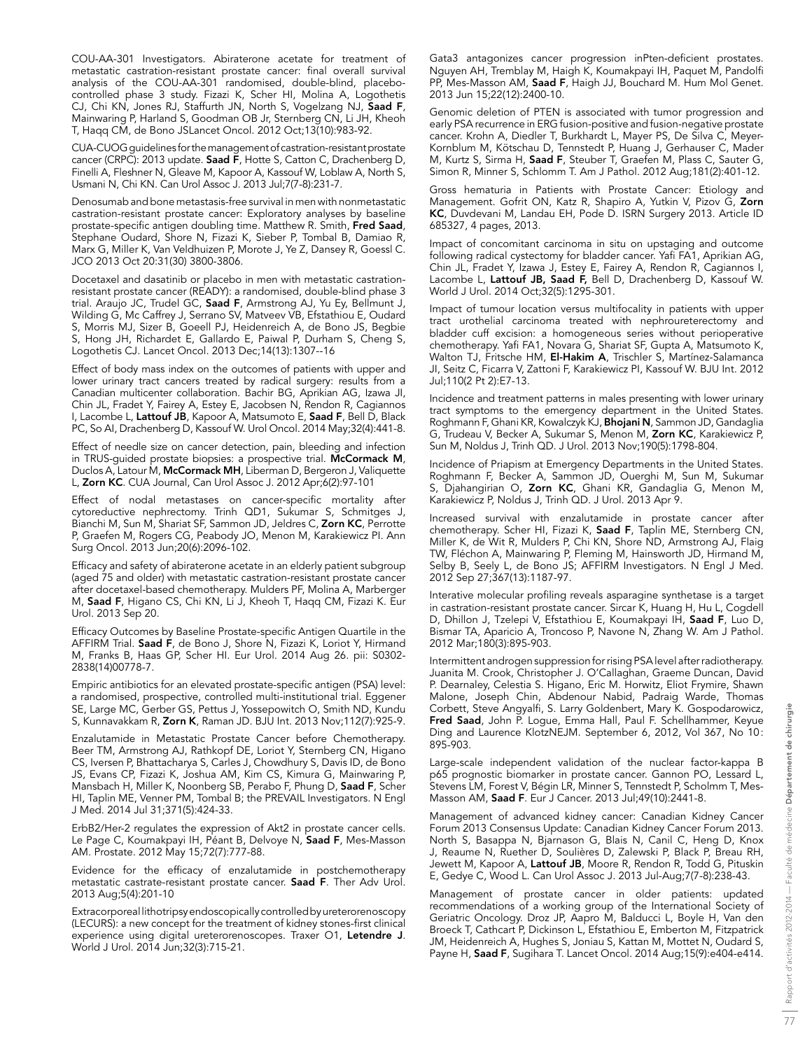COU-AA-301 Investigators. Abiraterone acetate for treatment of metastatic castration-resistant prostate cancer: final overall survival analysis of the COU-AA-301 randomised, double-blind, placebo-controlled phase 3 study. Fizazi K, Scher HI, Molina A, Logothetis CJ, Chi KN, Jones RJ, Staffurth JN, North S, Vogelzang NJ, **Saad F**, Mainwaring P, Harland S, Goodman OB Jr, Sternberg CN, Li JH, Kheoh T, Haqq CM, de Bono JSLancet Oncol. 2012 Oct;13(10):983-92.

CUA-CUOG guidelines for the management of castration-resistant prostate cancer (CRPC): 2013 update. **Saad F**, Hotte S, Catton C, Drachenberg D, Finelli A, Fleshner N, Gleave M, Kapoor A, Kassouf W, Loblaw A, North S, Usmani N, Chi KN. Can Urol Assoc J. 2013 Jul;7(7-8):231-7.

Denosumab and bone metastasis-free survival in men with nonmetastatic castration-resistant prostate cancer: Exploratory analyses by baseline prostate-specific antigen doubling time. Matthew R. Smith, **Fred Saad**, Stephane Oudard, Shore N, Fizazi K, Sieber P, Tombal B, Damiao R, Marx G, Miller K, Van Veldhuizen P, Morote J, Ye Z, Dansey R, Goessl C. JCO 2013 Oct 20:31(30) 3800-3806.

Docetaxel and dasatinib or placebo in men with metastatic castration-resistant prostate cancer (READY): a randomised, double-blind phase 3 trial. Araujo JC, Trudel GC, **Saad F**, Armstrong AJ, Yu Ey, Bellmunt J, Wilding G, Mc Caffrey J, Serrano SV, Matveev VB, Efstathiou E, Oudard S, Morris MJ, Sizer B, Goeell PJ, Heidenreich A, de Bono JS, Begbie S, Hong JH, Richardet E, Gallardo E, Paiwal P, Durham S, Cheng S, Logothetis CJ. Lancet Oncol. 2013 Dec;14(13):1307--16

Effect of body mass index on the outcomes of patients with upper and lower urinary tract cancers treated by radical surgery: results from a Canadian multicenter collaboration. Bachir BG, Aprikian AG, Izawa JI, Chin JL, Fradet Y, Fairey A, Estey E, Jacobsen N, Rendon R, Cagiannos I, Lacombe L, **Lattouf JB**, Kapoor A, Matsumoto E, **Saad F**, Bell D, Black PC, So AI, Drachenberg D, Kassouf W. Urol Oncol. 2014 May;32(4):441-8.

Effect of needle size on cancer detection, pain, bleeding and infection in TRUS-guided prostate biopsies: a prospective trial. **McCormack M**, Duclos A, Latour M, **McCormack MH**, Liberman D, Bergeron J, Valiquette L, **Zorn KC**. CUA Journal, Can Urol Assoc J. 2012 Apr;6(2):97-101

Effect of nodal metastases on cancer-specific mortality after cytoreductive nephrectomy. Trinh QD1, Sukumar S, Schmitges J, Bianchi M, Sun M, Shariat SF, Sammon JD, Jeldres C, **Zorn KC**, Perrotte P, Graefen M, Rogers CG, Peabody JO, Menon M, Karakiewicz PI. Ann Surg Oncol. 2013 Jun;20(6):2096-102.

Efficacy and safety of abiraterone acetate in an elderly patient subgroup (aged 75 and older) with metastatic castration-resistant prostate cancer after docetaxel-based chemotherapy. Mulders PF, Molina A, Marberger M, **Saad F**, Higano CS, Chi KN, Li J, Kheoh T, Haqq CM, Fizazi K. Eur Urol. 2013 Sep 20.

Efficacy Outcomes by Baseline Prostate-specific Antigen Quartile in the AFFIRM Trial. **Saad F**, de Bono J, Shore N, Fizazi K, Loriot Y, Hirmand M, Franks B, Haas GP, Scher HI. Eur Urol. 2014 Aug 26. pii: S0302-2838(14)00778-7.

Empiric antibiotics for an elevated prostate-specific antigen (PSA) level: a randomised, prospective, controlled multi-institutional trial. Eggener SE, Large MC, Gerber GS, Pettus J, Yossepowitch O, Smith ND, Kundu S, Kunnavakkam R, **Zorn K**, Raman JD. BJU Int. 2013 Nov;112(7):925-9.

Enzalutamide in Metastatic Prostate Cancer before Chemotherapy. Beer TM, Armstrong AJ, Rathkopf DE, Loriot Y, Sternberg CN, Higano CS, Iversen P, Bhattacharya S, Carles J, Chowdhury S, Davis ID, de Bono JS, Evans CP, Fizazi K, Joshua AM, Kim CS, Kimura G, Mainwaring P, Mansbach H, Miller K, Noonberg SB, Perabo F, Phung D, **Saad F**, Scher HI, Taplin ME, Venner PM, Tombal B; the PREVAIL Investigators. N Engl J Med. 2014 Jul 31;371(5):424-33.

ErbB2/Her-2 regulates the expression of Akt2 in prostate cancer cells. Le Page C, Koumakpayi IH, Péant B, Delvoye N, **Saad F**, Mes-Masson AM. Prostate. 2012 May 15;72(7):777-88.

Evidence for the efficacy of enzalutamide in postchemotherapy metastatic castrate-resistant prostate cancer. **Saad F**. Ther Adv Urol. 2013 Aug;5(4):201-10

Extracorporeal lithotripsy endoscopically controlled by ureterorenoscopy (LECURS): a new concept for the treatment of kidney stones-first clinical experience using digital ureterorenoscopes. Traxer O1, **Letendre J**. World J Urol. 2014 Jun;32(3):715-21.

Gata3 antagonizes cancer progression inPten-deficient prostates. Nguyen AH, Tremblay M, Haigh K, Koumakpayi IH, Paquet M, Pandolfi PP, Mes-Masson AM, **Saad F**, Haigh JJ, Bouchard M. Hum Mol Genet. 2013 Jun 15;22(12):2400-10.

Genomic deletion of PTEN is associated with tumor progression and early PSA recurrence in ERG fusion-positive and fusion-negative prostate cancer. Krohn A, Diedler T, Burkhardt L, Mayer PS, De Silva C, Meyer-Kornblum M, Kötschau D, Tennstedt P, Huang J, Gerhauser C, Mader M, Kurtz S, Sirma H, **Saad F**, Steuber T, Graefen M, Plass C, Sauter G, Simon R, Minner S, Schlomm T. Am J Pathol. 2012 Aug;181(2):401-12.

Gross hematuria in Patients with Prostate Cancer: Etiology and Management. Gofrit ON, Katz R, Shapiro A, Yutkin V, Pizov G, **Zorn KC**, Duvdevani M, Landau EH, Pode D. ISRN Surgery 2013. Article ID 685327, 4 pages, 2013.

Impact of concomitant carcinoma in situ on upstaging and outcome following radical cystectomy for bladder cancer. Yafi FA1, Aprikian AG, Chin JL, Fradet Y, Izawa J, Estey E, Fairey A, Rendon R, Cagiannos I, Lacombe L, **Lattouf JB, Saad F,** Bell D, Drachenberg D, Kassouf W. World J Urol. 2014 Oct;32(5):1295-301.

Impact of tumour location versus multifocality in patients with upper tract urothelial carcinoma treated with nephroureterectomy and bladder cuff excision: a homogeneous series without perioperative chemotherapy. Yafi FA1, Novara G, Shariat SF, Gupta A, Matsumoto K, Walton TJ, Fritsche HM, **El-Hakim A**, Trischler S, Martínez-Salamanca JI, Seitz C, Ficarra V, Zattoni F, Karakiewicz PI, Kassouf W. BJU Int. 2012 Jul;110(2 Pt 2):E7-13.

Incidence and treatment patterns in males presenting with lower urinary tract symptoms to the emergency department in the United States. Roghmann F, Ghani KR, Kowalczyk KJ, **Bhojani N**, Sammon JD, Gandaglia G, Trudeau V, Becker A, Sukumar S, Menon M, **Zorn KC**, Karakiewicz P, Sun M, Noldus J, Trinh QD. J Urol. 2013 Nov;190(5):1798-804.

Incidence of Priapism at Emergency Departments in the United States. Roghmann F, Becker A, Sammon JD, Ouerghi M, Sun M, Sukumar S, Djahangirian O, **Zorn KC**, Ghani KR, Gandaglia G, Menon M, Karakiewicz P, Noldus J, Trinh QD. J Urol. 2013 Apr 9.

Increased survival with enzalutamide in prostate cancer after chemotherapy. Scher HI, Fizazi K, **Saad F**, Taplin ME, Sternberg CN, Miller K, de Wit R, Mulders P, Chi KN, Shore ND, Armstrong AJ, Flaig TW, Fléchon A, Mainwaring P, Fleming M, Hainsworth JD, Hirmand M, Selby B, Seely L, de Bono JS; AFFIRM Investigators. N Engl J Med. 2012 Sep 27;367(13):1187-97.

Interative molecular profiling reveals asparagine synthetase is a target in castration-resistant prostate cancer. Sircar K, Huang H, Hu L, Cogdell D, Dhillon J, Tzelepi V, Efstathiou E, Koumakpayi IH, **Saad F**, Luo D, Bismar TA, Aparicio A, Troncoso P, Navone N, Zhang W. Am J Pathol. 2012 Mar;180(3):895-903.

Intermittent androgen suppression for rising PSA level after radiotherapy. Juanita M. Crook, Christopher J. O'Callaghan, Graeme Duncan, David P. Dearnaley, Celestia S. Higano, Eric M. Horwitz, Eliot Frymire, Shawn Malone, Joseph Chin, Abdenour Nabid, Padraig Warde, Thomas Corbett, Steve Angyalfi, S. Larry Goldenbert, Mary K. Gospodarowicz, **Fred Saad**, John P. Logue, Emma Hall, Paul F. Schellhammer, Keyue Ding and Laurence KlotzNEJM. September 6, 2012, Vol 367, No 10: 895-903.

Large-scale independent validation of the nuclear factor-kappa B p65 prognostic biomarker in prostate cancer. Gannon PO, Lessard L, Stevens LM, Forest V, Bégin LR, Minner S, Tennstedt P, Scholmm T, Mes-Masson AM, **Saad F**. Eur J Cancer. 2013 Jul;49(10):2441-8.

Management of advanced kidney cancer: Canadian Kidney Cancer Forum 2013 Consensus Update: Canadian Kidney Cancer Forum 2013. North S, Basappa N, Bjarnason G, Blais N, Canil C, Heng D, Knox J, Reaume N, Ruether D, Soulières D, Zalewski P, Black P, Breau RH, Jewett M, Kapoor A, **Lattouf JB**, Moore R, Rendon R, Todd G, Pituskin E, Gedye C, Wood L. Can Urol Assoc J. 2013 Jul-Aug;7(7-8):238-43.

Management of prostate cancer in older patients: updated recommendations of a working group of the International Society of Geriatric Oncology. Droz JP, Aapro M, Balducci L, Boyle H, Van den Broeck T, Cathcart P, Dickinson L, Efstathiou E, Emberton M, Fitzpatrick JM, Heidenreich A, Hughes S, Joniau S, Kattan M, Mottet N, Oudard S, Payne H, **Saad F**, Sugihara T. Lancet Oncol. 2014 Aug;15(9):e404-e414.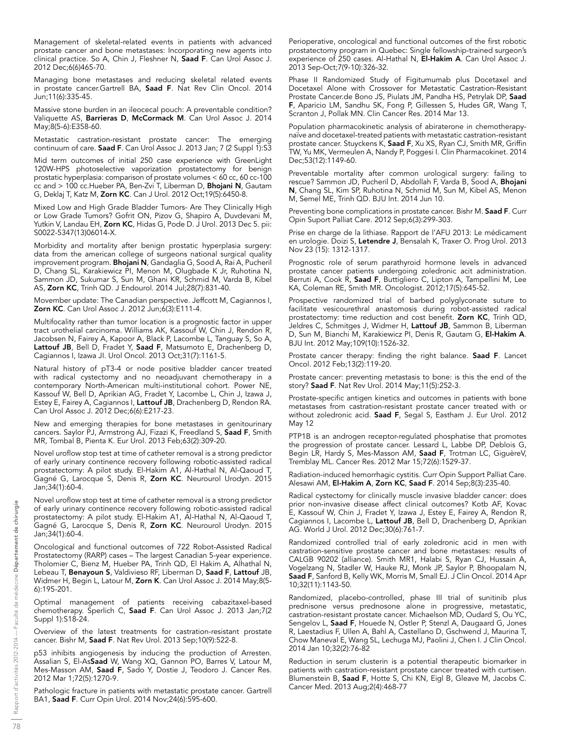Management of skeletal-related events in patients with advanced prostate cancer and bone metastases: Incorporating new agents into clinical practice. So A, Chin J, Fleshner N, **Saad F**. Can Urol Assoc J. 2012 Dec;6(6)465-70.

Managing bone metastases and reducing skeletal related events in prostate cancer.Gartrell BA, **Saad F**. Nat Rev Clin Oncol. 2014 Jun;11(6):335-45.

Massive stone burden in an ileocecal pouch: A preventable condition? Valiquette AS, **Barrieras D**, **McCormack M**. Can Urol Assoc J. 2014 May;8(5-6):E358-60.

Metastatic castration-resistant prostate cancer: The emerging continuum of care. **Saad F**. Can Urol Assoc J. 2013 Jan; 7 (2 Suppl 1):S3

Mid term outcomes of initial 250 case experience with GreenLight 120W-HPS photoselective vaporization prostatectomy for benign prostatic hyperplasia: comparison of prostate volumes < 60 cc, 60 cc-100 cc and > 100 cc.Hueber PA, Ben-Zvi T, Liberman D, **Bhojani N**, Gautam G, Deklaj T, Katz M, **Zorn KC**. Can J Urol. 2012 Oct;19(5):6450-8.

Mixed Low and High Grade Bladder Tumors- Are They Clinically High or Low Grade Tumors? Gofrit ON, Pizov G, Shapiro A, Duvdevani M, Yutkin V, Landau EH, **Zorn KC**, Hidas G, Pode D. J Urol. 2013 Dec 5. pii: S0022-5347(13)06014-X.

Morbidity and mortality after benign prostatic hyperplasia surgery: data from the american college of surgeons national surgical quality improvement program. **Bhojani N**, Gandaglia G, Sood A, Rai A, Pucheril D, Chang SL, Karakiewicz PI, Menon M, Olugbade K Jr, Ruhotina N, Sammon JD, Sukumar S, Sun M, Ghani KR, Schmid M, Varda B, Kibel AS, **Zorn KC**, Trinh QD. J Endourol. 2014 Jul;28(7):831-40.

Movember update: The Canadian perspective. Jeffcott M, Cagiannos I, **Zorn KC**. Can Urol Assoc J. 2012 Jun;6(3):E111-4.

Multifocality rather than tumor location is a prognostic factor in upper tract urothelial carcinoma. Williams AK, Kassouf W, Chin J, Rendon R, Jacobsen N, Fairey A, Kapoor A, Black P, Lacombe L, Tanguay S, So A, **Lattouf JB**, Bell D, Fradet Y, **Saad F**, Matsumoto E, Drachenberg D, Cagiannos I, Izawa JI. Urol Oncol. 2013 Oct;31(7):1161-5.

Natural history of pT3-4 or node positive bladder cancer treated with radical cystectomy and no neoadjuvant chemotherapy in a contemporary North-American multi-institutional cohort. Power NE, Kassouf W, Bell D, Aprikian AG, Fradet Y, Lacombe L, Chin J, Izawa J, Estey E, Fairey A, Cagiannos I, **Lattouf JB**, Drachenberg D, Rendon RA. Can Urol Assoc J. 2012 Dec;6(6):E217-23.

New and emerging therapies for bone metastases in genitourinary cancers. Saylor PJ, Armstrong AJ, Fizazi K, Freedland S, **Saad F**, Smith MR, Tombal B, Pienta K. Eur Urol. 2013 Feb;63(2):309-20.

Novel uroflow stop test at time of catheter removal is a strong predictor of early urinary continence recovery following robotic-assisted radical prostatectomy: A pilot study. El-Hakim A1, Al-Hathal N, Al-Qaoud T, Gagné G, Larocque S, Denis R, **Zorn KC**. Neurourol Urodyn. 2015 Jan;34(1):60-4.

Novel uroflow stop test at time of catheter removal is a strong predictor of early urinary continence recovery following robotic-assisted radical prostatectomy: A pilot study. El-Hakim A1, Al-Hathal N, Al-Qaoud T, Gagné G, Larocque S, Denis R, **Zorn KC**. Neurourol Urodyn. 2015 Jan;34(1):60-4.

Oncological and functional outcomes of 722 Robot-Assisted Radical Prostatectomy (RARP) cases – The largest Canadian 5-year experience. Tholomier C, Bienz M, Hueber PA, Trinh QD, El Hakim A, Alhathal N, Lebeau T, **Benayoun S**, Valdivieso RF, Liberman D, **Saad F**, **Lattouf** JB, Widmer H, Begin L, Latour M, **Zorn K**. Can Urol Assoc J. 2014 May;8(5-6):195-201.

Optimal management of patients receiving cabazitaxel-based chemotherapy. Sperlich C, **Saad F**. Can Urol Assoc J. 2013 Jan;7(2 Suppl 1):S18-24.

Overview of the latest treatments for castration-resistant prostate cancer. Bishr M, **Saad F**. Nat Rev Urol. 2013 Sep;10(9):522-8.

p53 inhibits angiogenesis by inducing the production of Arresten. Assalian S, El-As**Saad** W, Wang XQ, Gannon PO, Barres V, Latour M, Mes-Masson AM, **Saad F**, Sado Y, Dostie J, Teodoro J. Cancer Res. 2012 Mar 1;72(5):1270-9.

Pathologic fracture in patients with metastatic prostate cancer. Gartrell BA1, **Saad F**. Curr Opin Urol. 2014 Nov;24(6):595-600.

Perioperative, oncological and functional outcomes of the first robotic prostatectomy program in Quebec: Single fellowship-trained surgeon's experience of 250 cases. Al-Hathal N, **El-Hakim A**. Can Urol Assoc J. 2013 Sep-Oct;7(9-10):326-32.

Phase II Randomized Study of Figitumumab plus Docetaxel and Docetaxel Alone with Crossover for Metastatic Castration-Resistant Prostate Cancer.de Bono JS, Piulats JM, Pandha HS, Petrylak DP, **Saad F**, Aparicio LM, Sandhu SK, Fong P, Gillessen S, Hudes GR, Wang T, Scranton J, Pollak MN. Clin Cancer Res. 2014 Mar 13.

Population pharmacokinetic analysis of abiraterone in chemotherapy-naïve and docetaxel-treated patients with metastatic castration-resistant prostate cancer. Stuyckens K, **Saad F**, Xu XS, Ryan CJ, Smith MR, Griffin TW, Yu MK, Vermeulen A, Nandy P, Poggesi I. Clin Pharmacokinet. 2014 Dec;53(12):1149-60.

Preventable mortality after common urological surgery: failing to rescue? Sammon JD, Pucheril D, Abdollah F, Varda B, Sood A, **Bhojani N**, Chang SL, Kim SP, Ruhotina N, Schmid M, Sun M, Kibel AS, Menon M, Semel ME, Trinh QD. BJU Int. 2014 Jun 10.

Preventing bone complications in prostate cancer. Bishr M. **Saad F**. Curr Opin Suport Palliat Care. 2012 Sep;6(3):299-303.

Prise en charge de la lithiase. Rapport de l'AFU 2013: Le médicament en urologie. Doizi S, **Letendre J**, Bensalah K, Traxer O. Prog Urol. 2013 Nov 23 (15): 1312-1317.

Prognostic role of serum parathyroid hormone levels in advanced prostate cancer patients undergoing zoledronic acit administration. Berruti A, Cook R, **Saad F**, Buttigliero C, Lipton A, Tampellini M, Lee KA, Coleman RE, Smith MR. Oncologist. 2012;17(5):645-52.

Prospective randomized trial of barbed polyglyconate suture to facilitate vesicourethral anastomosis during robot-assisted radical prostatectomy: time reduction and cost benefit. **Zorn KC**, Trinh QD, Jeldres C, Schmitges J, Widmer H, **Lattouf JB**, Sammon B, Liberman D, Sun M, Bianchi M, Karakiewicz PI, Denis R, Gautam G, **El-Hakim A**. BJU Int. 2012 May;109(10):1526-32.

Prostate cancer therapy: finding the right balance. **Saad F**. Lancet Oncol. 2012 Feb;13(2):119-20.

Prostate cancer: preventing metastasis to bone: is this the end of the story? **Saad F**. Nat Rev Urol. 2014 May;11(5):252-3.

Prostate-specific antigen kinetics and outcomes in patients with bone metastases from castration-resistant prostate cancer treated with or without zoledronic acid. **Saad F**, Segal S, Eastham J. Eur Urol. 2012 May 12

PTP1B is an androgen receptor-regulated phosphatise that promotes the progression of prostate cancer. Lessard L, Labbe DP, Deblois G, Begin LR, Hardy S, Mes-Masson AM, **Saad F**, Trotman LC, GiguèreV, Tremblay ML. Cancer Res. 2012 Mar 15;72(6):1529-37.

Radiation-induced hemorrhagic cystitis. Curr Opin Support Palliat Care. Alesawi AM, **El-Hakim A**, **Zorn KC**, **Saad F**. 2014 Sep;8(3):235-40.

Radical cystectomy for clinically muscle invasive bladder cancer: does prior non-invasive disease affect clinical outcomes? Kotb AF, Kovac E, Kassouf W, Chin J, Fradet Y, Izawa J, Estey E, Fairey A, Rendon R, Cagiannos I, Lacombe L, **Lattouf JB**, Bell D, Drachenberg D, Aprikian AG. World J Urol. 2012 Dec;30(6):761-7.

Randomized controlled trial of early zoledronic acid in men with castration-sensitive prostate cancer and bone metastases: results of CALGB 90202 (alliance). Smith MR1, Halabi S, Ryan CJ, Hussain A, Vogelzang N, Stadler W, Hauke RJ, Monk JP, Saylor P, Bhoopalam N, **Saad F**, Sanford B, Kelly WK, Morris M, Small EJ. J Clin Oncol. 2014 Apr 10;32(11):1143-50.

Randomized, placebo-controlled, phase III trial of sunitinib plus prednisone versus prednosone alone in progressive, metastatic, castration-resistant prostate cancer. Michaelson MD, Oudard S, Ou YC, Sengelov L, **Saad F**, Houede N, Ostler P, Stenzl A, Daugaard G, Jones R, Laestadius F, Ullen A, Bahl A, Castellano D, Gschwend J, Maurina T, Chow Maneval E, Wang SL, Lechuga MJ, Paolini J, Chen I. J Clin Oncol. 2014 Jan 10;32(2):76-82

Reduction in serum clusterin is a potential therapeutic biomarker in patients with castration-resistant prostate cancer treated with curtisen. Blumenstein B, **Saad F**, Hotte S, Chi KN, Eigl B, Gleave M, Jacobs C. Cancer Med. 2013 Aug;2(4):468-77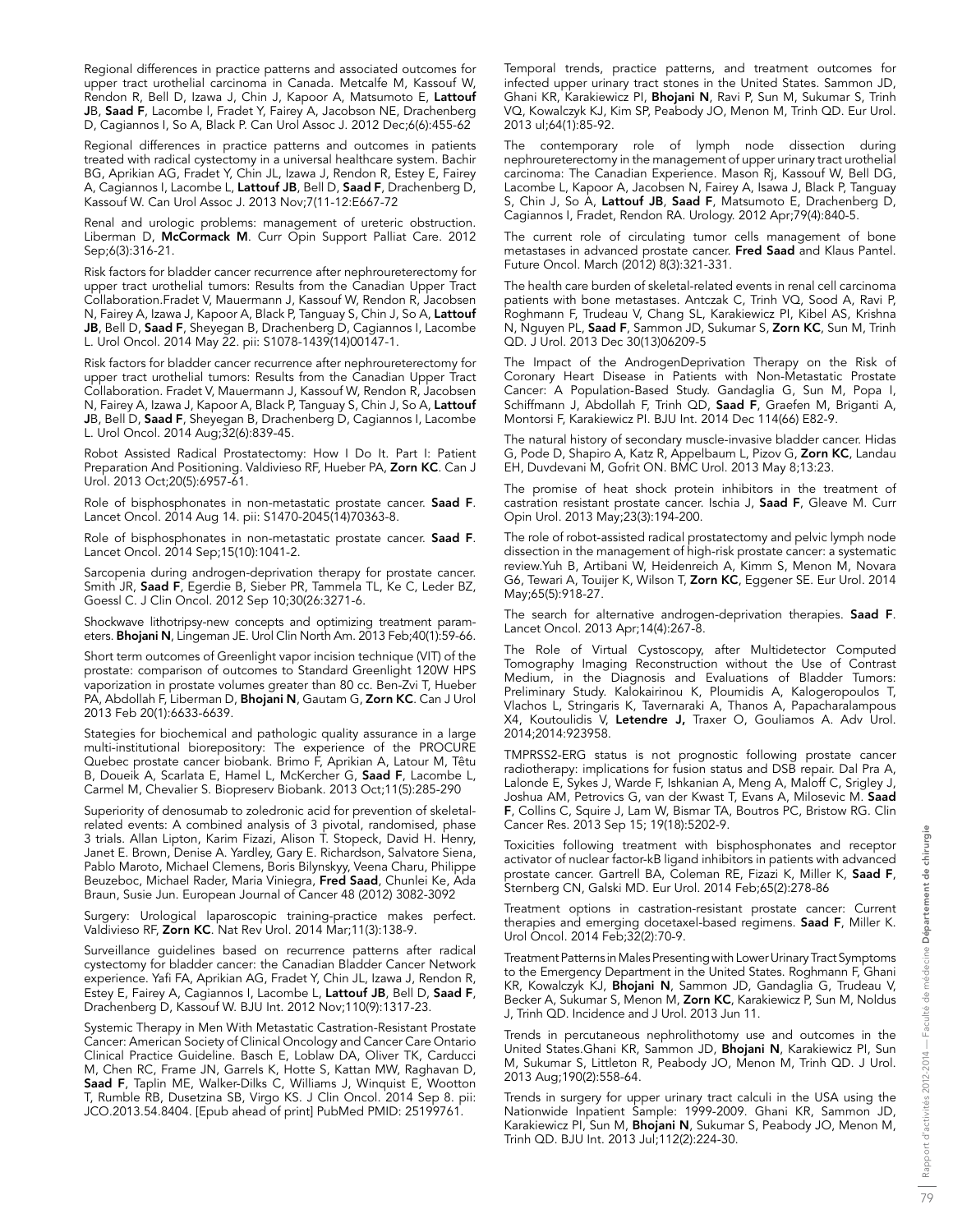Regional differences in practice patterns and associated outcomes for upper tract urothelial carcinoma in Canada. Metcalfe M, Kassouf W, Rendon R, Bell D, Izawa J, Chin J, Kapoor A, Matsumoto E, **Lattouf JB**, **Saad F**, Lacombe I, Fradet Y, Fairey A, Jacobson NE, Drachenberg D, Cagiannos I, So A, Black P. Can Urol Assoc J. 2012 Dec;6(6):455-62

Regional differences in practice patterns and outcomes in patients treated with radical cystectomy in a universal healthcare system. Bachir BG, Aprikian AG, Fradet Y, Chin JL, Izawa J, Rendon R, Estey E, Fairey A, Cagiannos I, Lacombe L, **Lattouf JB**, Bell D, **Saad F**, Drachenberg D, Kassouf W. Can Urol Assoc J. 2013 Nov;7(11-12:E667-72

Renal and urologic problems: management of ureteric obstruction. Liberman D, **McCormack M**. Curr Opin Support Palliat Care. 2012 Sep;6(3):316-21.

Risk factors for bladder cancer recurrence after nephroureterectomy for upper tract urothelial tumors: Results from the Canadian Upper Tract Collaboration.Fradet V, Mauermann J, Kassouf W, Rendon R, Jacobsen N, Fairey A, Izawa J, Kapoor A, Black P, Tanguay S, Chin J, So A, **Lattouf JB**, Bell D, **Saad F**, Sheyegan B, Drachenberg D, Cagiannos I, Lacombe L. Urol Oncol. 2014 May 22. pii: S1078-1439(14)00147-1.

Risk factors for bladder cancer recurrence after nephroureterectomy for upper tract urothelial tumors: Results from the Canadian Upper Tract Collaboration. Fradet V, Mauermann J, Kassouf W, Rendon R, Jacobsen N, Fairey A, Izawa J, Kapoor A, Black P, Tanguay S, Chin J, So A, **Lattouf JB**, Bell D, **Saad F**, Sheyegan B, Drachenberg D, Cagiannos I, Lacombe L. Urol Oncol. 2014 Aug;32(6):839-45.

Robot Assisted Radical Prostatectomy: How I Do It. Part I: Patient Preparation And Positioning. Valdivieso RF, Hueber PA, **Zorn KC**. Can J Urol. 2013 Oct;20(5):6957-61.

Role of bisphosphonates in non-metastatic prostate cancer. **Saad F**. Lancet Oncol. 2014 Aug 14. pii: S1470-2045(14)70363-8.

Role of bisphosphonates in non-metastatic prostate cancer. **Saad F**. Lancet Oncol. 2014 Sep;15(10):1041-2.

Sarcopenia during androgen-deprivation therapy for prostate cancer. Smith JR, **Saad F**, Egerdie B, Sieber PR, Tammela TL, Ke C, Leder BZ, Goessl C. J Clin Oncol. 2012 Sep 10;30(26:3271-6.

Shockwave lithotripsy-new concepts and optimizing treatment parameters. **Bhojani N**, Lingeman JE. Urol Clin North Am. 2013 Feb;40(1):59-66.

Short term outcomes of Greenlight vapor incision technique (VIT) of the prostate: comparison of outcomes to Standard Greenlight 120W HPS vaporization in prostate volumes greater than 80 cc. Ben-Zvi T, Hueber PA, Abdollah F, Liberman D, **Bhojani N**, Gautam G, **Zorn KC**. Can J Urol 2013 Feb 20(1):6633-6639.

Stategies for biochemical and pathologic quality assurance in a large multi-institutional biorepository: The experience of the PROCURE Quebec prostate cancer biobank. Brimo F, Aprikian A, Latour M, Têtu B, Doueik A, Scarlata E, Hamel L, McKercher G, **Saad F**, Lacombe L, Carmel M, Chevalier S. Biopreserv Biobank. 2013 Oct;11(5):285-290

Superiority of denosumab to zoledronic acid for prevention of skeletal-related events: A combined analysis of 3 pivotal, randomised, phase 3 trials. Allan Lipton, Karim Fizazi, Alison T. Stopeck, David H. Henry, Janet E. Brown, Denise A. Yardley, Gary E. Richardson, Salvatore Siena, Pablo Maroto, Michael Clemens, Boris Bilynskyy, Veena Charu, Philippe Beuzeboc, Michael Rader, Maria Viniegra, **Fred Saad**, Chunlei Ke, Ada Braun, Susie Jun. European Journal of Cancer 48 (2012) 3082-3092

Surgery: Urological laparoscopic training-practice makes perfect. Valdivieso RF, **Zorn KC**. Nat Rev Urol. 2014 Mar;11(3):138-9.

Surveillance guidelines based on recurrence patterns after radical cystectomy for bladder cancer: the Canadian Bladder Cancer Network experience. Yafi FA, Aprikian AG, Fradet Y, Chin JL, Izawa J, Rendon R, Estey E, Fairey A, Cagiannos I, Lacombe L, **Lattouf JB**, Bell D, **Saad F**, Drachenberg D, Kassouf W. BJU Int. 2012 Nov;110(9):1317-23.

Systemic Therapy in Men With Metastatic Castration-Resistant Prostate Cancer: American Society of Clinical Oncology and Cancer Care Ontario Clinical Practice Guideline. Basch E, Loblaw DA, Oliver TK, Carducci M, Chen RC, Frame JN, Garrels K, Hotte S, Kattan MW, Raghavan D, **Saad F**, Taplin ME, Walker-Dilks C, Williams J, Winquist E, Wootton T, Rumble RB, Dusetzina SB, Virgo KS. J Clin Oncol. 2014 Sep 8. pii: JCO.2013.54.8404. [Epub ahead of print] PubMed PMID: 25199761.

Temporal trends, practice patterns, and treatment outcomes for infected upper urinary tract stones in the United States. Sammon JD, Ghani KR, Karakiewicz PI, **Bhojani N**, Ravi P, Sun M, Sukumar S, Trinh VQ, Kowalczyk KJ, Kim SP, Peabody JO, Menon M, Trinh QD. Eur Urol. 2013 ul;64(1):85-92.

The contemporary role of lymph node dissection during nephroureterectomy in the management of upper urinary tract urothelial carcinoma: The Canadian Experience. Mason Rj, Kassouf W, Bell DG, Lacombe L, Kapoor A, Jacobsen N, Fairey A, Isawa J, Black P, Tanguay S, Chin J, So A, **Lattouf JB**, **Saad F**, Matsumoto E, Drachenberg D, Cagiannos I, Fradet, Rendon RA. Urology. 2012 Apr;79(4):840-5.

The current role of circulating tumor cells management of bone metastases in advanced prostate cancer. **Fred Saad** and Klaus Pantel. Future Oncol. March (2012) 8(3):321-331.

The health care burden of skeletal-related events in renal cell carcinoma patients with bone metastases. Antczak C, Trinh VQ, Sood A, Ravi P, Roghmann F, Trudeau V, Chang SL, Karakiewicz PI, Kibel AS, Krishna N, Nguyen PL, **Saad F**, Sammon JD, Sukumar S, **Zorn KC**, Sun M, Trinh QD. J Urol. 2013 Dec 30(13)06209-5

The Impact of the AndrogenDeprivation Therapy on the Risk of Coronary Heart Disease in Patients with Non-Metastatic Prostate Cancer: A Population-Based Study. Gandaglia G, Sun M, Popa I, Schiffmann J, Abdollah F, Trinh QD, **Saad F**, Graefen M, Briganti A, Montorsi F, Karakiewicz PI. BJU Int. 2014 Dec 114(66) E82-9.

The natural history of secondary muscle-invasive bladder cancer. Hidas G, Pode D, Shapiro A, Katz R, Appelbaum L, Pizov G, **Zorn KC**, Landau EH, Duvdevani M, Gofrit ON. BMC Urol. 2013 May 8;13:23.

The promise of heat shock protein inhibitors in the treatment of castration resistant prostate cancer. Ischia J, **Saad F**, Gleave M. Curr Opin Urol. 2013 May;23(3):194-200.

The role of robot-assisted radical prostatectomy and pelvic lymph node dissection in the management of high-risk prostate cancer: a systematic review.Yuh B, Artibani W, Heidenreich A, Kimm S, Menon M, Novara G6, Tewari A, Touijer K, Wilson T, **Zorn KC**, Eggener SE. Eur Urol. 2014 May;65(5):918-27.

The search for alternative androgen-deprivation therapies. **Saad F**. Lancet Oncol. 2013 Apr;14(4):267-8.

The Role of Virtual Cystoscopy, after Multidetector Computed Tomography Imaging Reconstruction without the Use of Contrast Medium, in the Diagnosis and Evaluations of Bladder Tumors: Preliminary Study. Kalokairinou K, Ploumidis A, Kalogeropoulos T, Vlachos L, Stringaris K, Tavernaraki A, Thanos A, Papacharalampous X4, Koutoulidis V, **Letendre J,** Traxer O, Gouliamos A. Adv Urol. 2014;2014:923958.

TMPRSS2-ERG status is not prognostic following prostate cancer radiotherapy: implications for fusion status and DSB repair. Dal Pra A, Lalonde E, Sykes J, Warde F, Ishkanian A, Meng A, Maloff C, Srigley J, Joshua AM, Petrovics G, van der Kwast T, Evans A, Milosevic M. **Saad F**, Collins C, Squire J, Lam W, Bismar TA, Boutros PC, Bristow RG. Clin Cancer Res. 2013 Sep 15; 19(18):5202-9.

Toxicities following treatment with bisphosphonates and receptor activator of nuclear factor-kB ligand inhibitors in patients with advanced prostate cancer. Gartrell BA, Coleman RE, Fizazi K, Miller K, **Saad F**, Sternberg CN, Galski MD. Eur Urol. 2014 Feb;65(2):278-86

Treatment options in castration-resistant prostate cancer: Current therapies and emerging docetaxel-based regimens. **Saad F**, Miller K. Urol Oncol. 2014 Feb;32(2):70-9.

Treatment Patterns in Males Presenting with Lower Urinary Tract Symptoms to the Emergency Department in the United States. Roghmann F, Ghani KR, Kowalczyk KJ, **Bhojani N**, Sammon JD, Gandaglia G, Trudeau V, Becker A, Sukumar S, Menon M, **Zorn KC**, Karakiewicz P, Sun M, Noldus J, Trinh QD. Incidence and J Urol. 2013 Jun 11.

Trends in percutaneous nephrolithotomy use and outcomes in the United States.Ghani KR, Sammon JD, **Bhojani N**, Karakiewicz PI, Sun M, Sukumar S, Littleton R, Peabody JO, Menon M, Trinh QD. J Urol. 2013 Aug;190(2):558-64.

Trends in surgery for upper urinary tract calculi in the USA using the Nationwide Inpatient Sample: 1999-2009. Ghani KR, Sammon JD, Karakiewicz PI, Sun M, **Bhojani N**, Sukumar S, Peabody JO, Menon M, Trinh QD. BJU Int. 2013 Jul;112(2):224-30.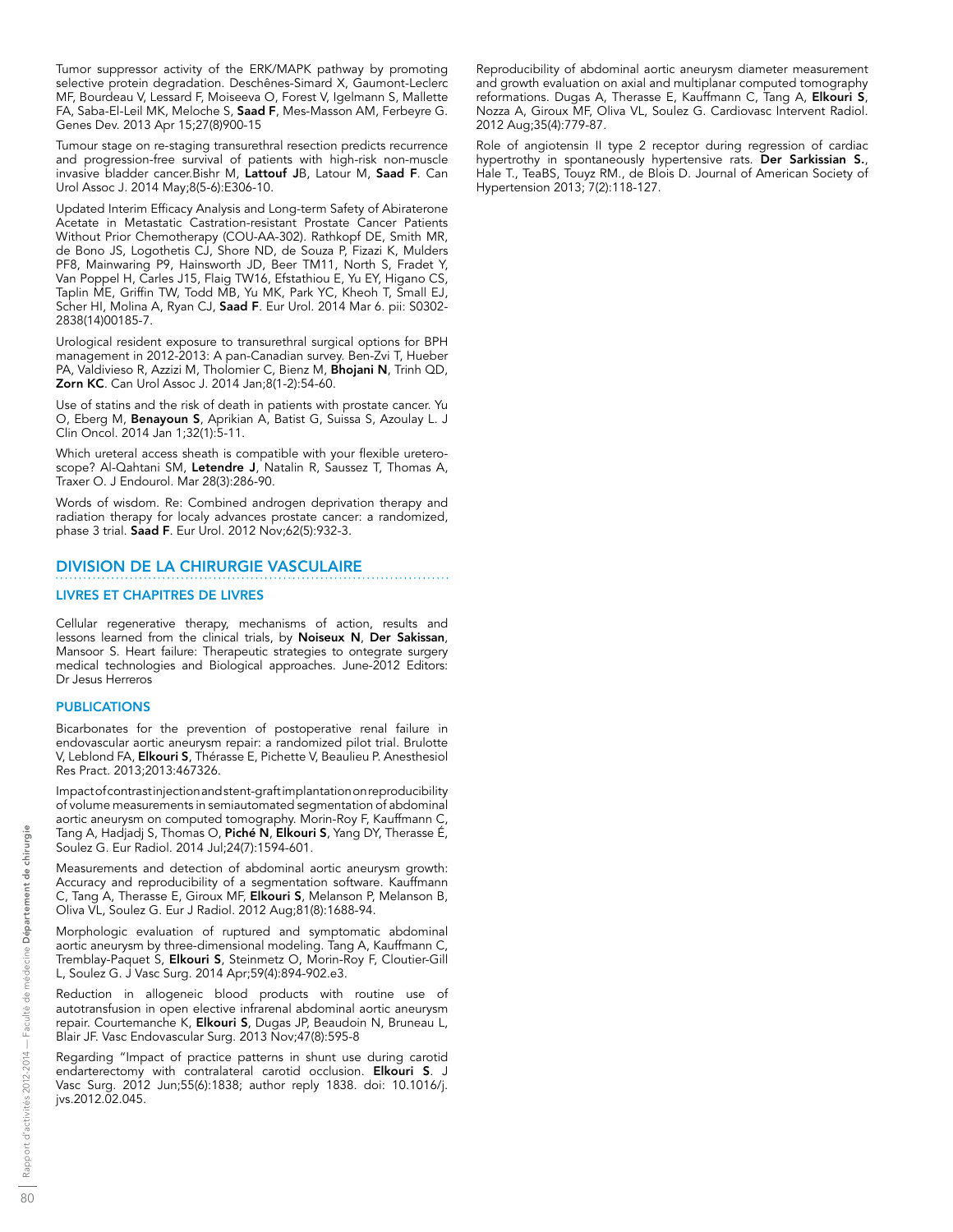Tumor suppressor activity of the ERK/MAPK pathway by promoting selective protein degradation. Deschênes-Simard X, Gaumont-Leclerc MF, Bourdeau V, Lessard F, Moiseeva O, Forest V, Igelmann S, Mallette FA, Saba-El-Leil MK, Meloche S, **Saad F**, Mes-Masson AM, Ferbeyre G. Genes Dev. 2013 Apr 15;27(8)900-15

Tumour stage on re-staging transurethral resection predicts recurrence and progression-free survival of patients with high-risk non-muscle invasive bladder cancer.Bishr M, **Lattouf J**B, Latour M, **Saad F**. Can Urol Assoc J. 2014 May;8(5-6):E306-10.

Updated Interim Efficacy Analysis and Long-term Safety of Abiraterone Acetate in Metastatic Castration-resistant Prostate Cancer Patients Without Prior Chemotherapy (COU-AA-302). Rathkopf DE, Smith MR, de Bono JS, Logothetis CJ, Shore ND, de Souza P, Fizazi K, Mulders PF8, Mainwaring P9, Hainsworth JD, Beer TM11, North S, Fradet Y, Van Poppel H, Carles J15, Flaig TW16, Efstathiou E, Yu EY, Higano CS, Taplin ME, Griffin TW, Todd MB, Yu MK, Park YC, Kheoh T, Small EJ, Scher HI, Molina A, Ryan CJ, **Saad F**. Eur Urol. 2014 Mar 6. pii: S0302-2838(14)00185-7.

Urological resident exposure to transurethral surgical options for BPH management in 2012-2013: A pan-Canadian survey. Ben-Zvi T, Hueber PA, Valdivieso R, Azzizi M, Tholomier C, Bienz M, **Bhojani N**, Trinh QD, **Zorn KC**. Can Urol Assoc J. 2014 Jan;8(1-2):54-60.

Use of statins and the risk of death in patients with prostate cancer. Yu O, Eberg M, **Benayoun S**, Aprikian A, Batist G, Suissa S, Azoulay L. J Clin Oncol. 2014 Jan 1;32(1):5-11.

Which ureteral access sheath is compatible with your flexible ureteroscope? Al-Qahtani SM, **Letendre J**, Natalin R, Saussez T, Thomas A, Traxer O. J Endourol. Mar 28(3):286-90.

Words of wisdom. Re: Combined androgen deprivation therapy and radiation therapy for localy advances prostate cancer: a randomized, phase 3 trial. **Saad F**. Eur Urol. 2012 Nov;62(5):932-3.

## DIVISION DE LA CHIRURGIE VASCULAIRE

### LIVRES ET CHAPITRES DE LIVRES

Cellular regenerative therapy, mechanisms of action, results and lessons learned from the clinical trials, by **Noiseux N**, **Der Sakissan**, Mansoor S. Heart failure: Therapeutic strategies to ontegrate surgery medical technologies and Biological approaches. June-2012 Editors: Dr Jesus Herreros

### PUBLICATIONS

Bicarbonates for the prevention of postoperative renal failure in endovascular aortic aneurysm repair: a randomized pilot trial. Brulotte V, Leblond FA, **Elkouri S**, Thérasse E, Pichette V, Beaulieu P. Anesthesiol Res Pract. 2013;2013:467326.

Impact of contrast injection and stent-graft implantation on reproducibility of volume measurements in semiautomated segmentation of abdominal aortic aneurysm on computed tomography. Morin-Roy F, Kauffmann C, Tang A, Hadjadj S, Thomas O, **Piché N**, **Elkouri S**, Yang DY, Therasse É, Soulez G. Eur Radiol. 2014 Jul;24(7):1594-601.

Measurements and detection of abdominal aortic aneurysm growth: Accuracy and reproducibility of a segmentation software. Kauffmann C, Tang A, Therasse E, Giroux MF, **Elkouri S**, Melanson P, Melanson B, Oliva VL, Soulez G. Eur J Radiol. 2012 Aug;81(8):1688-94.

Morphologic evaluation of ruptured and symptomatic abdominal aortic aneurysm by three-dimensional modeling. Tang A, Kauffmann C, Tremblay-Paquet S, **Elkouri S**, Steinmetz O, Morin-Roy F, Cloutier-Gill L, Soulez G. J Vasc Surg. 2014 Apr;59(4):894-902.e3.

Reduction in allogeneic blood products with routine use of autotransfusion in open elective infrarenal abdominal aortic aneurysm repair. Courtemanche K, **Elkouri S**, Dugas JP, Beaudoin N, Bruneau L, Blair JF. Vasc Endovascular Surg. 2013 Nov;47(8):595-8

Regarding "Impact of practice patterns in shunt use during carotid endarterectomy with contralateral carotid occlusion. **Elkouri S**. J Vasc Surg. 2012 Jun;55(6):1838; author reply 1838. doi: 10.1016/j.jvs.2012.02.045.

Reproducibility of abdominal aortic aneurysm diameter measurement and growth evaluation on axial and multiplanar computed tomography reformations. Dugas A, Therasse E, Kauffmann C, Tang A, **Elkouri S**, Nozza A, Giroux MF, Oliva VL, Soulez G. Cardiovasc Intervent Radiol. 2012 Aug;35(4):779-87.

Role of angiotensin II type 2 receptor during regression of cardiac hypertrothy in spontaneously hypertensive rats. **Der Sarkissian S.**, Hale T., TeaBS, Touyz RM., de Blois D. Journal of American Society of Hypertension 2013; 7(2):118-127.